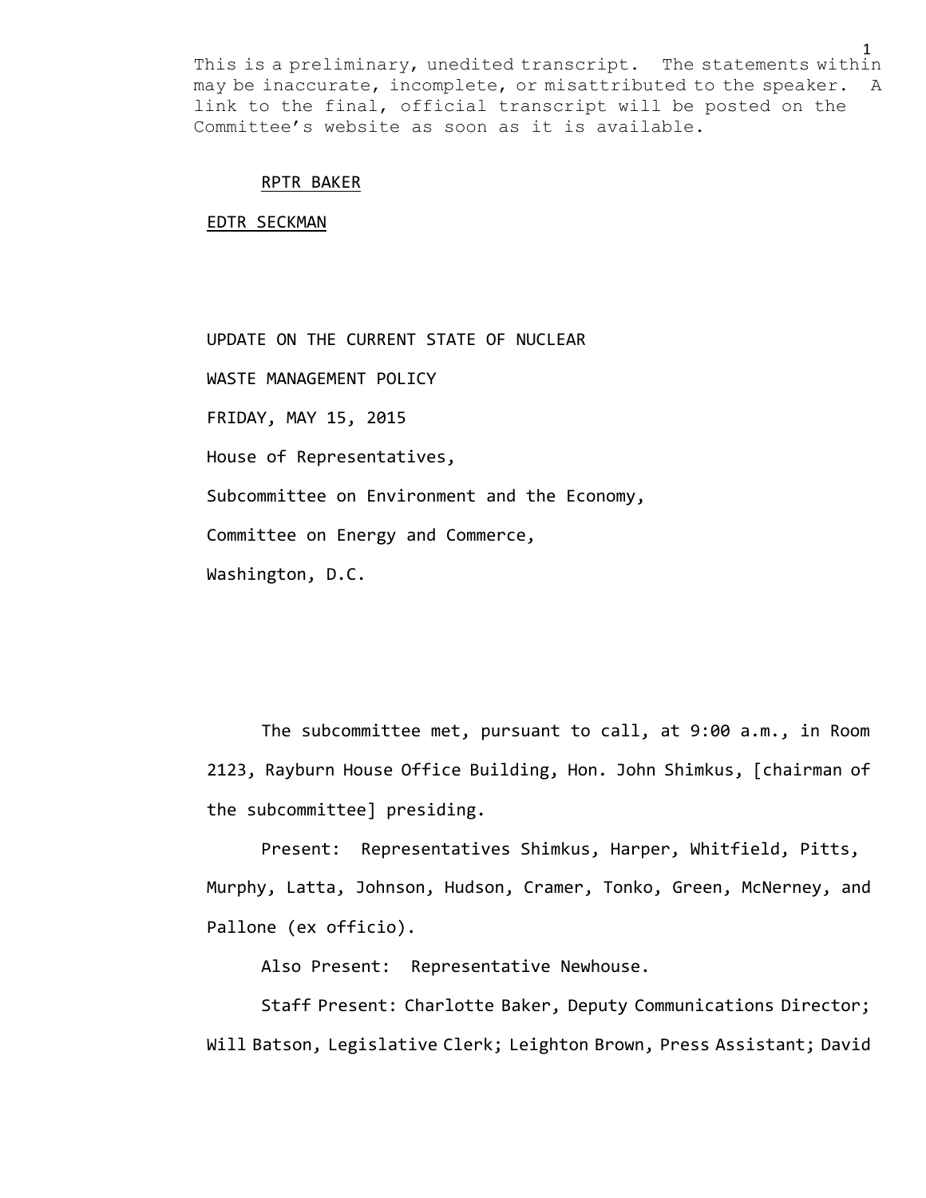This is a preliminary, unedited transcript. The statements within may be inaccurate, incomplete, or misattributed to the speaker. A link to the final, official transcript will be posted on the Committee's website as soon as it is available.

RPTR BAKER

EDTR SECKMAN

UPDATE ON THE CURRENT STATE OF NUCLEAR

WASTE MANAGEMENT POLICY

FRIDAY, MAY 15, 2015

House of Representatives,

Subcommittee on Environment and the Economy,

Committee on Energy and Commerce,

Washington, D.C.

The subcommittee met, pursuant to call, at 9:00 a.m., in Room 2123, Rayburn House Office Building, Hon. John Shimkus, [chairman of the subcommittee] presiding.

Present: Representatives Shimkus, Harper, Whitfield, Pitts, Murphy, Latta, Johnson, Hudson, Cramer, Tonko, Green, McNerney, and Pallone (ex officio).

Also Present: Representative Newhouse.

Staff Present: Charlotte Baker, Deputy Communications Director; Will Batson, Legislative Clerk; Leighton Brown, Press Assistant; David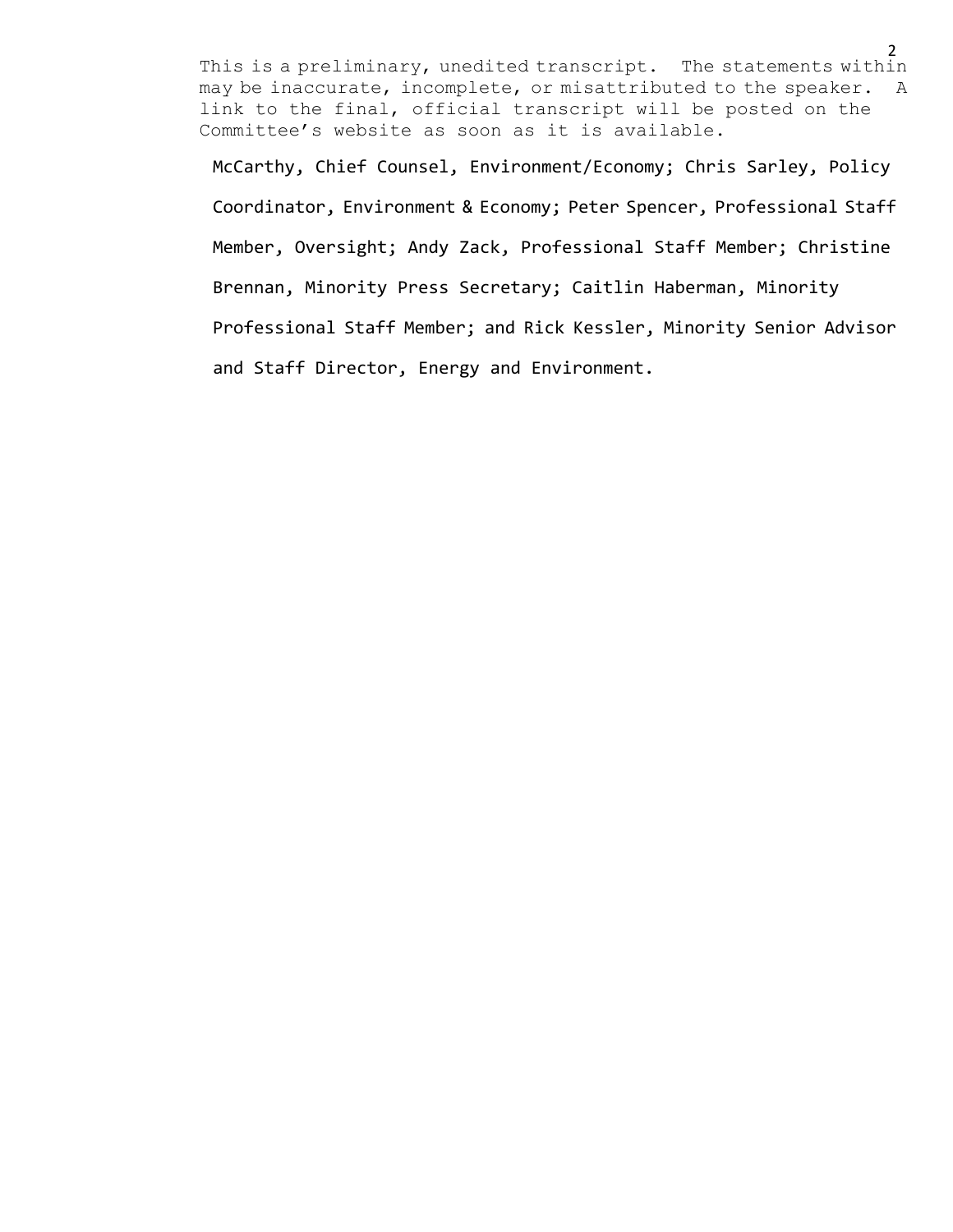This is a preliminary, unedited transcript. The statements within may be inaccurate, incomplete, or misattributed to the speaker. A link to the final, official transcript will be posted on the Committee's website as soon as it is available.

McCarthy, Chief Counsel, Environment/Economy; Chris Sarley, Policy Coordinator, Environment & Economy; Peter Spencer, Professional Staff Member, Oversight; Andy Zack, Professional Staff Member; Christine Brennan, Minority Press Secretary; Caitlin Haberman, Minority Professional Staff Member; and Rick Kessler, Minority Senior Advisor and Staff Director, Energy and Environment.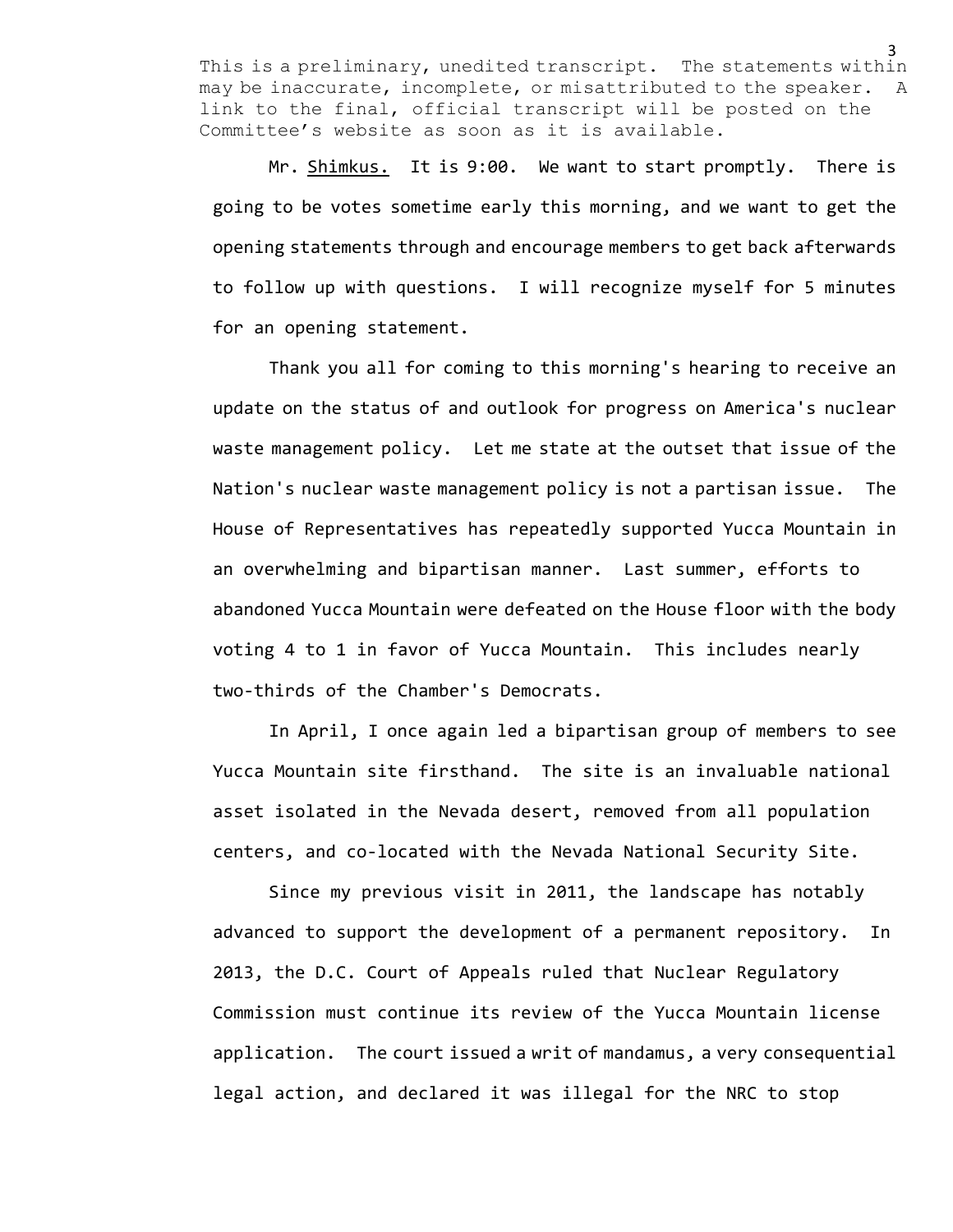This is a preliminary, unedited transcript. The statements within may be inaccurate, incomplete, or misattributed to the speaker. A link to the final, official transcript will be posted on the Committee's website as soon as it is available.

Mr. Shimkus. It is 9:00. We want to start promptly. There is going to be votes sometime early this morning, and we want to get the opening statements through and encourage members to get back afterwards to follow up with questions. I will recognize myself for 5 minutes for an opening statement.

Thank you all for coming to this morning's hearing to receive an update on the status of and outlook for progress on America's nuclear waste management policy. Let me state at the outset that issue of the Nation's nuclear waste management policy is not a partisan issue. The House of Representatives has repeatedly supported Yucca Mountain in an overwhelming and bipartisan manner. Last summer, efforts to abandoned Yucca Mountain were defeated on the House floor with the body voting 4 to 1 in favor of Yucca Mountain. This includes nearly two-thirds of the Chamber's Democrats.

In April, I once again led a bipartisan group of members to see Yucca Mountain site firsthand. The site is an invaluable national asset isolated in the Nevada desert, removed from all population centers, and co-located with the Nevada National Security Site.

Since my previous visit in 2011, the landscape has notably advanced to support the development of a permanent repository. In 2013, the D.C. Court of Appeals ruled that Nuclear Regulatory Commission must continue its review of the Yucca Mountain license application. The court issued a writ of mandamus, a very consequential legal action, and declared it was illegal for the NRC to stop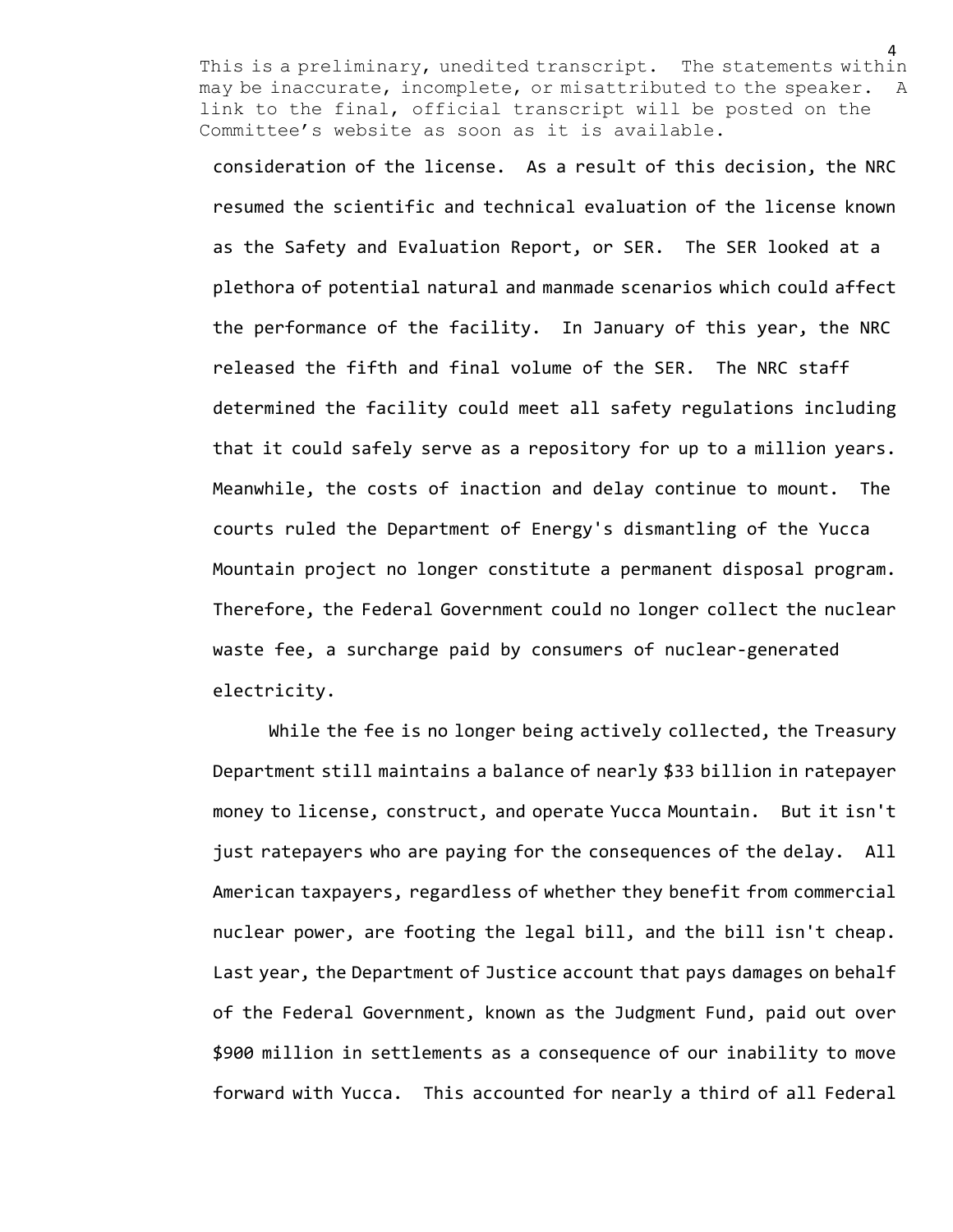consideration of the license. As a result of this decision, the NRC resumed the scientific and technical evaluation of the license known as the Safety and Evaluation Report, or SER. The SER looked at a plethora of potential natural and manmade scenarios which could affect the performance of the facility. In January of this year, the NRC released the fifth and final volume of the SER. The NRC staff determined the facility could meet all safety regulations including that it could safely serve as a repository for up to a million years. Meanwhile, the costs of inaction and delay continue to mount. The courts ruled the Department of Energy's dismantling of the Yucca Mountain project no longer constitute a permanent disposal program. Therefore, the Federal Government could no longer collect the nuclear waste fee, a surcharge paid by consumers of nuclear-generated electricity.

While the fee is no longer being actively collected, the Treasury Department still maintains a balance of nearly $33 billion in ratepayer money to license, construct, and operate Yucca Mountain. But it isn't just ratepayers who are paying for the consequences of the delay. All American taxpayers, regardless of whether they benefit from commercial nuclear power, are footing the legal bill, and the bill isn't cheap. Last year, the Department of Justice account that pays damages on behalf of the Federal Government, known as the Judgment Fund, paid out over $900 million in settlements as a consequence of our inability to move forward with Yucca. This accounted for nearly a third of all Federal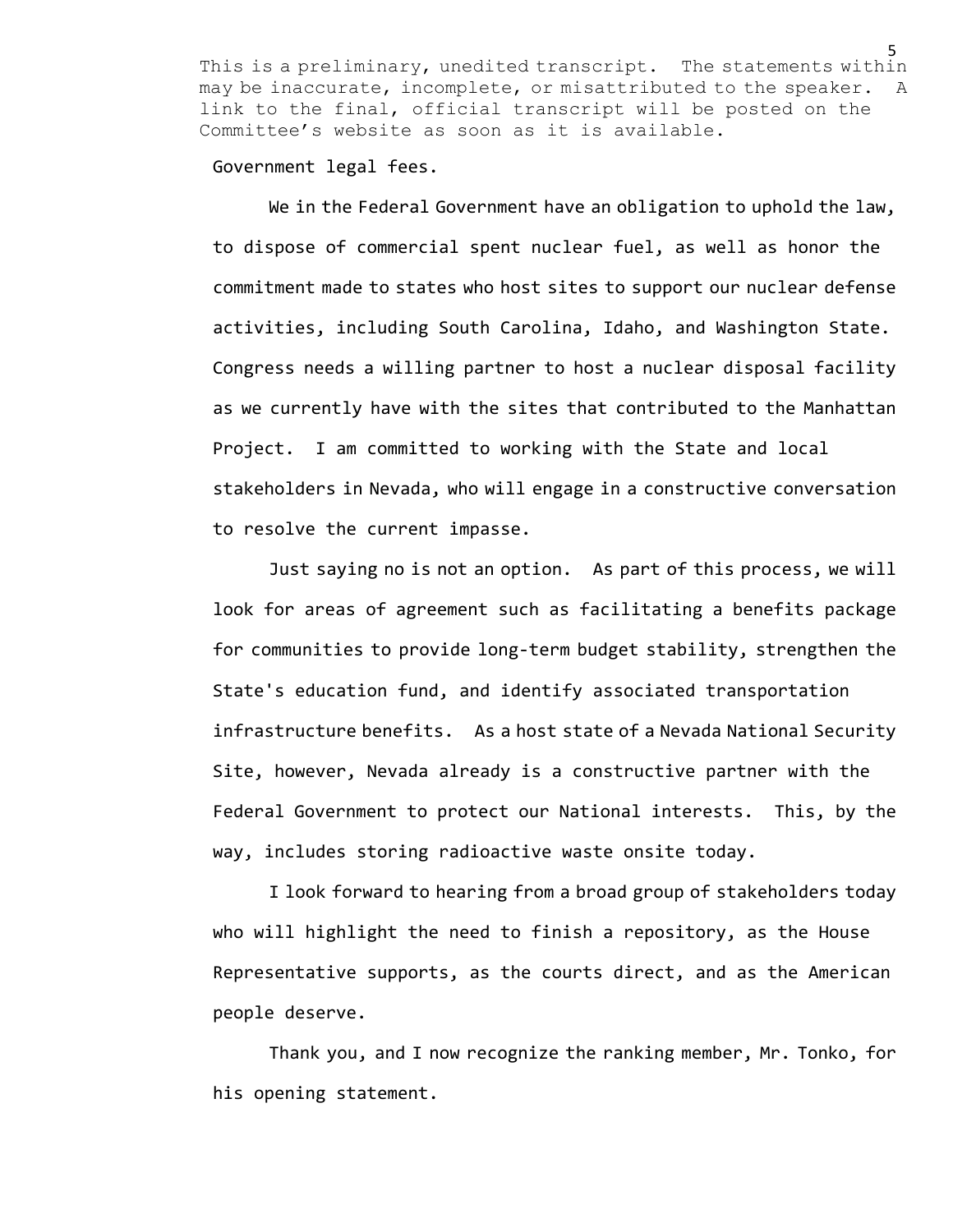Government legal fees.

We in the Federal Government have an obligation to uphold the law, to dispose of commercial spent nuclear fuel, as well as honor the commitment made to states who host sites to support our nuclear defense activities, including South Carolina, Idaho, and Washington State. Congress needs a willing partner to host a nuclear disposal facility as we currently have with the sites that contributed to the Manhattan Project. I am committed to working with the State and local stakeholders in Nevada, who will engage in a constructive conversation to resolve the current impasse.

Just saying no is not an option. As part of this process, we will look for areas of agreement such as facilitating a benefits package for communities to provide long-term budget stability, strengthen the State's education fund, and identify associated transportation infrastructure benefits. As a host state of a Nevada National Security Site, however, Nevada already is a constructive partner with the Federal Government to protect our National interests. This, by the way, includes storing radioactive waste onsite today.

I look forward to hearing from a broad group of stakeholders today who will highlight the need to finish a repository, as the House Representative supports, as the courts direct, and as the American people deserve.

Thank you, and I now recognize the ranking member, Mr. Tonko, for his opening statement.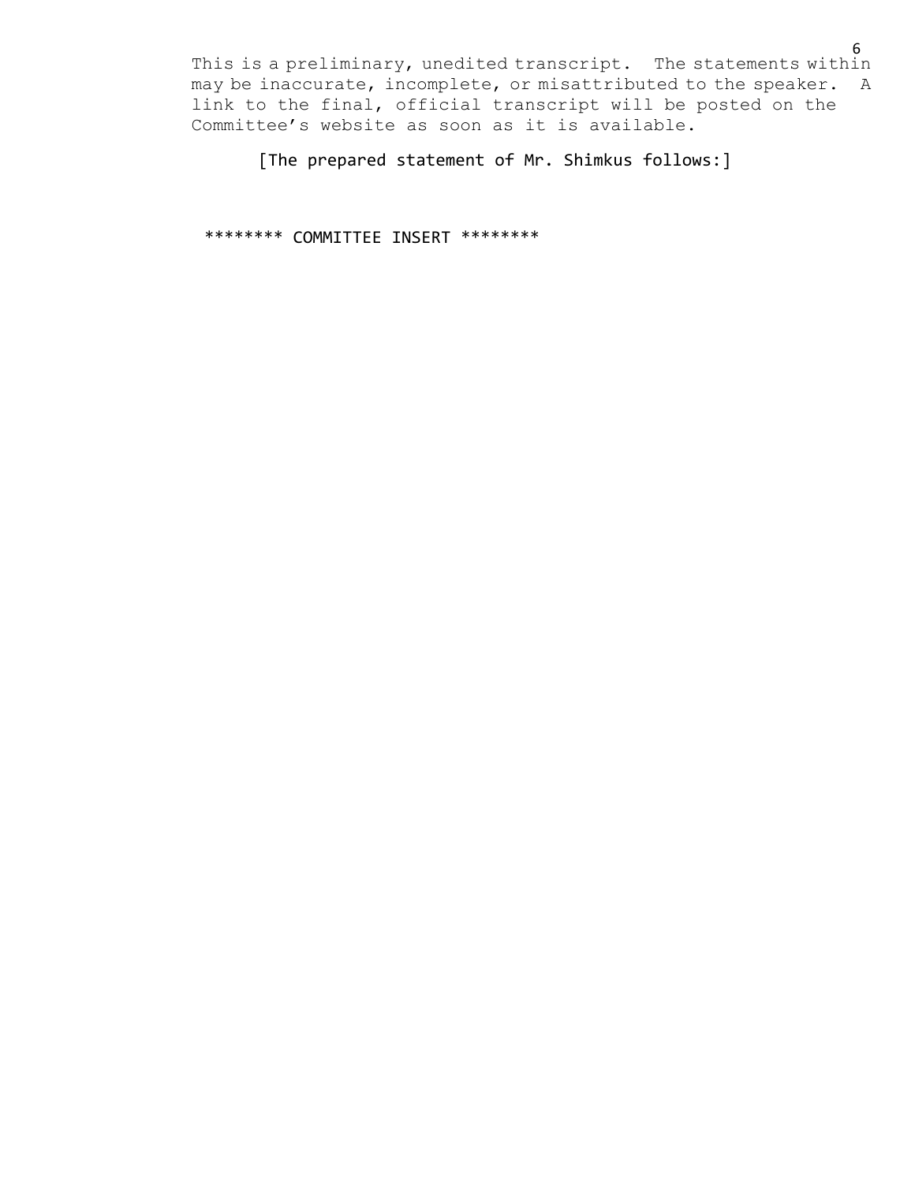[The prepared statement of Mr. Shimkus follows:]

******** COMMITTEE INSERT ********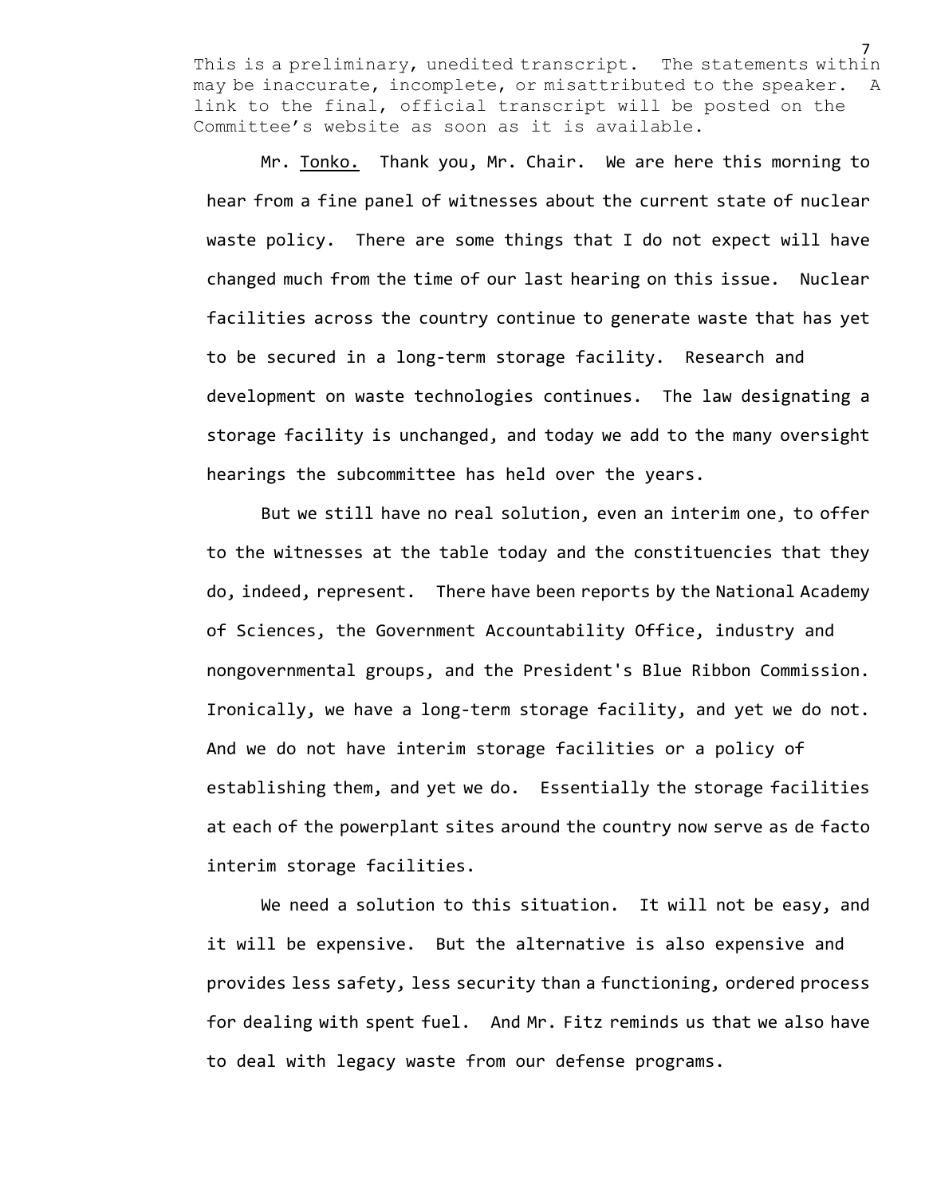Mr. Tonko. Thank you, Mr. Chair. We are here this morning to hear from a fine panel of witnesses about the current state of nuclear waste policy. There are some things that I do not expect will have changed much from the time of our last hearing on this issue. Nuclear facilities across the country continue to generate waste that has yet to be secured in a long-term storage facility. Research and development on waste technologies continues. The law designating a storage facility is unchanged, and today we add to the many oversight hearings the subcommittee has held over the years.

But we still have no real solution, even an interim one, to offer to the witnesses at the table today and the constituencies that they do, indeed, represent. There have been reports by the National Academy of Sciences, the Government Accountability Office, industry and nongovernmental groups, and the President's Blue Ribbon Commission. Ironically, we have a long-term storage facility, and yet we do not. And we do not have interim storage facilities or a policy of establishing them, and yet we do. Essentially the storage facilities at each of the powerplant sites around the country now serve as de facto interim storage facilities.

We need a solution to this situation. It will not be easy, and it will be expensive. But the alternative is also expensive and provides less safety, less security than a functioning, ordered process for dealing with spent fuel. And Mr. Fitz reminds us that we also have to deal with legacy waste from our defense programs.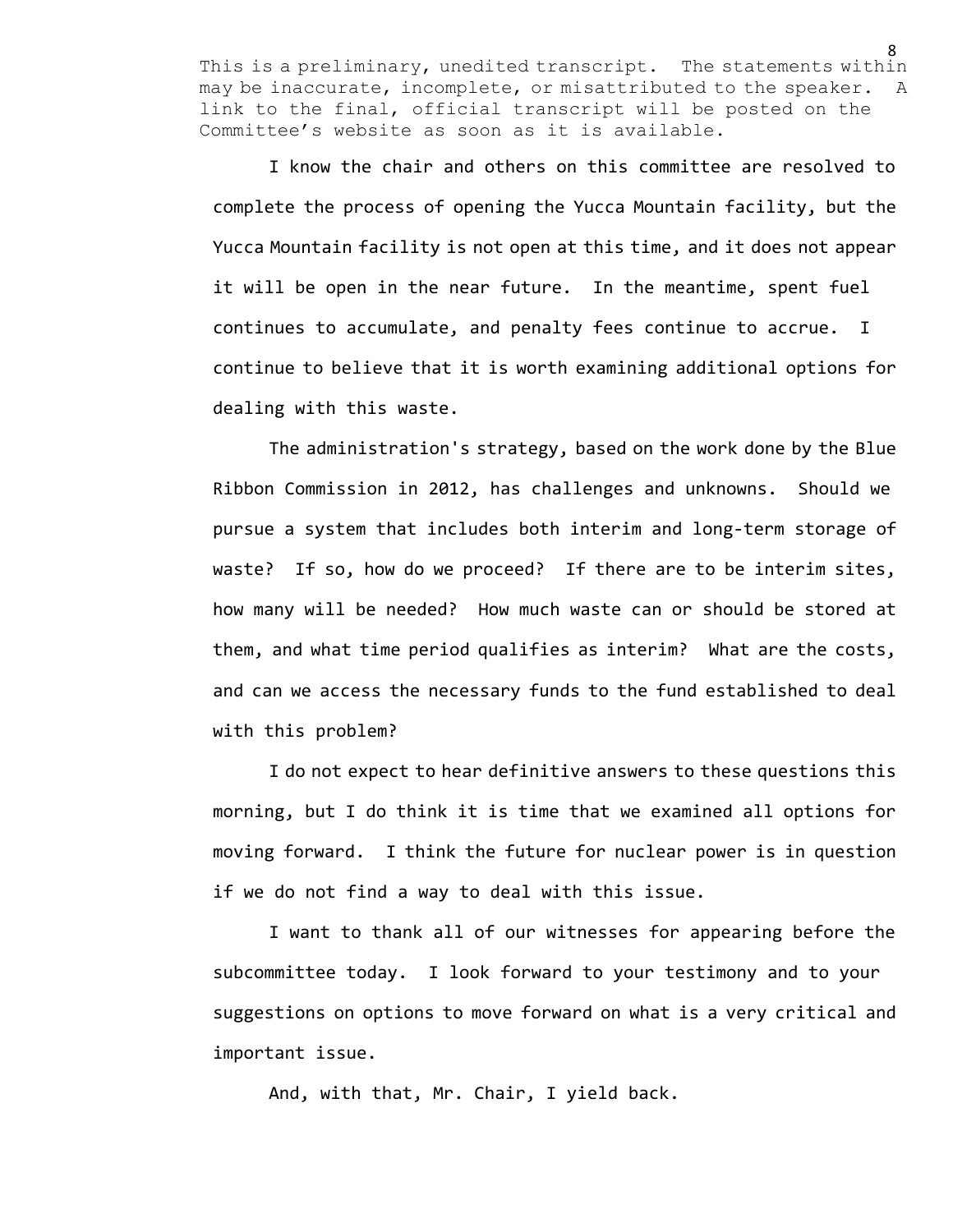I know the chair and others on this committee are resolved to complete the process of opening the Yucca Mountain facility, but the Yucca Mountain facility is not open at this time, and it does not appear it will be open in the near future. In the meantime, spent fuel continues to accumulate, and penalty fees continue to accrue. I continue to believe that it is worth examining additional options for dealing with this waste.

The administration's strategy, based on the work done by the Blue Ribbon Commission in 2012, has challenges and unknowns. Should we pursue a system that includes both interim and long-term storage of waste? If so, how do we proceed? If there are to be interim sites, how many will be needed? How much waste can or should be stored at them, and what time period qualifies as interim? What are the costs, and can we access the necessary funds to the fund established to deal with this problem?

I do not expect to hear definitive answers to these questions this morning, but I do think it is time that we examined all options for moving forward. I think the future for nuclear power is in question if we do not find a way to deal with this issue.

I want to thank all of our witnesses for appearing before the subcommittee today. I look forward to your testimony and to your suggestions on options to move forward on what is a very critical and important issue.

And, with that, Mr. Chair, I yield back.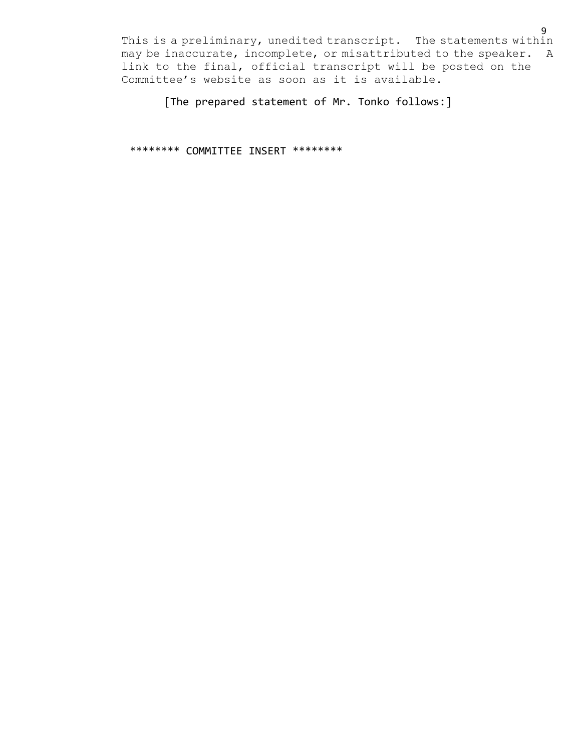[The prepared statement of Mr. Tonko follows:]

******** COMMITTEE INSERT ********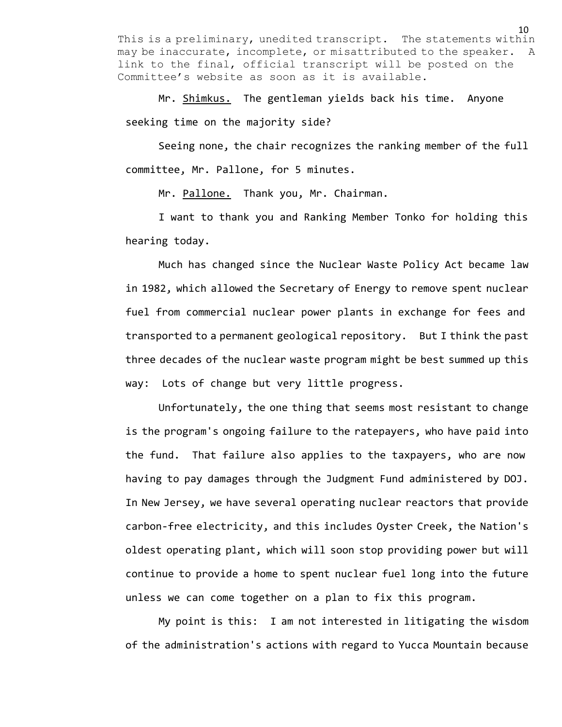This is a preliminary, unedited transcript. The statements within may be inaccurate, incomplete, or misattributed to the speaker. A link to the final, official transcript will be posted on the Committee's website as soon as it is available.

Mr. Shimkus. The gentleman yields back his time. Anyone seeking time on the majority side?

Seeing none, the chair recognizes the ranking member of the full committee, Mr. Pallone, for 5 minutes.

Mr. Pallone. Thank you, Mr. Chairman.

I want to thank you and Ranking Member Tonko for holding this hearing today.

Much has changed since the Nuclear Waste Policy Act became law in 1982, which allowed the Secretary of Energy to remove spent nuclear fuel from commercial nuclear power plants in exchange for fees and transported to a permanent geological repository. But I think the past three decades of the nuclear waste program might be best summed up this way: Lots of change but very little progress.

Unfortunately, the one thing that seems most resistant to change is the program's ongoing failure to the ratepayers, who have paid into the fund. That failure also applies to the taxpayers, who are now having to pay damages through the Judgment Fund administered by DOJ. In New Jersey, we have several operating nuclear reactors that provide carbon-free electricity, and this includes Oyster Creek, the Nation's oldest operating plant, which will soon stop providing power but will continue to provide a home to spent nuclear fuel long into the future unless we can come together on a plan to fix this program.

My point is this: I am not interested in litigating the wisdom of the administration's actions with regard to Yucca Mountain because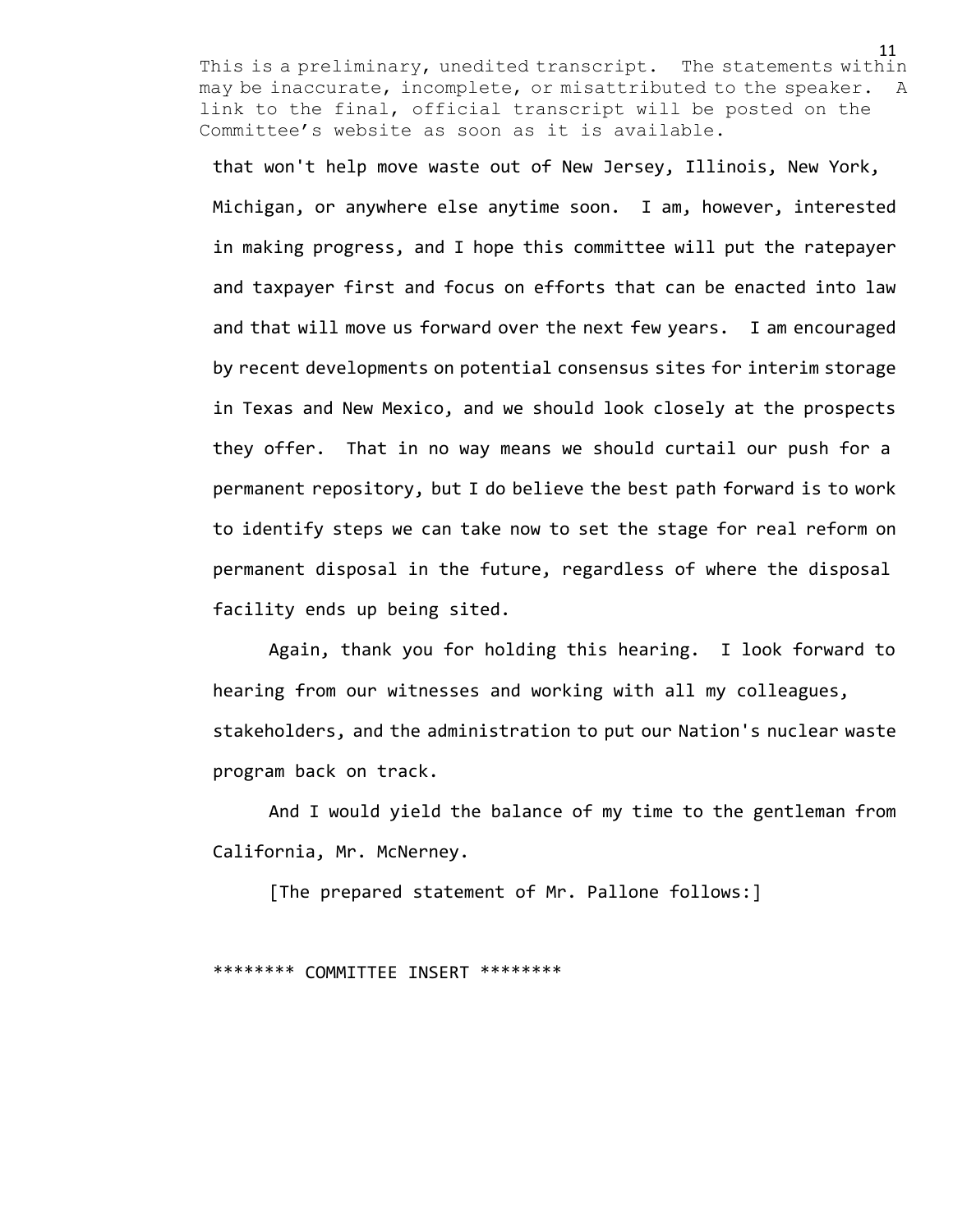that won't help move waste out of New Jersey, Illinois, New York, Michigan, or anywhere else anytime soon. I am, however, interested in making progress, and I hope this committee will put the ratepayer and taxpayer first and focus on efforts that can be enacted into law and that will move us forward over the next few years. I am encouraged by recent developments on potential consensus sites for interim storage in Texas and New Mexico, and we should look closely at the prospects they offer. That in no way means we should curtail our push for a permanent repository, but I do believe the best path forward is to work to identify steps we can take now to set the stage for real reform on permanent disposal in the future, regardless of where the disposal facility ends up being sited.

Again, thank you for holding this hearing. I look forward to hearing from our witnesses and working with all my colleagues, stakeholders, and the administration to put our Nation's nuclear waste program back on track.

And I would yield the balance of my time to the gentleman from California, Mr. McNerney.

[The prepared statement of Mr. Pallone follows:]

******** COMMITTEE INSERT ********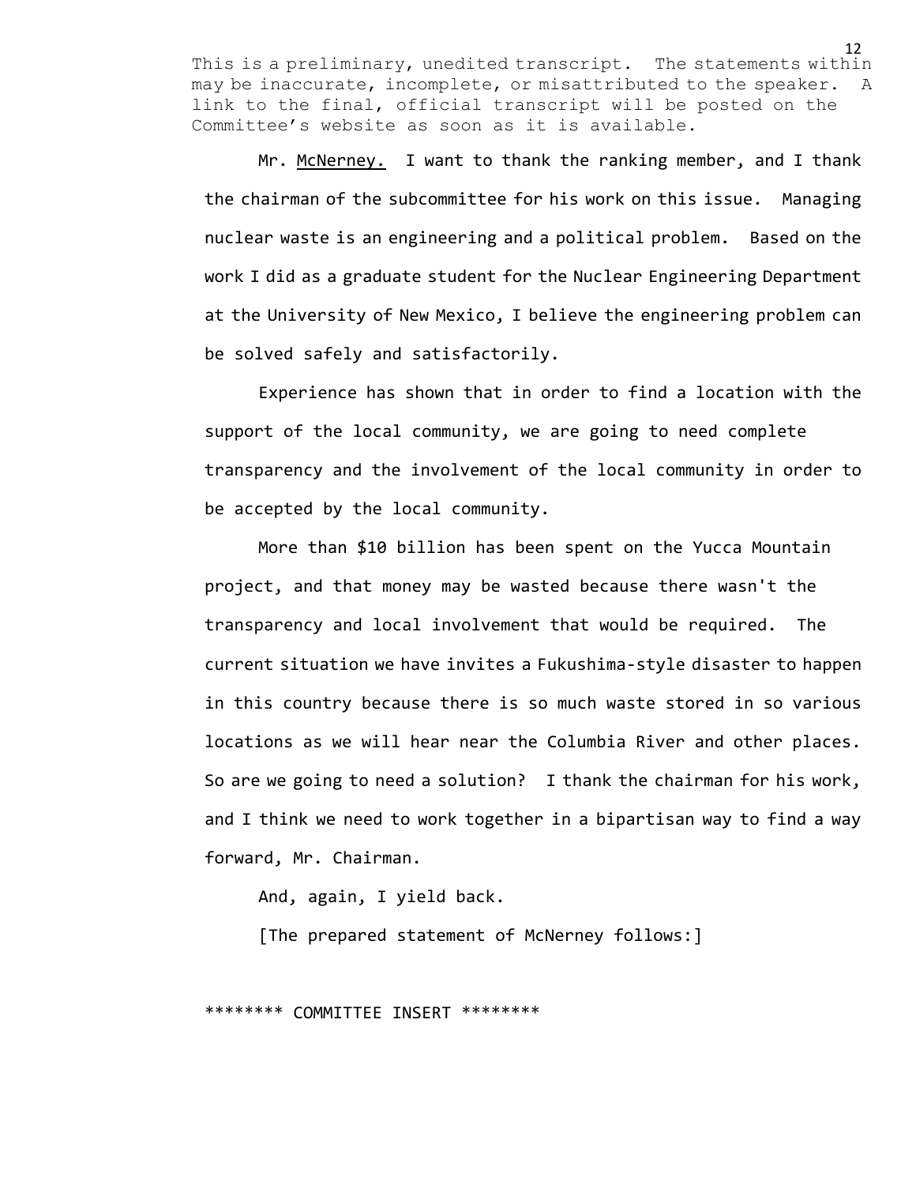This is a preliminary, unedited transcript. The statements within may be inaccurate, incomplete, or misattributed to the speaker. A link to the final, official transcript will be posted on the Committee's website as soon as it is available.

Mr. McNerney. I want to thank the ranking member, and I thank the chairman of the subcommittee for his work on this issue. Managing nuclear waste is an engineering and a political problem. Based on the work I did as a graduate student for the Nuclear Engineering Department at the University of New Mexico, I believe the engineering problem can be solved safely and satisfactorily.

Experience has shown that in order to find a location with the support of the local community, we are going to need complete transparency and the involvement of the local community in order to be accepted by the local community.

More than $10 billion has been spent on the Yucca Mountain project, and that money may be wasted because there wasn't the transparency and local involvement that would be required. The current situation we have invites a Fukushima-style disaster to happen in this country because there is so much waste stored in so various locations as we will hear near the Columbia River and other places. So are we going to need a solution? I thank the chairman for his work, and I think we need to work together in a bipartisan way to find a way forward, Mr. Chairman.

And, again, I yield back.

[The prepared statement of McNerney follows:]

******** COMMITTEE INSERT ********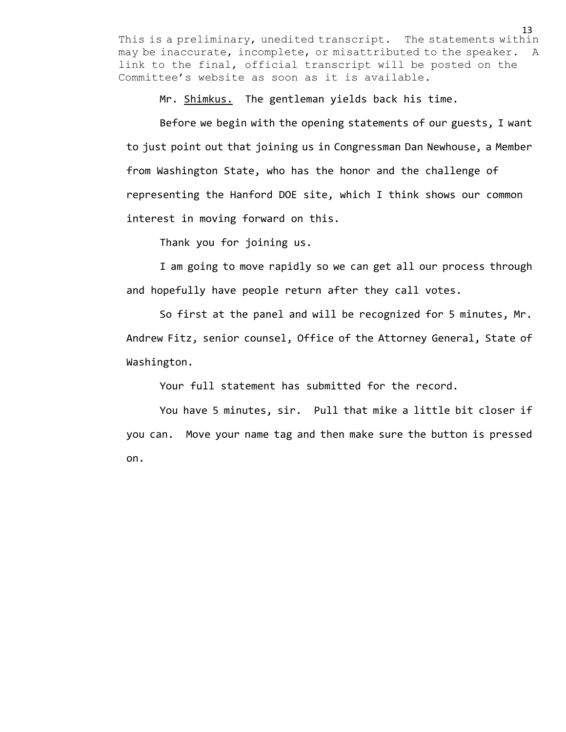Mr. Shimkus. The gentleman yields back his time.

Before we begin with the opening statements of our guests, I want to just point out that joining us in Congressman Dan Newhouse, a Member from Washington State, who has the honor and the challenge of representing the Hanford DOE site, which I think shows our common interest in moving forward on this.

Thank you for joining us.

I am going to move rapidly so we can get all our process through and hopefully have people return after they call votes.

So first at the panel and will be recognized for 5 minutes, Mr. Andrew Fitz, senior counsel, Office of the Attorney General, State of Washington.

Your full statement has submitted for the record.

You have 5 minutes, sir. Pull that mike a little bit closer if you can. Move your name tag and then make sure the button is pressed on.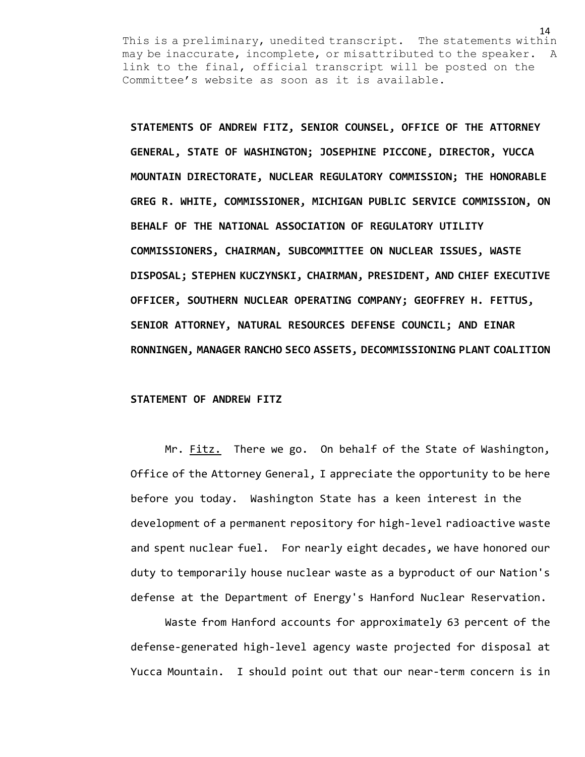This is a preliminary, unedited transcript. The statements within may be inaccurate, incomplete, or misattributed to the speaker. A link to the final, official transcript will be posted on the Committee's website as soon as it is available.

**STATEMENTS OF ANDREW FITZ, SENIOR COUNSEL, OFFICE OF THE ATTORNEY GENERAL, STATE OF WASHINGTON; JOSEPHINE PICCONE, DIRECTOR, YUCCA MOUNTAIN DIRECTORATE, NUCLEAR REGULATORY COMMISSION; THE HONORABLE GREG R. WHITE, COMMISSIONER, MICHIGAN PUBLIC SERVICE COMMISSION, ON BEHALF OF THE NATIONAL ASSOCIATION OF REGULATORY UTILITY COMMISSIONERS, CHAIRMAN, SUBCOMMITTEE ON NUCLEAR ISSUES, WASTE DISPOSAL; STEPHEN KUCZYNSKI, CHAIRMAN, PRESIDENT, AND CHIEF EXECUTIVE OFFICER, SOUTHERN NUCLEAR OPERATING COMPANY; GEOFFREY H. FETTUS, SENIOR ATTORNEY, NATURAL RESOURCES DEFENSE COUNCIL; AND EINAR RONNINGEN, MANAGER RANCHO SECO ASSETS, DECOMMISSIONING PLANT COALITION**

**STATEMENT OF ANDREW FITZ**

Mr. Fitz. There we go. On behalf of the State of Washington, Office of the Attorney General, I appreciate the opportunity to be here before you today. Washington State has a keen interest in the development of a permanent repository for high-level radioactive waste and spent nuclear fuel. For nearly eight decades, we have honored our duty to temporarily house nuclear waste as a byproduct of our Nation's defense at the Department of Energy's Hanford Nuclear Reservation.

Waste from Hanford accounts for approximately 63 percent of the defense-generated high-level agency waste projected for disposal at Yucca Mountain. I should point out that our near-term concern is in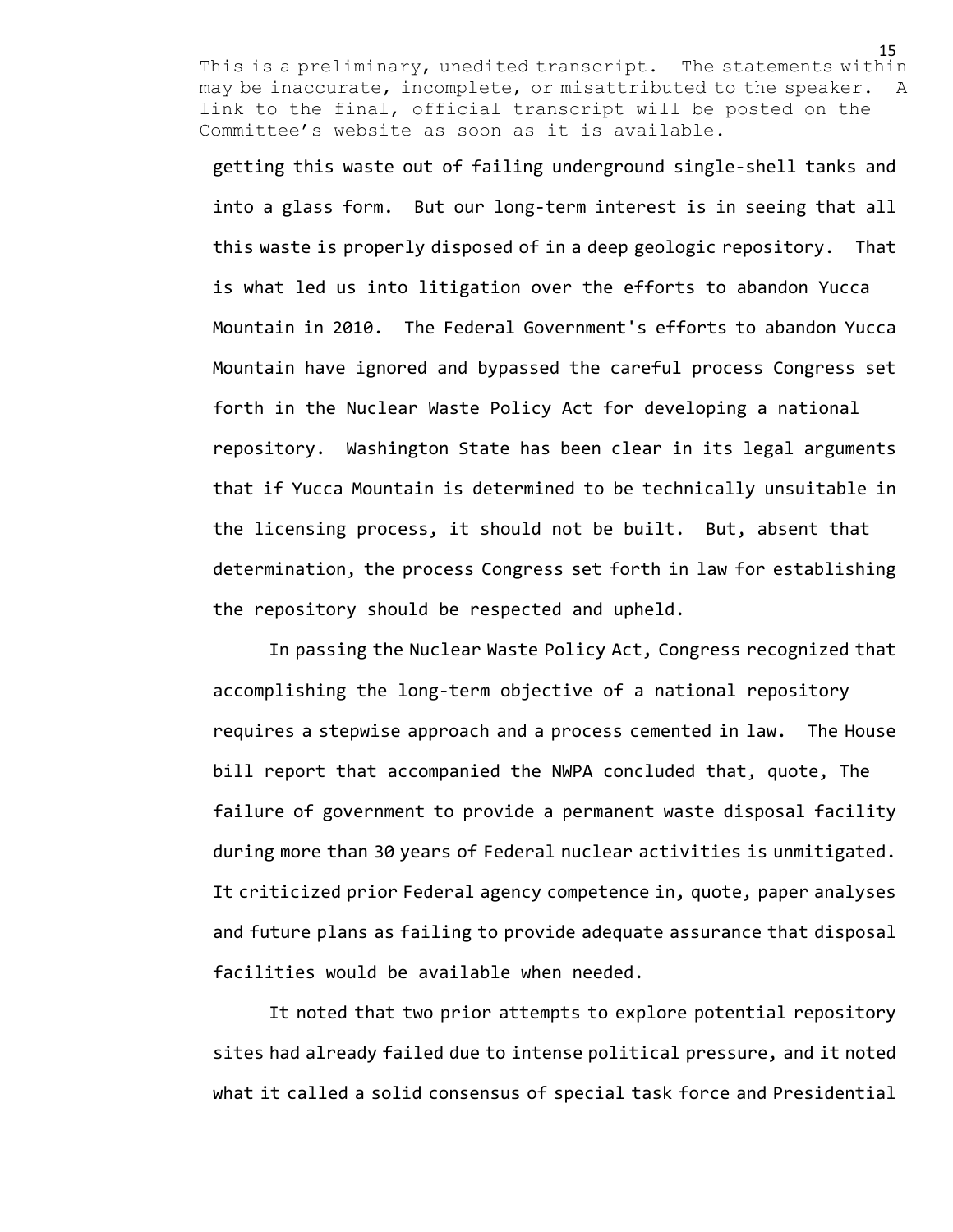This is a preliminary, unedited transcript. The statements within may be inaccurate, incomplete, or misattributed to the speaker. A link to the final, official transcript will be posted on the Committee's website as soon as it is available.

getting this waste out of failing underground single-shell tanks and into a glass form. But our long-term interest is in seeing that all this waste is properly disposed of in a deep geologic repository. That is what led us into litigation over the efforts to abandon Yucca Mountain in 2010. The Federal Government's efforts to abandon Yucca Mountain have ignored and bypassed the careful process Congress set forth in the Nuclear Waste Policy Act for developing a national repository. Washington State has been clear in its legal arguments that if Yucca Mountain is determined to be technically unsuitable in the licensing process, it should not be built. But, absent that determination, the process Congress set forth in law for establishing the repository should be respected and upheld.

In passing the Nuclear Waste Policy Act, Congress recognized that accomplishing the long-term objective of a national repository requires a stepwise approach and a process cemented in law. The House bill report that accompanied the NWPA concluded that, quote, The failure of government to provide a permanent waste disposal facility during more than 30 years of Federal nuclear activities is unmitigated. It criticized prior Federal agency competence in, quote, paper analyses and future plans as failing to provide adequate assurance that disposal facilities would be available when needed.

It noted that two prior attempts to explore potential repository sites had already failed due to intense political pressure, and it noted what it called a solid consensus of special task force and Presidential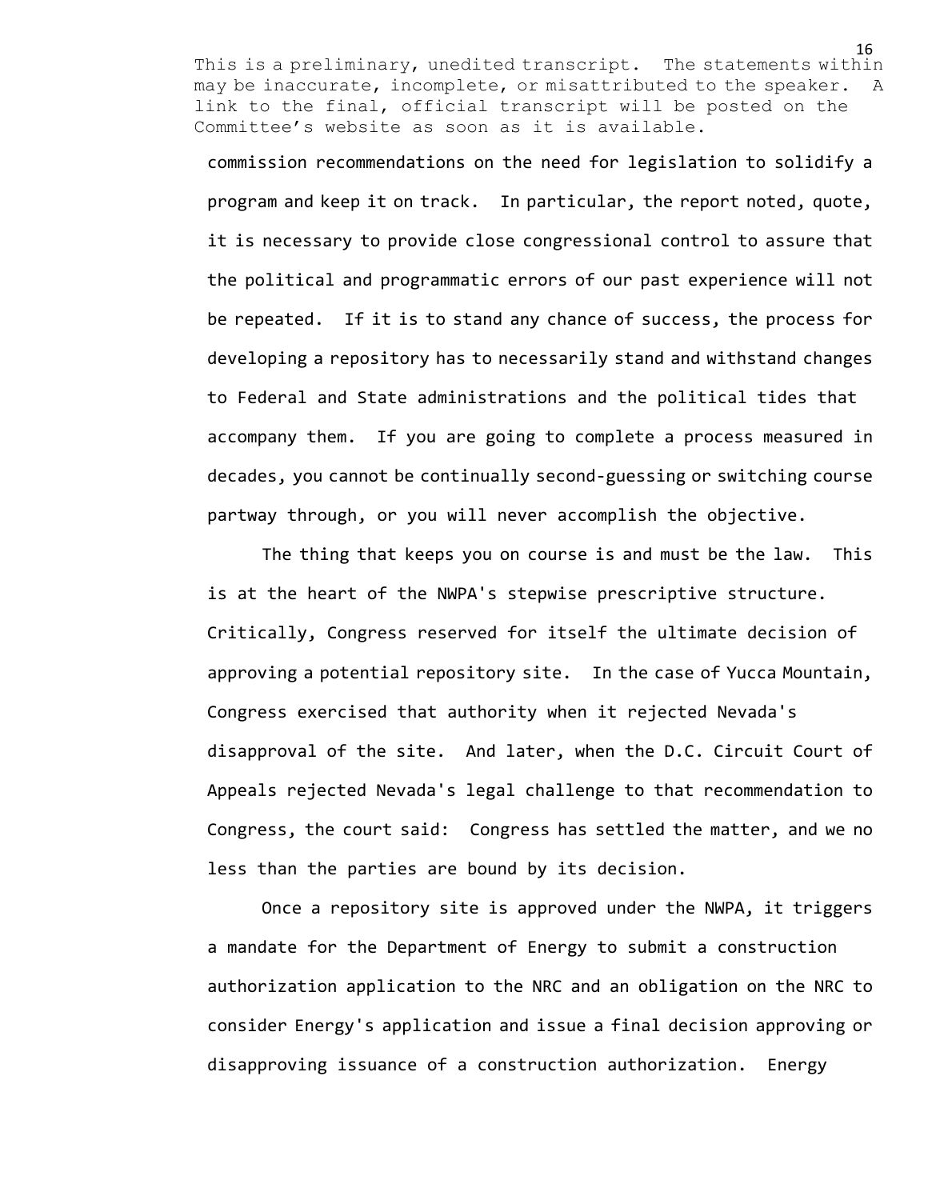commission recommendations on the need for legislation to solidify a program and keep it on track. In particular, the report noted, quote, it is necessary to provide close congressional control to assure that the political and programmatic errors of our past experience will not be repeated. If it is to stand any chance of success, the process for developing a repository has to necessarily stand and withstand changes to Federal and State administrations and the political tides that accompany them. If you are going to complete a process measured in decades, you cannot be continually second-guessing or switching course partway through, or you will never accomplish the objective.

The thing that keeps you on course is and must be the law. This is at the heart of the NWPA's stepwise prescriptive structure. Critically, Congress reserved for itself the ultimate decision of approving a potential repository site. In the case of Yucca Mountain, Congress exercised that authority when it rejected Nevada's disapproval of the site. And later, when the D.C. Circuit Court of Appeals rejected Nevada's legal challenge to that recommendation to Congress, the court said: Congress has settled the matter, and we no less than the parties are bound by its decision.

Once a repository site is approved under the NWPA, it triggers a mandate for the Department of Energy to submit a construction authorization application to the NRC and an obligation on the NRC to consider Energy's application and issue a final decision approving or disapproving issuance of a construction authorization. Energy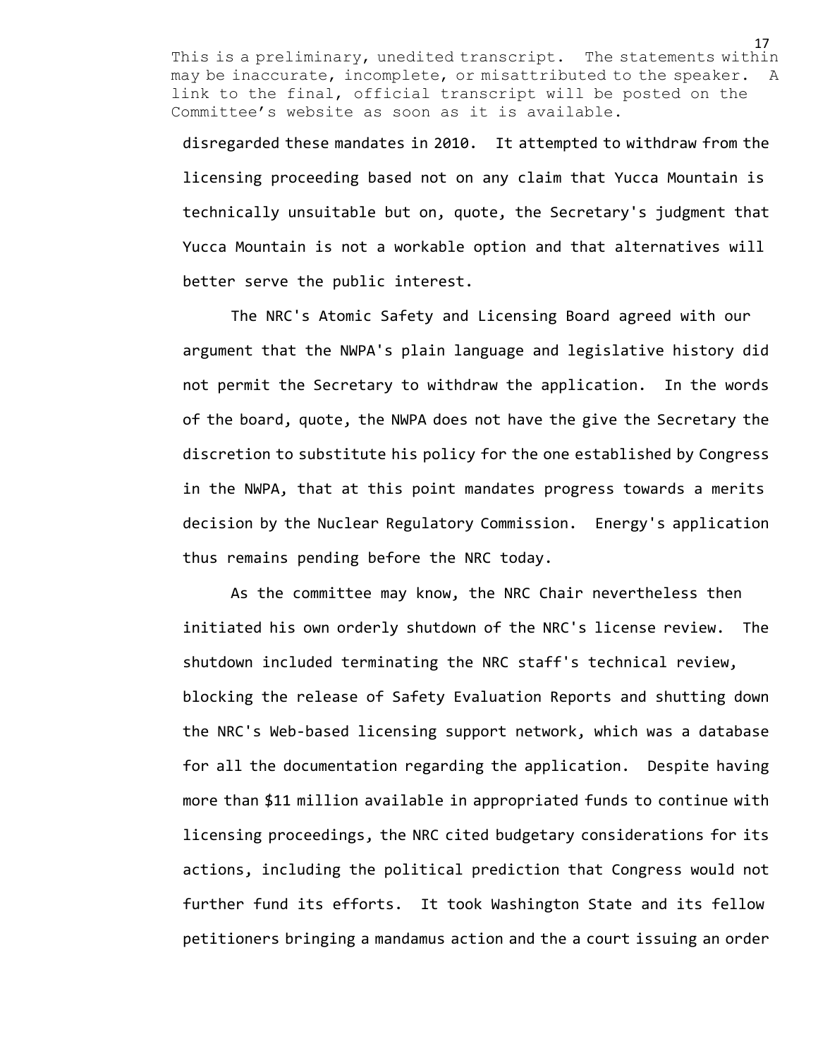disregarded these mandates in 2010. It attempted to withdraw from the licensing proceeding based not on any claim that Yucca Mountain is technically unsuitable but on, quote, the Secretary's judgment that Yucca Mountain is not a workable option and that alternatives will better serve the public interest.

The NRC's Atomic Safety and Licensing Board agreed with our argument that the NWPA's plain language and legislative history did not permit the Secretary to withdraw the application. In the words of the board, quote, the NWPA does not have the give the Secretary the discretion to substitute his policy for the one established by Congress in the NWPA, that at this point mandates progress towards a merits decision by the Nuclear Regulatory Commission. Energy's application thus remains pending before the NRC today.

As the committee may know, the NRC Chair nevertheless then initiated his own orderly shutdown of the NRC's license review. The shutdown included terminating the NRC staff's technical review, blocking the release of Safety Evaluation Reports and shutting down the NRC's Web-based licensing support network, which was a database for all the documentation regarding the application. Despite having more than $11 million available in appropriated funds to continue with licensing proceedings, the NRC cited budgetary considerations for its actions, including the political prediction that Congress would not further fund its efforts. It took Washington State and its fellow petitioners bringing a mandamus action and the a court issuing an order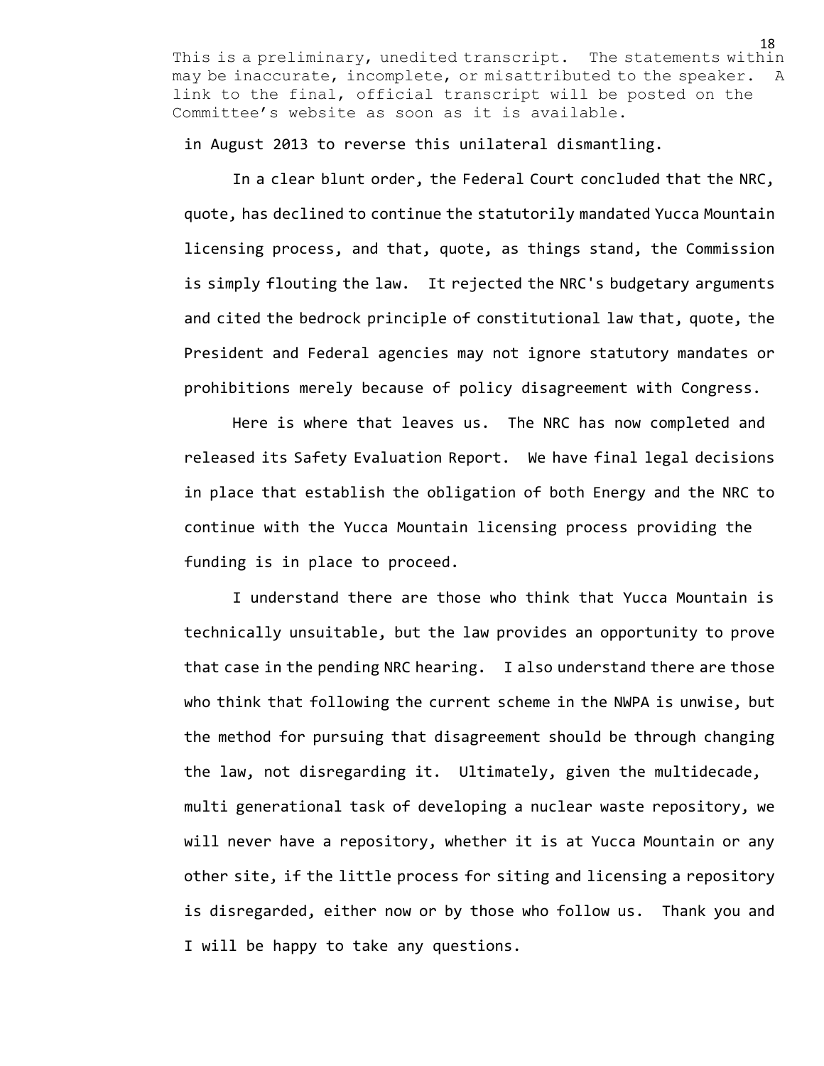in August 2013 to reverse this unilateral dismantling.

In a clear blunt order, the Federal Court concluded that the NRC, quote, has declined to continue the statutorily mandated Yucca Mountain licensing process, and that, quote, as things stand, the Commission is simply flouting the law. It rejected the NRC's budgetary arguments and cited the bedrock principle of constitutional law that, quote, the President and Federal agencies may not ignore statutory mandates or prohibitions merely because of policy disagreement with Congress.

Here is where that leaves us. The NRC has now completed and released its Safety Evaluation Report. We have final legal decisions in place that establish the obligation of both Energy and the NRC to continue with the Yucca Mountain licensing process providing the funding is in place to proceed.

I understand there are those who think that Yucca Mountain is technically unsuitable, but the law provides an opportunity to prove that case in the pending NRC hearing. I also understand there are those who think that following the current scheme in the NWPA is unwise, but the method for pursuing that disagreement should be through changing the law, not disregarding it. Ultimately, given the multidecade, multi generational task of developing a nuclear waste repository, we will never have a repository, whether it is at Yucca Mountain or any other site, if the little process for siting and licensing a repository is disregarded, either now or by those who follow us. Thank you and I will be happy to take any questions.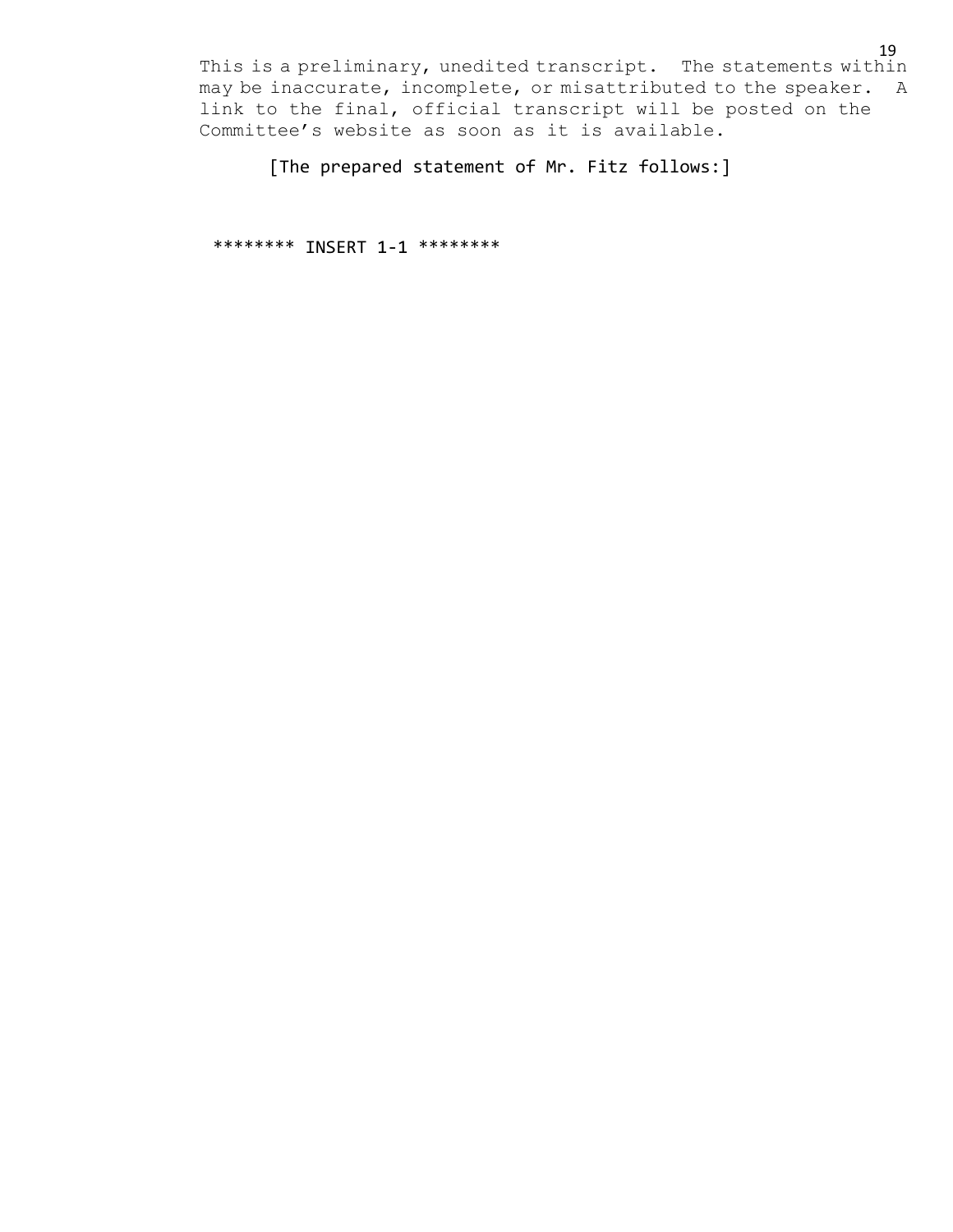[The prepared statement of Mr. Fitz follows:]

******** INSERT 1-1 ********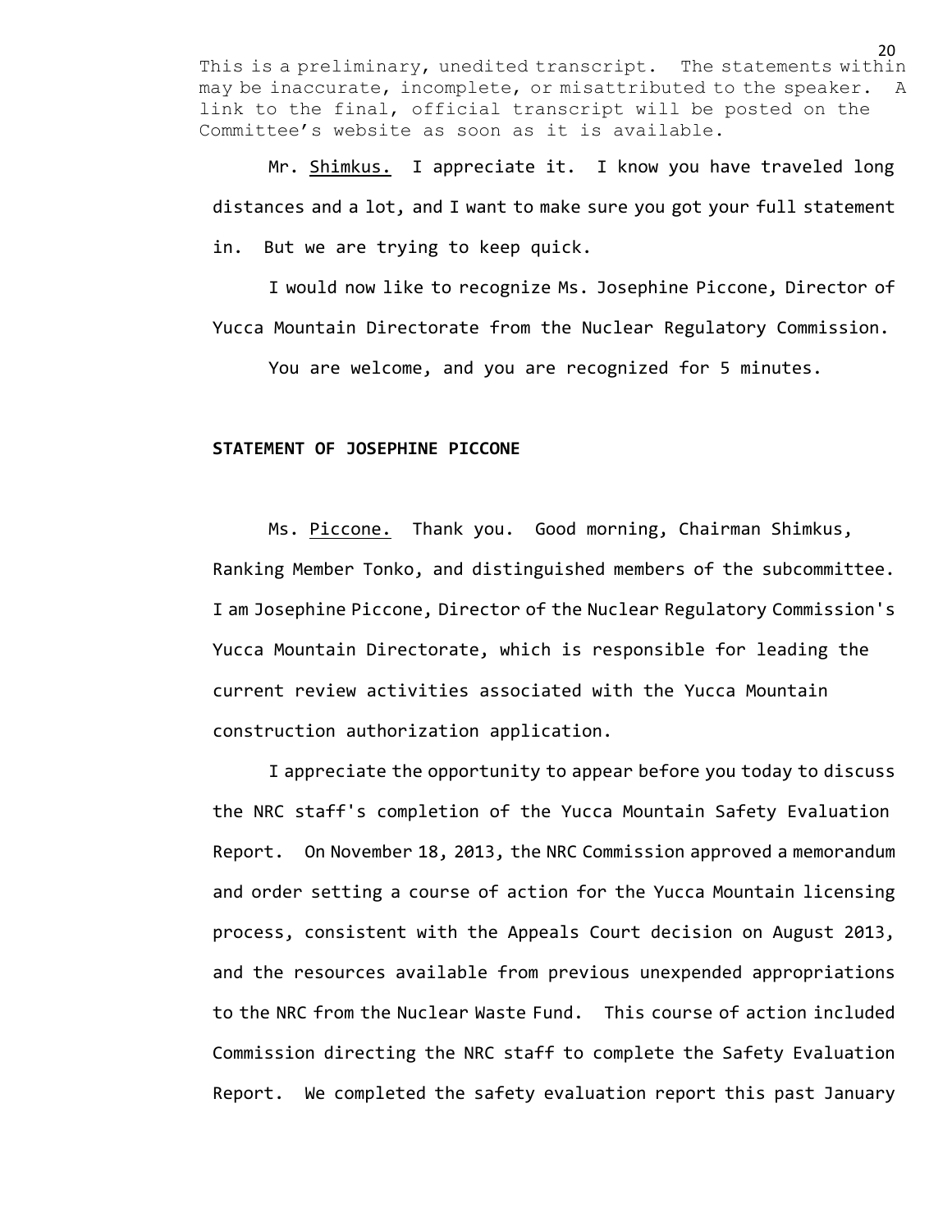This is a preliminary, unedited transcript. The statements within may be inaccurate, incomplete, or misattributed to the speaker. A link to the final, official transcript will be posted on the Committee's website as soon as it is available.

Mr. Shimkus. I appreciate it. I know you have traveled long distances and a lot, and I want to make sure you got your full statement in. But we are trying to keep quick.

I would now like to recognize Ms. Josephine Piccone, Director of Yucca Mountain Directorate from the Nuclear Regulatory Commission.

You are welcome, and you are recognized for 5 minutes.

**STATEMENT OF JOSEPHINE PICCONE**

Ms. Piccone. Thank you. Good morning, Chairman Shimkus, Ranking Member Tonko, and distinguished members of the subcommittee. I am Josephine Piccone, Director of the Nuclear Regulatory Commission's Yucca Mountain Directorate, which is responsible for leading the current review activities associated with the Yucca Mountain construction authorization application.

I appreciate the opportunity to appear before you today to discuss the NRC staff's completion of the Yucca Mountain Safety Evaluation Report. On November 18, 2013, the NRC Commission approved a memorandum and order setting a course of action for the Yucca Mountain licensing process, consistent with the Appeals Court decision on August 2013, and the resources available from previous unexpended appropriations to the NRC from the Nuclear Waste Fund. This course of action included Commission directing the NRC staff to complete the Safety Evaluation Report. We completed the safety evaluation report this past January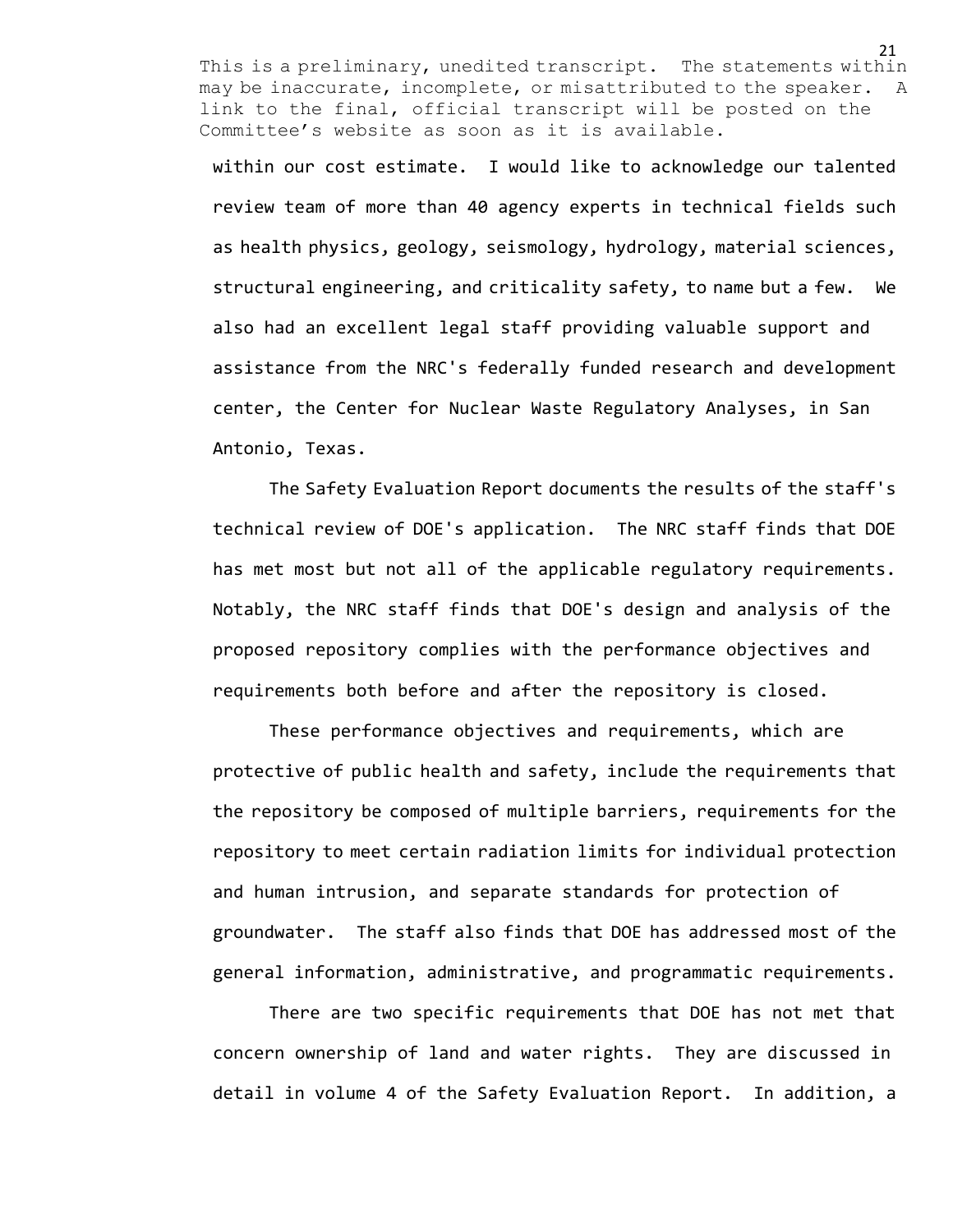within our cost estimate. I would like to acknowledge our talented review team of more than 40 agency experts in technical fields such as health physics, geology, seismology, hydrology, material sciences, structural engineering, and criticality safety, to name but a few. We also had an excellent legal staff providing valuable support and assistance from the NRC's federally funded research and development center, the Center for Nuclear Waste Regulatory Analyses, in San Antonio, Texas.

The Safety Evaluation Report documents the results of the staff's technical review of DOE's application. The NRC staff finds that DOE has met most but not all of the applicable regulatory requirements. Notably, the NRC staff finds that DOE's design and analysis of the proposed repository complies with the performance objectives and requirements both before and after the repository is closed.

These performance objectives and requirements, which are protective of public health and safety, include the requirements that the repository be composed of multiple barriers, requirements for the repository to meet certain radiation limits for individual protection and human intrusion, and separate standards for protection of groundwater. The staff also finds that DOE has addressed most of the general information, administrative, and programmatic requirements.

There are two specific requirements that DOE has not met that concern ownership of land and water rights. They are discussed in detail in volume 4 of the Safety Evaluation Report. In addition, a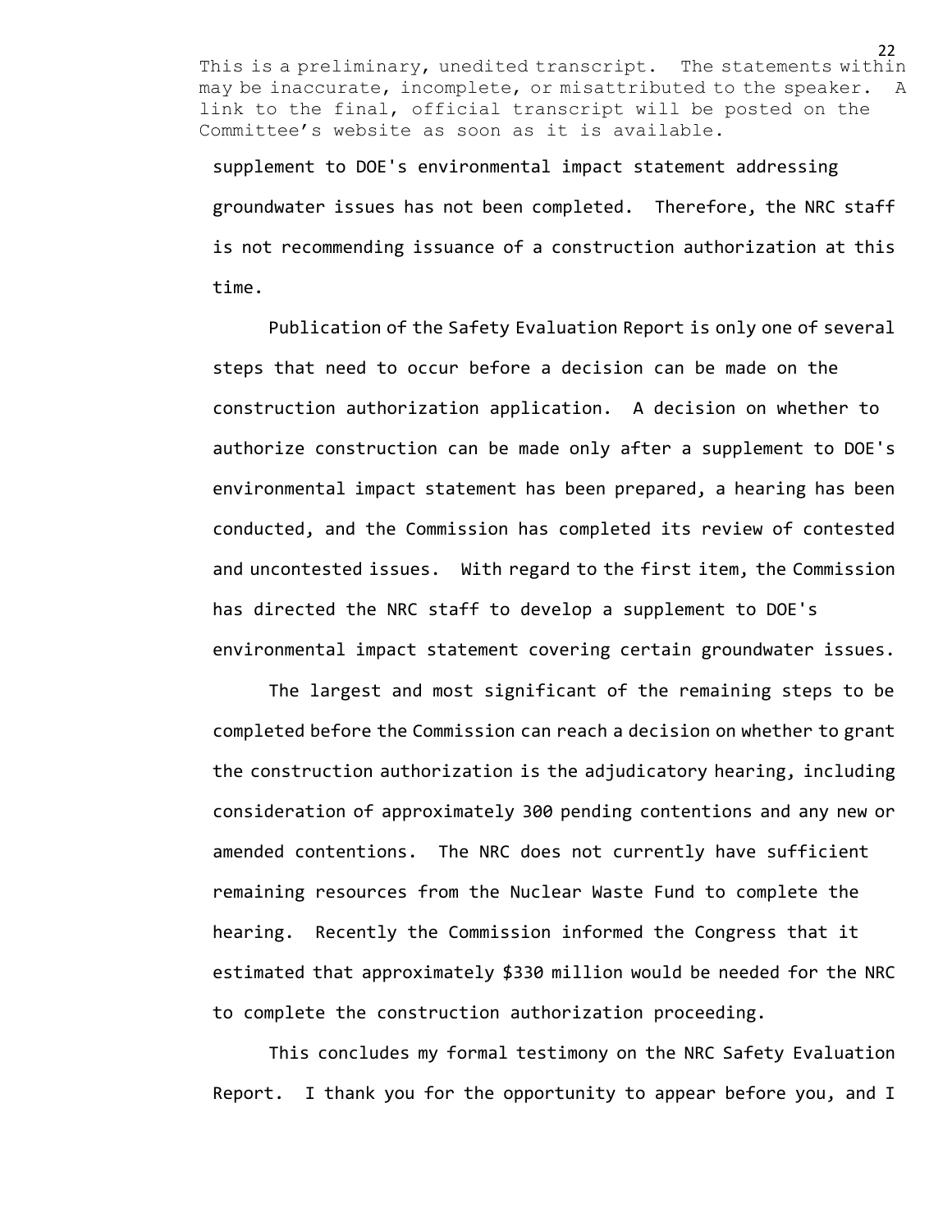supplement to DOE's environmental impact statement addressing groundwater issues has not been completed. Therefore, the NRC staff is not recommending issuance of a construction authorization at this time.

Publication of the Safety Evaluation Report is only one of several steps that need to occur before a decision can be made on the construction authorization application. A decision on whether to authorize construction can be made only after a supplement to DOE's environmental impact statement has been prepared, a hearing has been conducted, and the Commission has completed its review of contested and uncontested issues. With regard to the first item, the Commission has directed the NRC staff to develop a supplement to DOE's environmental impact statement covering certain groundwater issues.

The largest and most significant of the remaining steps to be completed before the Commission can reach a decision on whether to grant the construction authorization is the adjudicatory hearing, including consideration of approximately 300 pending contentions and any new or amended contentions. The NRC does not currently have sufficient remaining resources from the Nuclear Waste Fund to complete the hearing. Recently the Commission informed the Congress that it estimated that approximately $330 million would be needed for the NRC to complete the construction authorization proceeding.

This concludes my formal testimony on the NRC Safety Evaluation Report. I thank you for the opportunity to appear before you, and I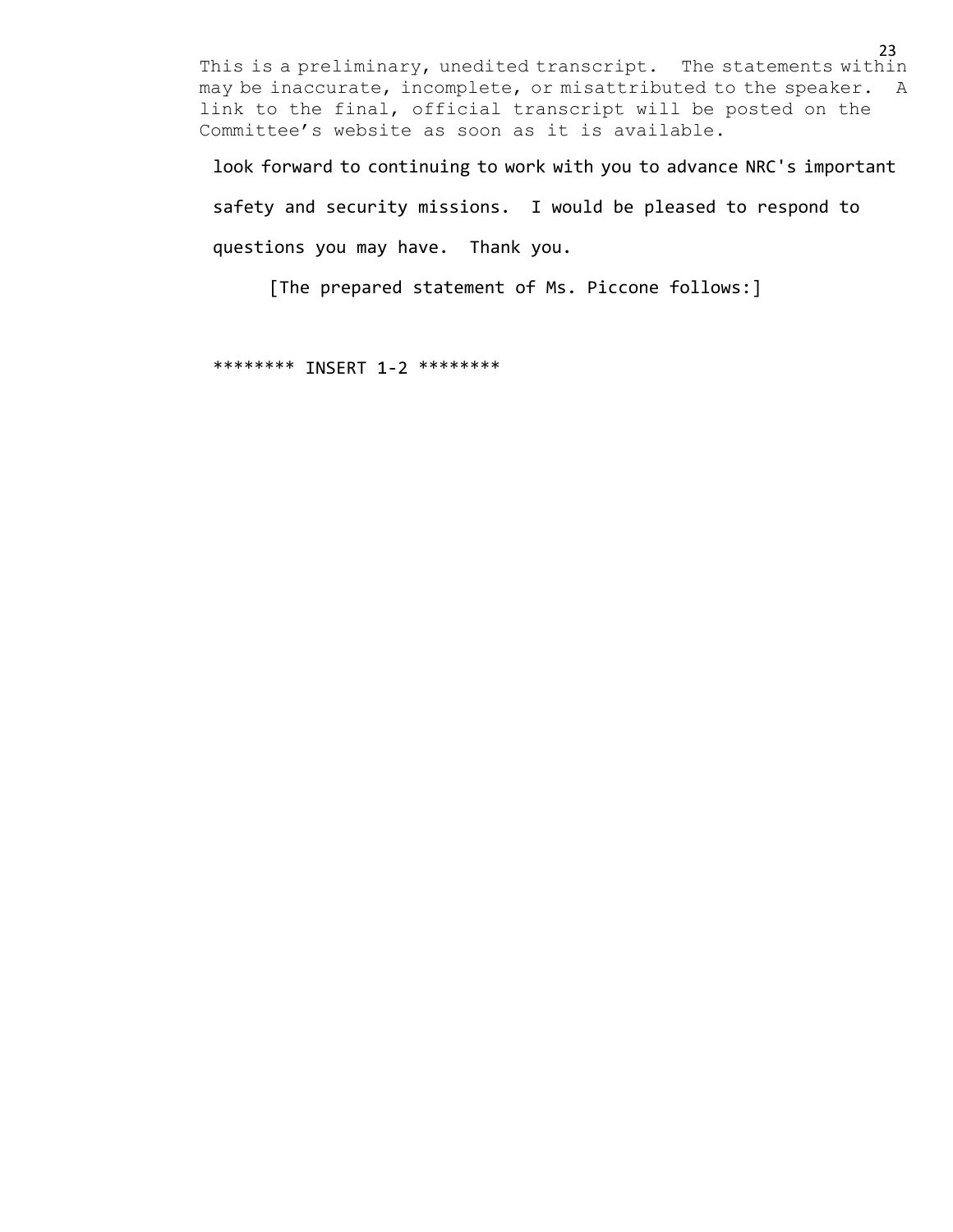look forward to continuing to work with you to advance NRC's important safety and security missions. I would be pleased to respond to questions you may have. Thank you.

[The prepared statement of Ms. Piccone follows:]

******** INSERT 1-2 ********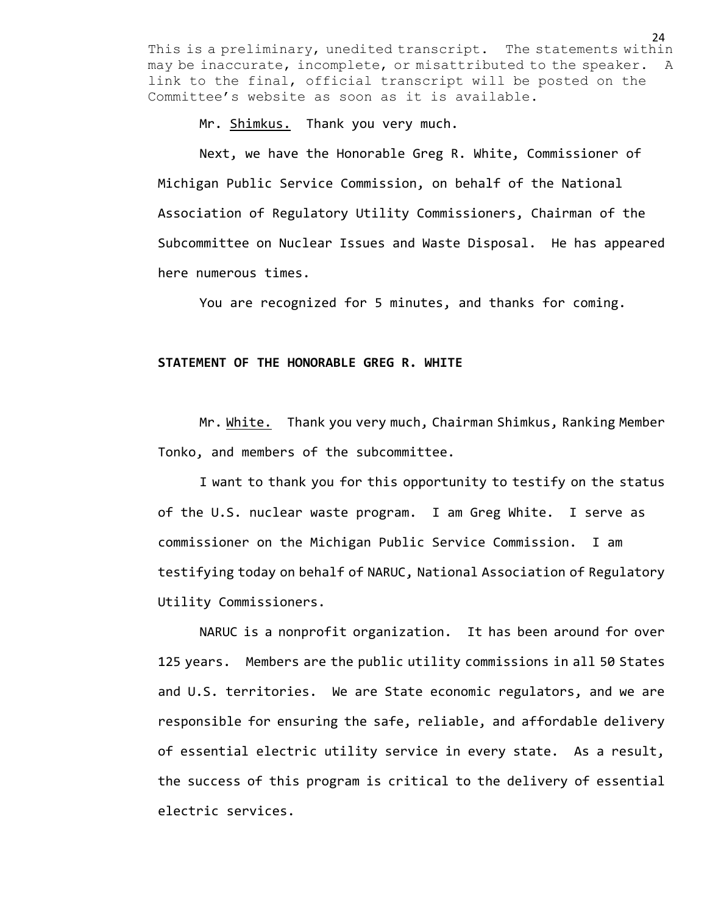Mr. Shimkus. Thank you very much.

Next, we have the Honorable Greg R. White, Commissioner of Michigan Public Service Commission, on behalf of the National Association of Regulatory Utility Commissioners, Chairman of the Subcommittee on Nuclear Issues and Waste Disposal. He has appeared here numerous times.

You are recognized for 5 minutes, and thanks for coming.

**STATEMENT OF THE HONORABLE GREG R. WHITE**

Mr. White. Thank you very much, Chairman Shimkus, Ranking Member Tonko, and members of the subcommittee.

I want to thank you for this opportunity to testify on the status of the U.S. nuclear waste program. I am Greg White. I serve as commissioner on the Michigan Public Service Commission. I am testifying today on behalf of NARUC, National Association of Regulatory Utility Commissioners.

NARUC is a nonprofit organization. It has been around for over 125 years. Members are the public utility commissions in all 50 States and U.S. territories. We are State economic regulators, and we are responsible for ensuring the safe, reliable, and affordable delivery of essential electric utility service in every state. As a result, the success of this program is critical to the delivery of essential electric services.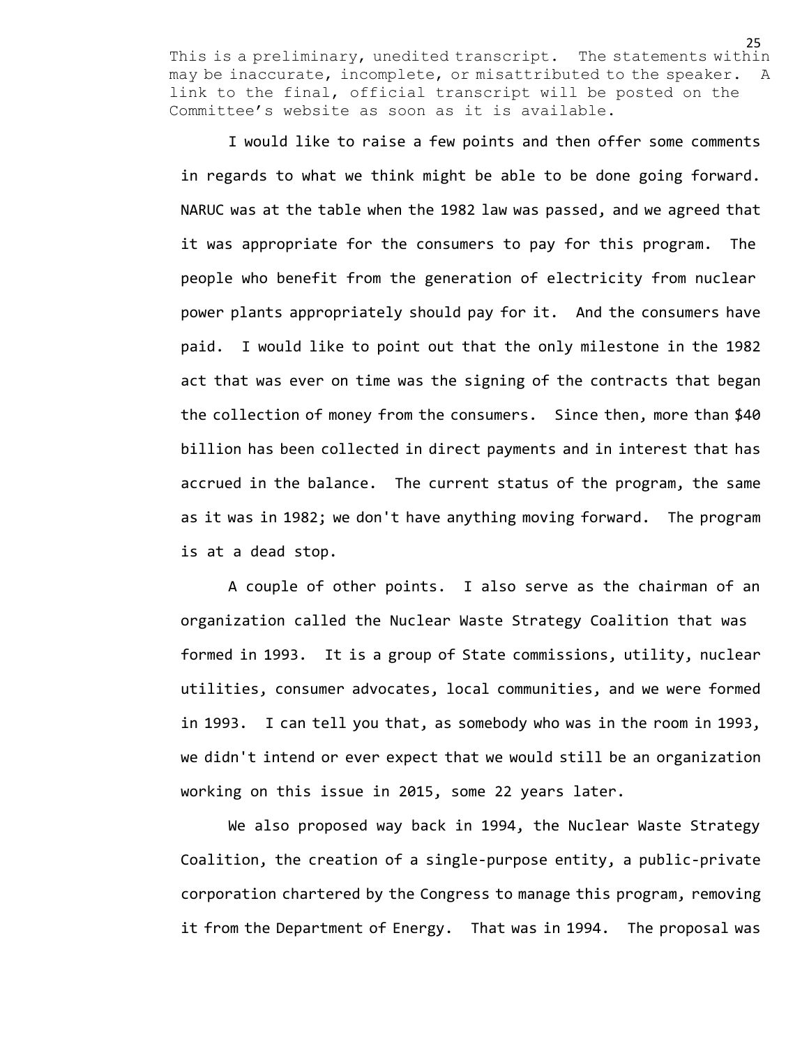This is a preliminary, unedited transcript. The statements within may be inaccurate, incomplete, or misattributed to the speaker. A link to the final, official transcript will be posted on the Committee's website as soon as it is available.

I would like to raise a few points and then offer some comments in regards to what we think might be able to be done going forward. NARUC was at the table when the 1982 law was passed, and we agreed that it was appropriate for the consumers to pay for this program. The people who benefit from the generation of electricity from nuclear power plants appropriately should pay for it. And the consumers have paid. I would like to point out that the only milestone in the 1982 act that was ever on time was the signing of the contracts that began the collection of money from the consumers. Since then, more than $40 billion has been collected in direct payments and in interest that has accrued in the balance. The current status of the program, the same as it was in 1982; we don't have anything moving forward. The program is at a dead stop.

A couple of other points. I also serve as the chairman of an organization called the Nuclear Waste Strategy Coalition that was formed in 1993. It is a group of State commissions, utility, nuclear utilities, consumer advocates, local communities, and we were formed in 1993. I can tell you that, as somebody who was in the room in 1993, we didn't intend or ever expect that we would still be an organization working on this issue in 2015, some 22 years later.

We also proposed way back in 1994, the Nuclear Waste Strategy Coalition, the creation of a single-purpose entity, a public-private corporation chartered by the Congress to manage this program, removing it from the Department of Energy. That was in 1994. The proposal was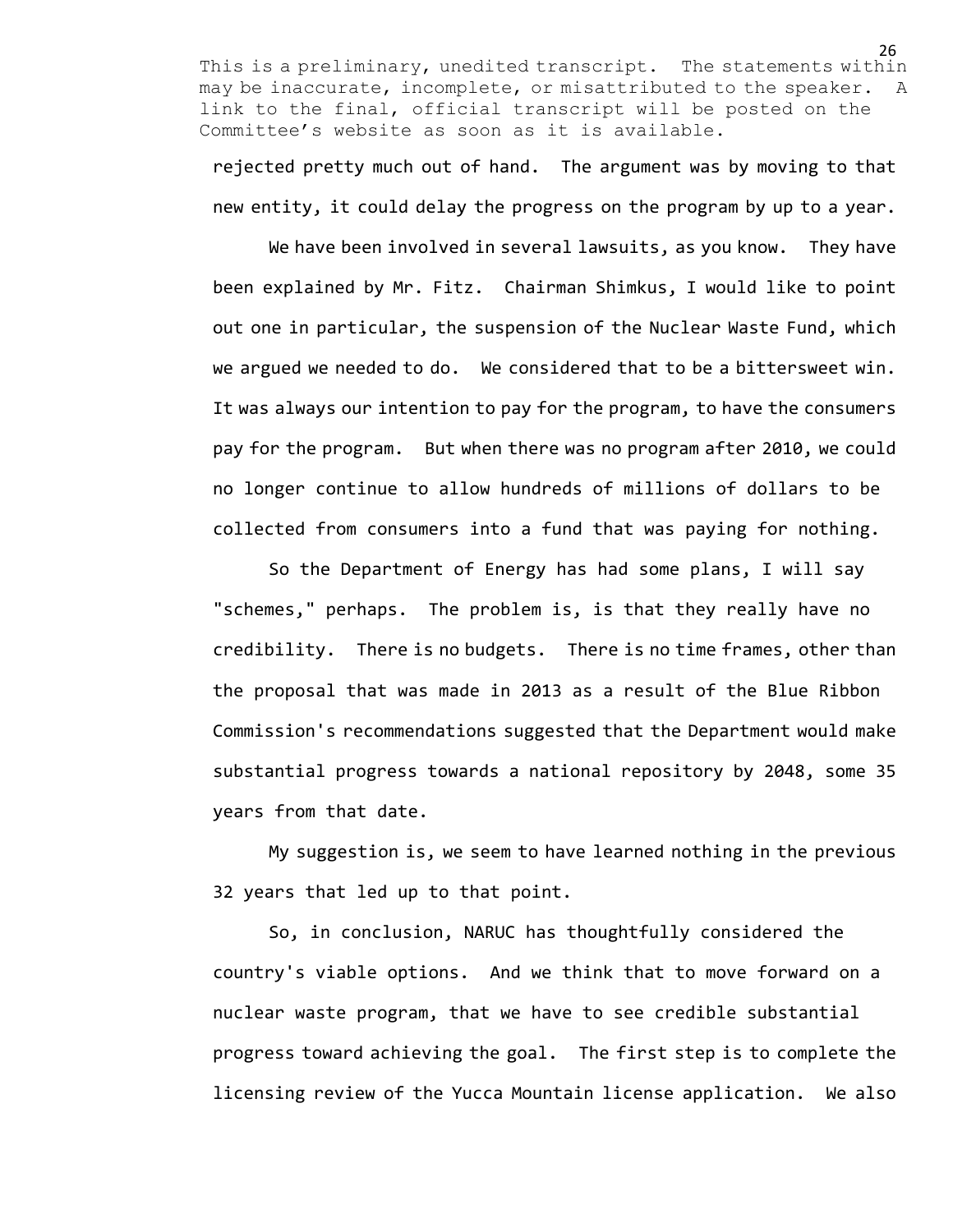rejected pretty much out of hand. The argument was by moving to that new entity, it could delay the progress on the program by up to a year.

We have been involved in several lawsuits, as you know. They have been explained by Mr. Fitz. Chairman Shimkus, I would like to point out one in particular, the suspension of the Nuclear Waste Fund, which we argued we needed to do. We considered that to be a bittersweet win. It was always our intention to pay for the program, to have the consumers pay for the program. But when there was no program after 2010, we could no longer continue to allow hundreds of millions of dollars to be collected from consumers into a fund that was paying for nothing.

So the Department of Energy has had some plans, I will say "schemes," perhaps. The problem is, is that they really have no credibility. There is no budgets. There is no time frames, other than the proposal that was made in 2013 as a result of the Blue Ribbon Commission's recommendations suggested that the Department would make substantial progress towards a national repository by 2048, some 35 years from that date.

My suggestion is, we seem to have learned nothing in the previous 32 years that led up to that point.

So, in conclusion, NARUC has thoughtfully considered the country's viable options. And we think that to move forward on a nuclear waste program, that we have to see credible substantial progress toward achieving the goal. The first step is to complete the licensing review of the Yucca Mountain license application. We also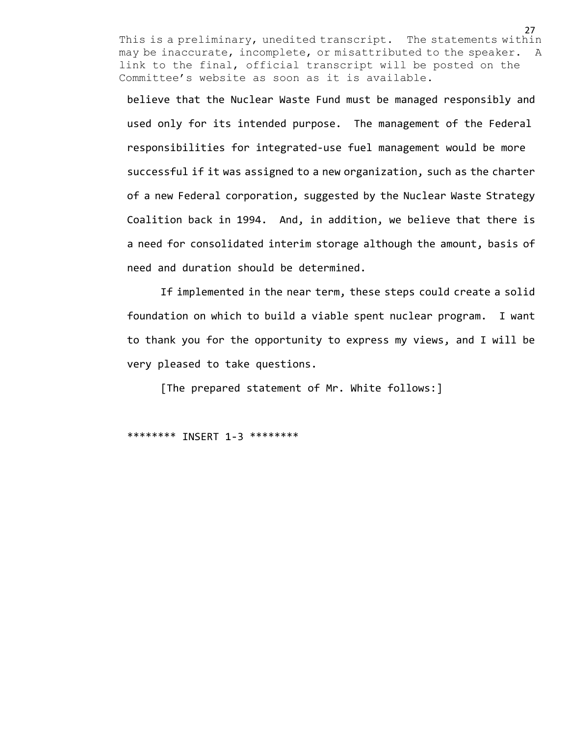This is a preliminary, unedited transcript. The statements within may be inaccurate, incomplete, or misattributed to the speaker. A link to the final, official transcript will be posted on the Committee's website as soon as it is available.

believe that the Nuclear Waste Fund must be managed responsibly and used only for its intended purpose. The management of the Federal responsibilities for integrated-use fuel management would be more successful if it was assigned to a new organization, such as the charter of a new Federal corporation, suggested by the Nuclear Waste Strategy Coalition back in 1994. And, in addition, we believe that there is a need for consolidated interim storage although the amount, basis of need and duration should be determined.

If implemented in the near term, these steps could create a solid foundation on which to build a viable spent nuclear program. I want to thank you for the opportunity to express my views, and I will be very pleased to take questions.

[The prepared statement of Mr. White follows:]

******** INSERT 1-3 ********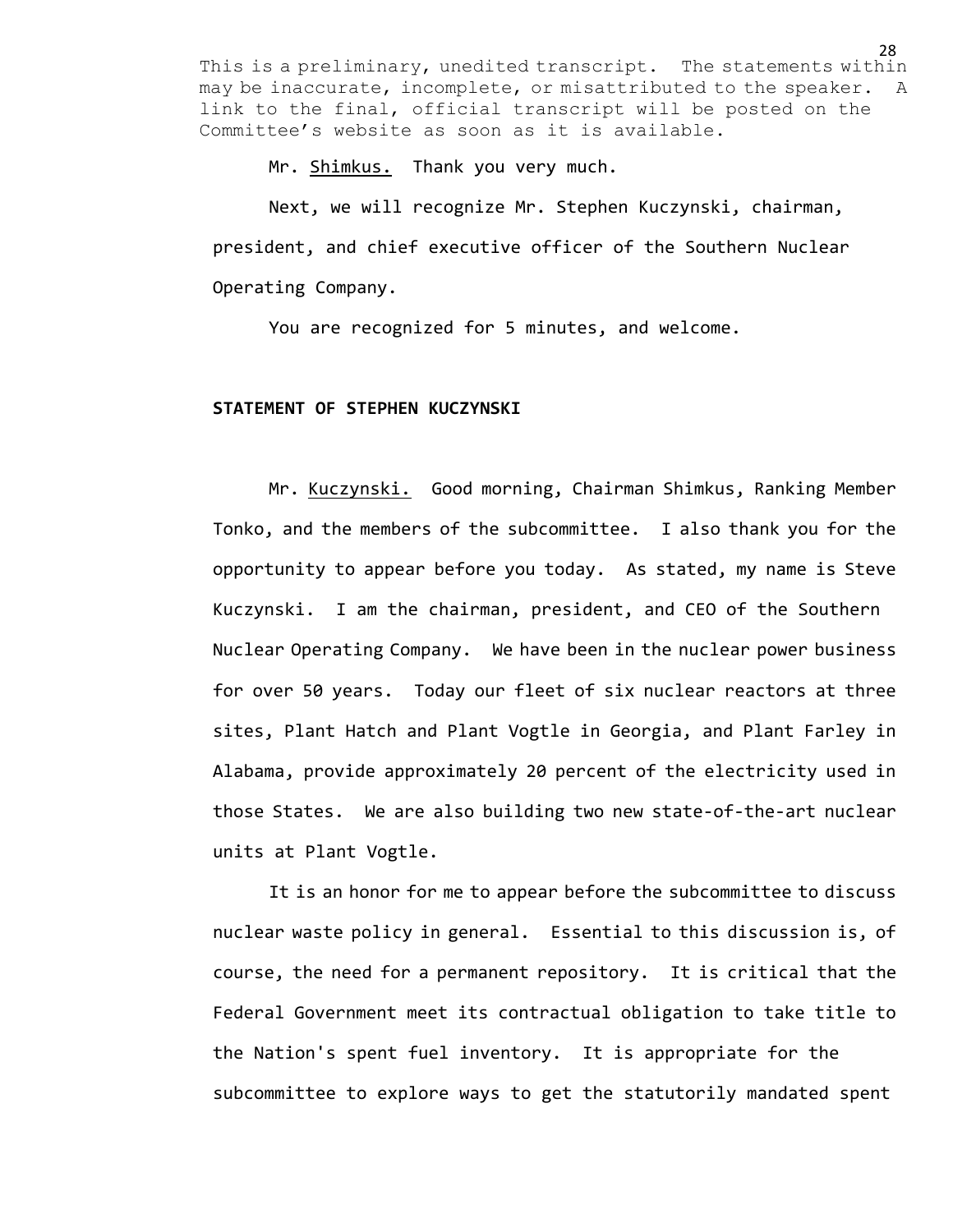This is a preliminary, unedited transcript. The statements within may be inaccurate, incomplete, or misattributed to the speaker. A link to the final, official transcript will be posted on the Committee's website as soon as it is available.

Mr. Shimkus. Thank you very much.

Next, we will recognize Mr. Stephen Kuczynski, chairman, president, and chief executive officer of the Southern Nuclear Operating Company.

You are recognized for 5 minutes, and welcome.

**STATEMENT OF STEPHEN KUCZYNSKI**

Mr. Kuczynski. Good morning, Chairman Shimkus, Ranking Member Tonko, and the members of the subcommittee. I also thank you for the opportunity to appear before you today. As stated, my name is Steve Kuczynski. I am the chairman, president, and CEO of the Southern Nuclear Operating Company. We have been in the nuclear power business for over 50 years. Today our fleet of six nuclear reactors at three sites, Plant Hatch and Plant Vogtle in Georgia, and Plant Farley in Alabama, provide approximately 20 percent of the electricity used in those States. We are also building two new state-of-the-art nuclear units at Plant Vogtle.

It is an honor for me to appear before the subcommittee to discuss nuclear waste policy in general. Essential to this discussion is, of course, the need for a permanent repository. It is critical that the Federal Government meet its contractual obligation to take title to the Nation's spent fuel inventory. It is appropriate for the subcommittee to explore ways to get the statutorily mandated spent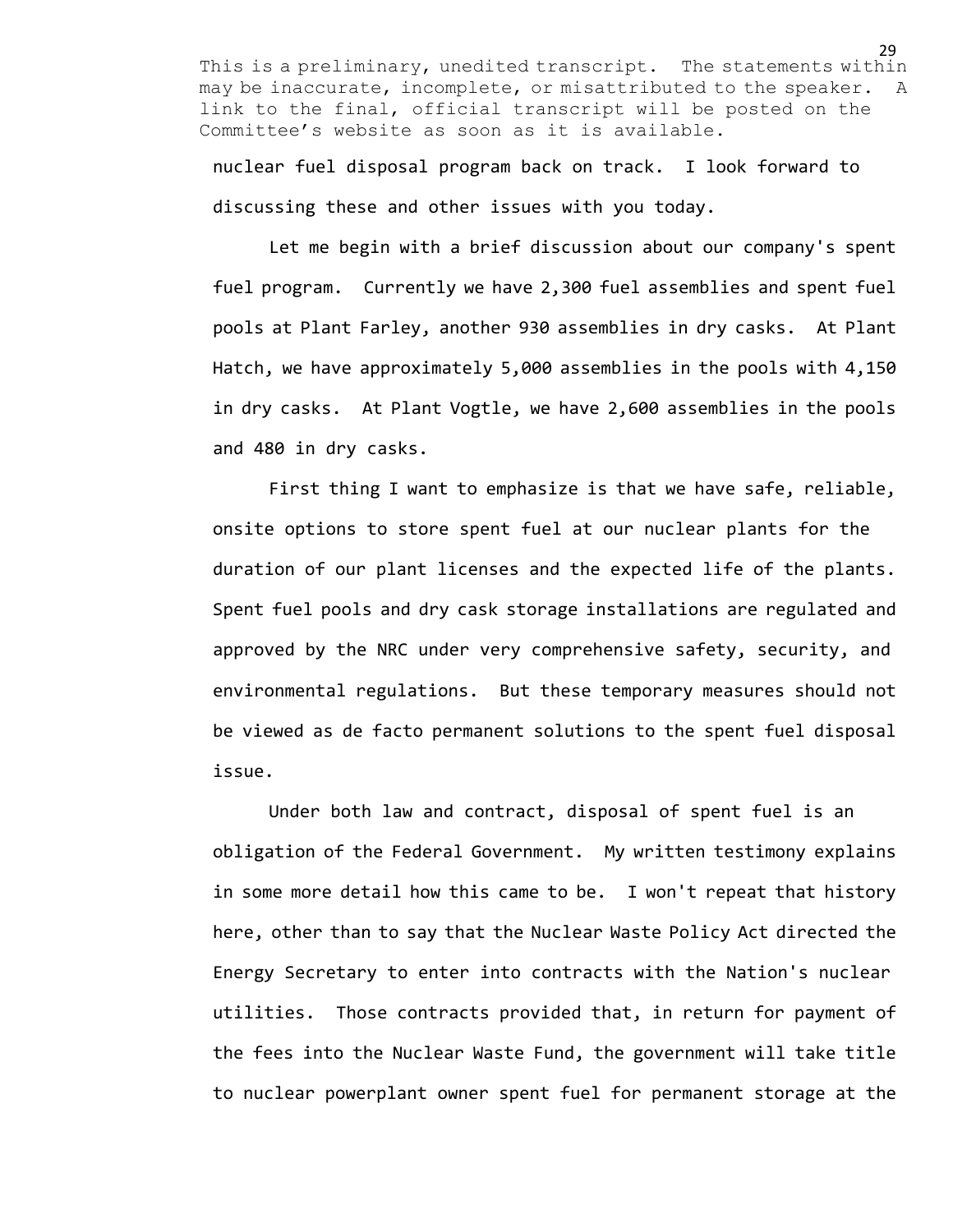nuclear fuel disposal program back on track. I look forward to discussing these and other issues with you today.

Let me begin with a brief discussion about our company's spent fuel program. Currently we have 2,300 fuel assemblies and spent fuel pools at Plant Farley, another 930 assemblies in dry casks. At Plant Hatch, we have approximately 5,000 assemblies in the pools with 4,150 in dry casks. At Plant Vogtle, we have 2,600 assemblies in the pools and 480 in dry casks.

First thing I want to emphasize is that we have safe, reliable, onsite options to store spent fuel at our nuclear plants for the duration of our plant licenses and the expected life of the plants. Spent fuel pools and dry cask storage installations are regulated and approved by the NRC under very comprehensive safety, security, and environmental regulations. But these temporary measures should not be viewed as de facto permanent solutions to the spent fuel disposal issue.

Under both law and contract, disposal of spent fuel is an obligation of the Federal Government. My written testimony explains in some more detail how this came to be. I won't repeat that history here, other than to say that the Nuclear Waste Policy Act directed the Energy Secretary to enter into contracts with the Nation's nuclear utilities. Those contracts provided that, in return for payment of the fees into the Nuclear Waste Fund, the government will take title to nuclear powerplant owner spent fuel for permanent storage at the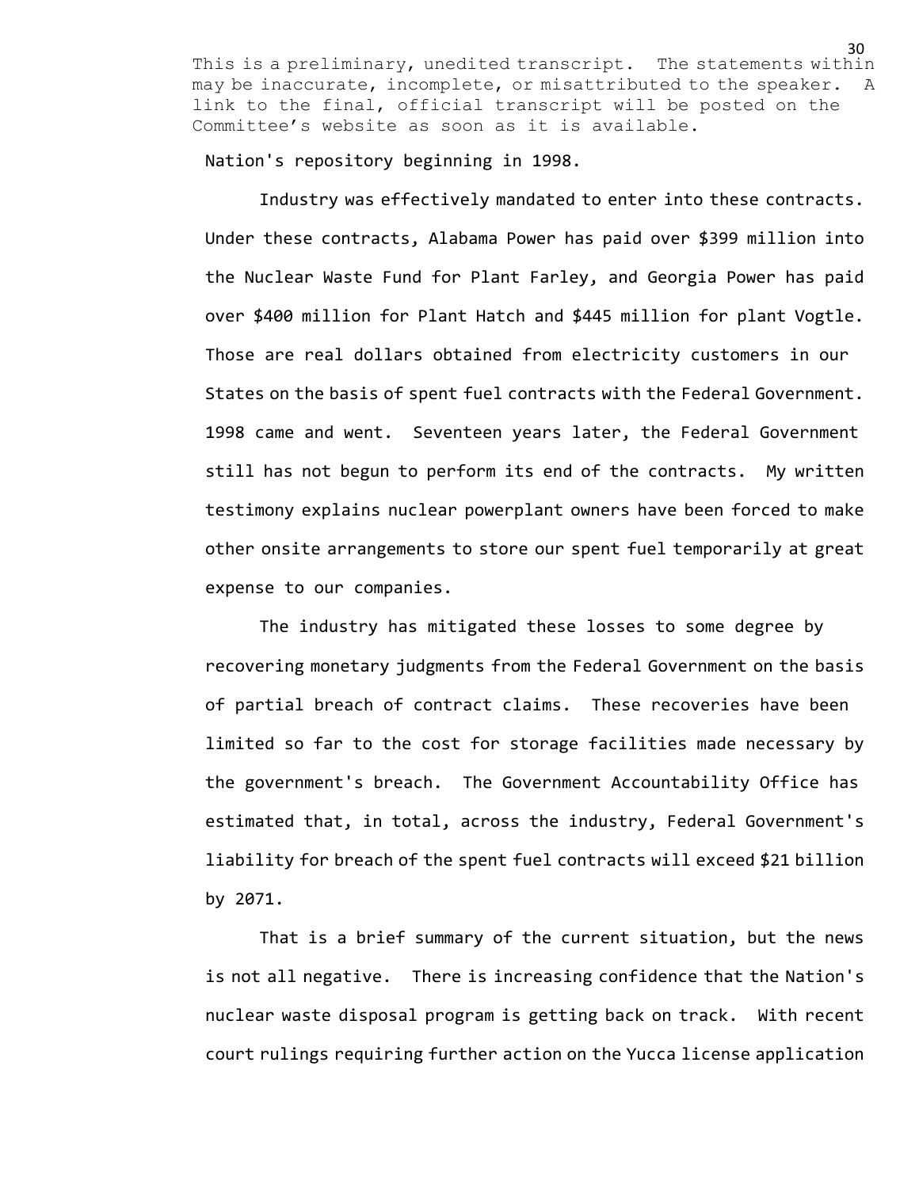This is a preliminary, unedited transcript. The statements within may be inaccurate, incomplete, or misattributed to the speaker. A link to the final, official transcript will be posted on the Committee's website as soon as it is available.

Nation's repository beginning in 1998.

Industry was effectively mandated to enter into these contracts. Under these contracts, Alabama Power has paid over $399 million into the Nuclear Waste Fund for Plant Farley, and Georgia Power has paid over $400 million for Plant Hatch and $445 million for plant Vogtle. Those are real dollars obtained from electricity customers in our States on the basis of spent fuel contracts with the Federal Government. 1998 came and went. Seventeen years later, the Federal Government still has not begun to perform its end of the contracts. My written testimony explains nuclear powerplant owners have been forced to make other onsite arrangements to store our spent fuel temporarily at great expense to our companies.

The industry has mitigated these losses to some degree by recovering monetary judgments from the Federal Government on the basis of partial breach of contract claims. These recoveries have been limited so far to the cost for storage facilities made necessary by the government's breach. The Government Accountability Office has estimated that, in total, across the industry, Federal Government's liability for breach of the spent fuel contracts will exceed $21 billion by 2071.

That is a brief summary of the current situation, but the news is not all negative. There is increasing confidence that the Nation's nuclear waste disposal program is getting back on track. With recent court rulings requiring further action on the Yucca license application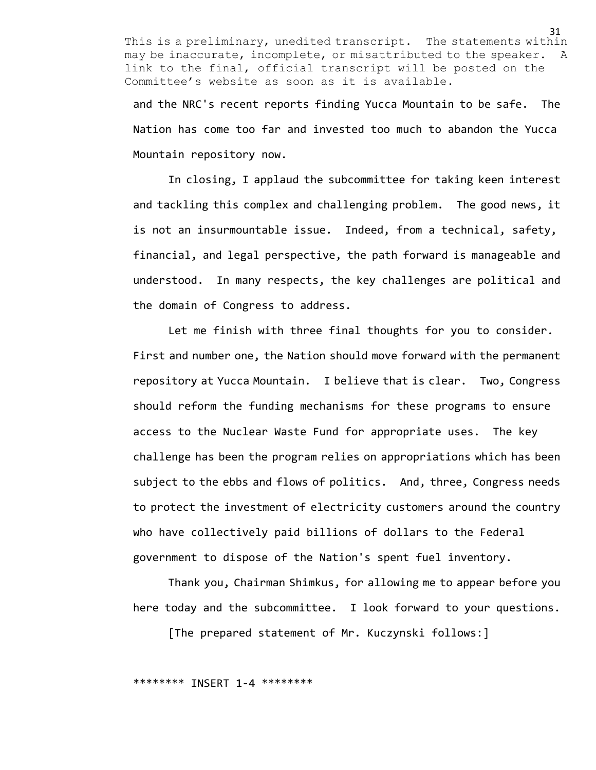and the NRC's recent reports finding Yucca Mountain to be safe. The Nation has come too far and invested too much to abandon the Yucca Mountain repository now.

In closing, I applaud the subcommittee for taking keen interest and tackling this complex and challenging problem. The good news, it is not an insurmountable issue. Indeed, from a technical, safety, financial, and legal perspective, the path forward is manageable and understood. In many respects, the key challenges are political and the domain of Congress to address.

Let me finish with three final thoughts for you to consider. First and number one, the Nation should move forward with the permanent repository at Yucca Mountain. I believe that is clear. Two, Congress should reform the funding mechanisms for these programs to ensure access to the Nuclear Waste Fund for appropriate uses. The key challenge has been the program relies on appropriations which has been subject to the ebbs and flows of politics. And, three, Congress needs to protect the investment of electricity customers around the country who have collectively paid billions of dollars to the Federal government to dispose of the Nation's spent fuel inventory.

Thank you, Chairman Shimkus, for allowing me to appear before you here today and the subcommittee. I look forward to your questions.

[The prepared statement of Mr. Kuczynski follows:]

******** INSERT 1-4 ********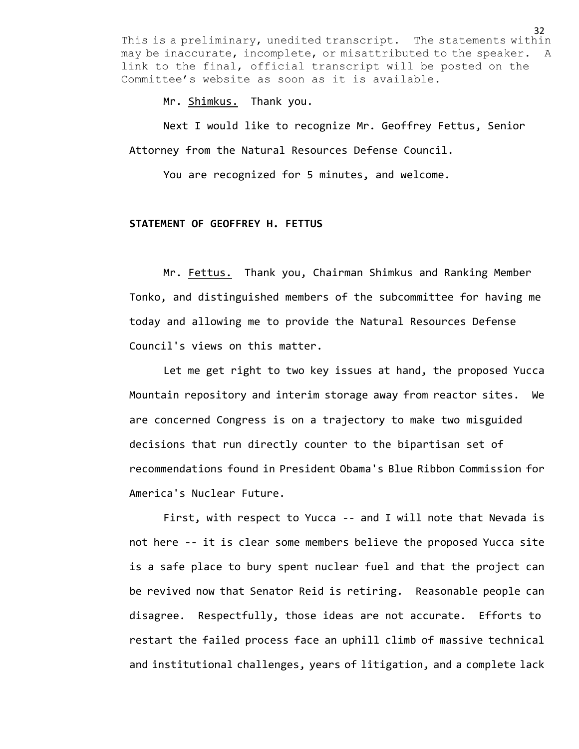This is a preliminary, unedited transcript. The statements within may be inaccurate, incomplete, or misattributed to the speaker. A link to the final, official transcript will be posted on the Committee's website as soon as it is available.

Mr. Shimkus. Thank you.

Next I would like to recognize Mr. Geoffrey Fettus, Senior Attorney from the Natural Resources Defense Council.

You are recognized for 5 minutes, and welcome.

**STATEMENT OF GEOFFREY H. FETTUS**

Mr. Fettus. Thank you, Chairman Shimkus and Ranking Member Tonko, and distinguished members of the subcommittee for having me today and allowing me to provide the Natural Resources Defense Council's views on this matter.

Let me get right to two key issues at hand, the proposed Yucca Mountain repository and interim storage away from reactor sites. We are concerned Congress is on a trajectory to make two misguided decisions that run directly counter to the bipartisan set of recommendations found in President Obama's Blue Ribbon Commission for America's Nuclear Future.

First, with respect to Yucca -- and I will note that Nevada is not here -- it is clear some members believe the proposed Yucca site is a safe place to bury spent nuclear fuel and that the project can be revived now that Senator Reid is retiring. Reasonable people can disagree. Respectfully, those ideas are not accurate. Efforts to restart the failed process face an uphill climb of massive technical and institutional challenges, years of litigation, and a complete lack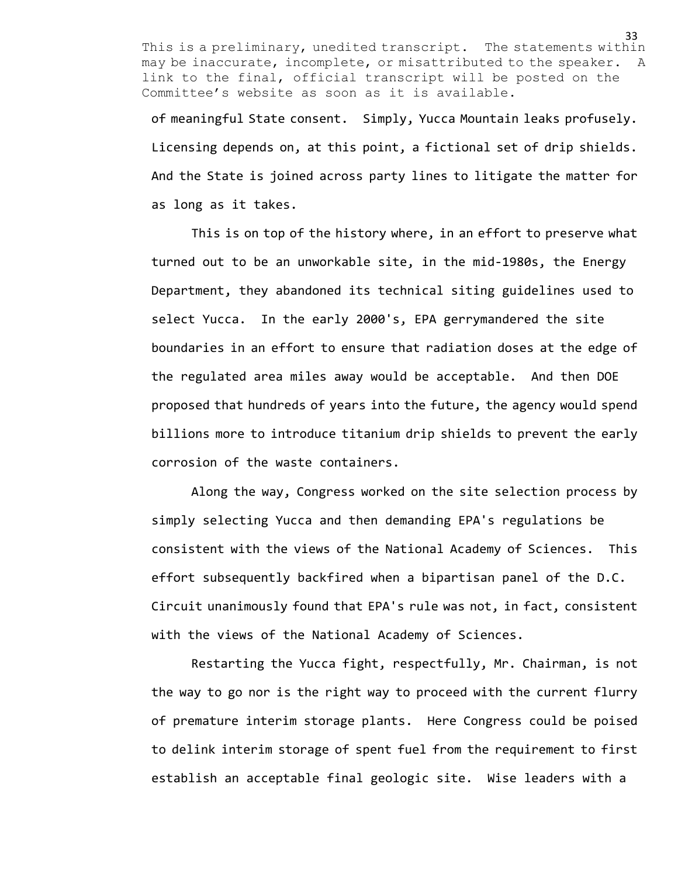of meaningful State consent. Simply, Yucca Mountain leaks profusely. Licensing depends on, at this point, a fictional set of drip shields. And the State is joined across party lines to litigate the matter for as long as it takes.

This is on top of the history where, in an effort to preserve what turned out to be an unworkable site, in the mid-1980s, the Energy Department, they abandoned its technical siting guidelines used to select Yucca. In the early 2000's, EPA gerrymandered the site boundaries in an effort to ensure that radiation doses at the edge of the regulated area miles away would be acceptable. And then DOE proposed that hundreds of years into the future, the agency would spend billions more to introduce titanium drip shields to prevent the early corrosion of the waste containers.

Along the way, Congress worked on the site selection process by simply selecting Yucca and then demanding EPA's regulations be consistent with the views of the National Academy of Sciences. This effort subsequently backfired when a bipartisan panel of the D.C. Circuit unanimously found that EPA's rule was not, in fact, consistent with the views of the National Academy of Sciences.

Restarting the Yucca fight, respectfully, Mr. Chairman, is not the way to go nor is the right way to proceed with the current flurry of premature interim storage plants. Here Congress could be poised to delink interim storage of spent fuel from the requirement to first establish an acceptable final geologic site. Wise leaders with a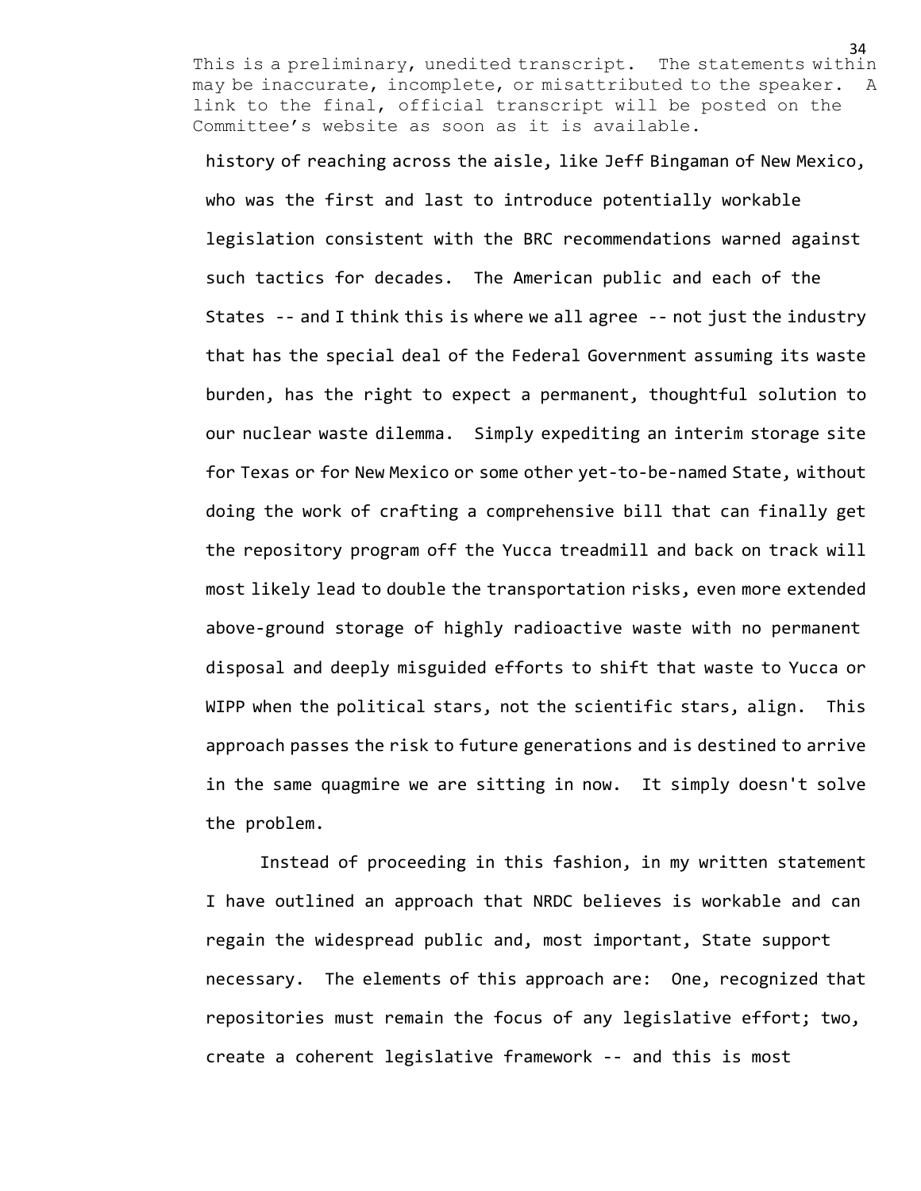This is a preliminary, unedited transcript. The statements within may be inaccurate, incomplete, or misattributed to the speaker. A link to the final, official transcript will be posted on the Committee's website as soon as it is available.

history of reaching across the aisle, like Jeff Bingaman of New Mexico, who was the first and last to introduce potentially workable legislation consistent with the BRC recommendations warned against such tactics for decades. The American public and each of the States -- and I think this is where we all agree -- not just the industry that has the special deal of the Federal Government assuming its waste burden, has the right to expect a permanent, thoughtful solution to our nuclear waste dilemma. Simply expediting an interim storage site for Texas or for New Mexico or some other yet-to-be-named State, without doing the work of crafting a comprehensive bill that can finally get the repository program off the Yucca treadmill and back on track will most likely lead to double the transportation risks, even more extended above-ground storage of highly radioactive waste with no permanent disposal and deeply misguided efforts to shift that waste to Yucca or WIPP when the political stars, not the scientific stars, align. This approach passes the risk to future generations and is destined to arrive in the same quagmire we are sitting in now. It simply doesn't solve the problem.

Instead of proceeding in this fashion, in my written statement I have outlined an approach that NRDC believes is workable and can regain the widespread public and, most important, State support necessary. The elements of this approach are: One, recognized that repositories must remain the focus of any legislative effort; two, create a coherent legislative framework -- and this is most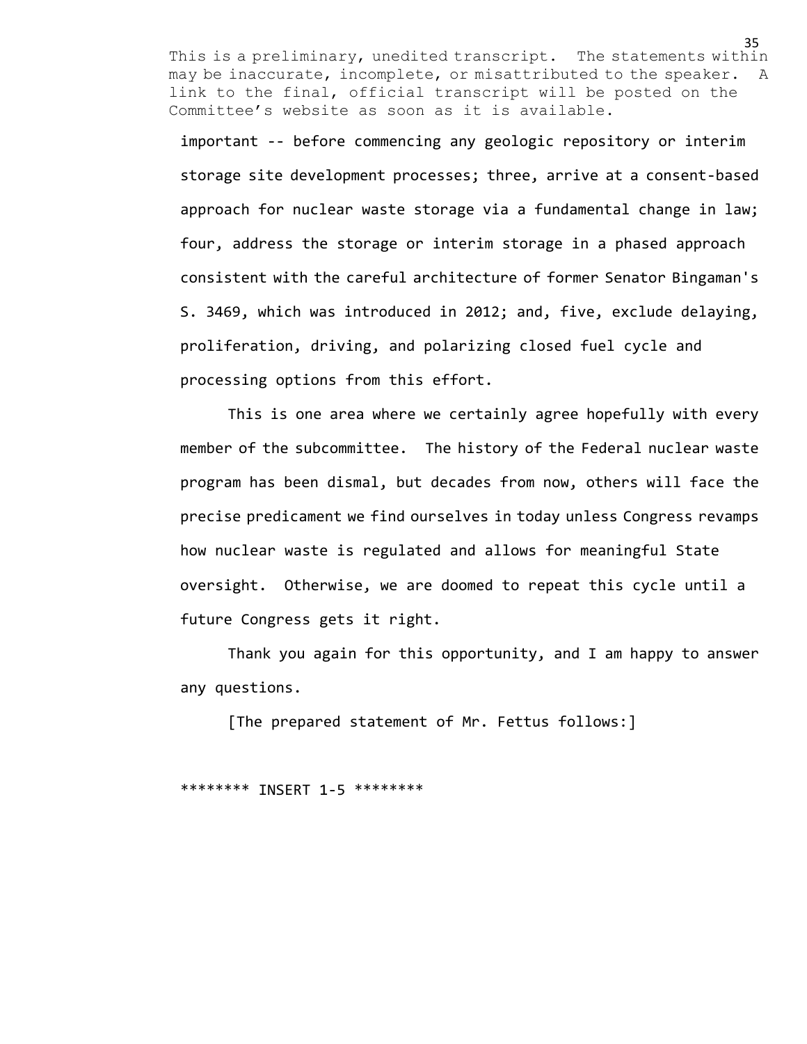important -- before commencing any geologic repository or interim storage site development processes; three, arrive at a consent-based approach for nuclear waste storage via a fundamental change in law; four, address the storage or interim storage in a phased approach consistent with the careful architecture of former Senator Bingaman's S. 3469, which was introduced in 2012; and, five, exclude delaying, proliferation, driving, and polarizing closed fuel cycle and processing options from this effort.

This is one area where we certainly agree hopefully with every member of the subcommittee. The history of the Federal nuclear waste program has been dismal, but decades from now, others will face the precise predicament we find ourselves in today unless Congress revamps how nuclear waste is regulated and allows for meaningful State oversight. Otherwise, we are doomed to repeat this cycle until a future Congress gets it right.

Thank you again for this opportunity, and I am happy to answer any questions.

[The prepared statement of Mr. Fettus follows:]

******** INSERT 1-5 ********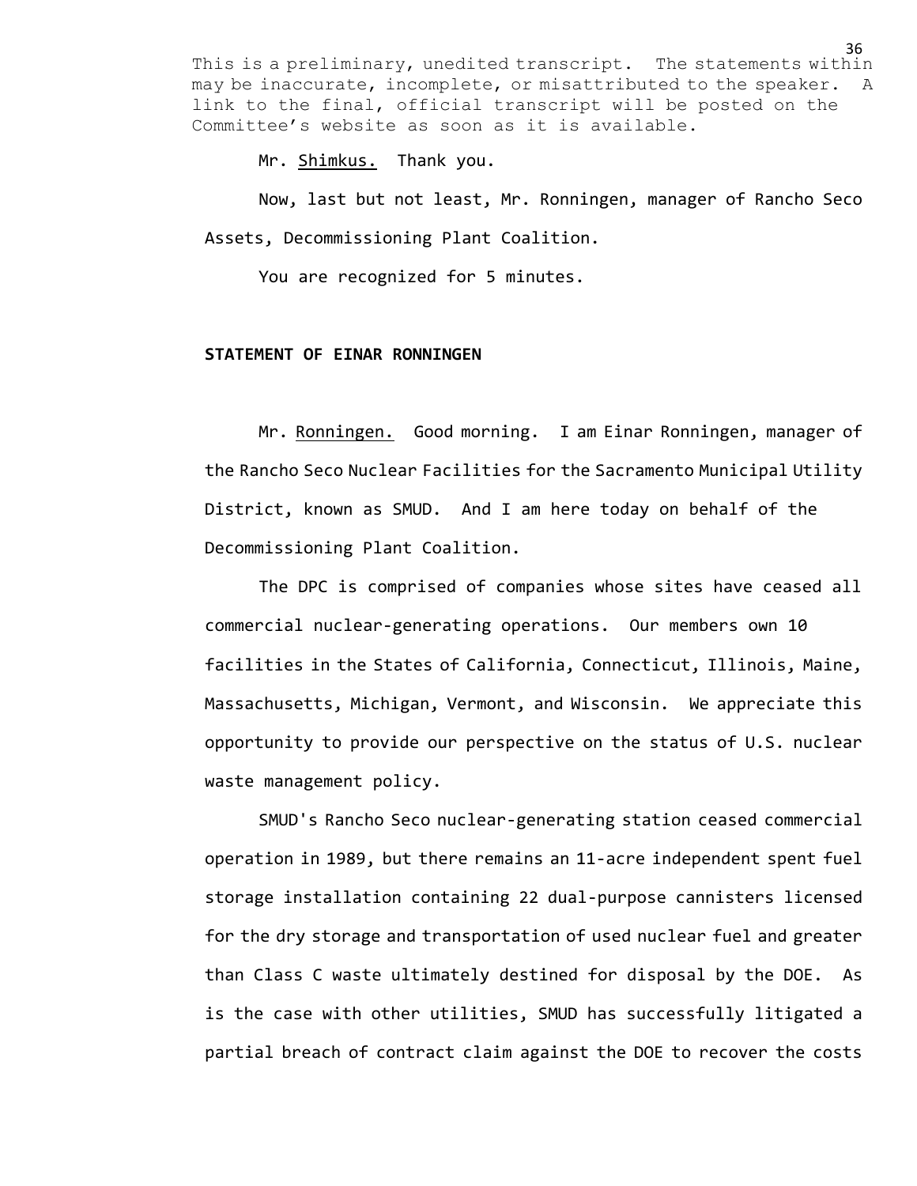This is a preliminary, unedited transcript. The statements within may be inaccurate, incomplete, or misattributed to the speaker. A link to the final, official transcript will be posted on the Committee's website as soon as it is available.

Mr. Shimkus. Thank you.

Now, last but not least, Mr. Ronningen, manager of Rancho Seco Assets, Decommissioning Plant Coalition.

You are recognized for 5 minutes.

**STATEMENT OF EINAR RONNINGEN**

Mr. Ronningen. Good morning. I am Einar Ronningen, manager of the Rancho Seco Nuclear Facilities for the Sacramento Municipal Utility District, known as SMUD. And I am here today on behalf of the Decommissioning Plant Coalition.

The DPC is comprised of companies whose sites have ceased all commercial nuclear-generating operations. Our members own 10 facilities in the States of California, Connecticut, Illinois, Maine, Massachusetts, Michigan, Vermont, and Wisconsin. We appreciate this opportunity to provide our perspective on the status of U.S. nuclear waste management policy.

SMUD's Rancho Seco nuclear-generating station ceased commercial operation in 1989, but there remains an 11-acre independent spent fuel storage installation containing 22 dual-purpose cannisters licensed for the dry storage and transportation of used nuclear fuel and greater than Class C waste ultimately destined for disposal by the DOE. As is the case with other utilities, SMUD has successfully litigated a partial breach of contract claim against the DOE to recover the costs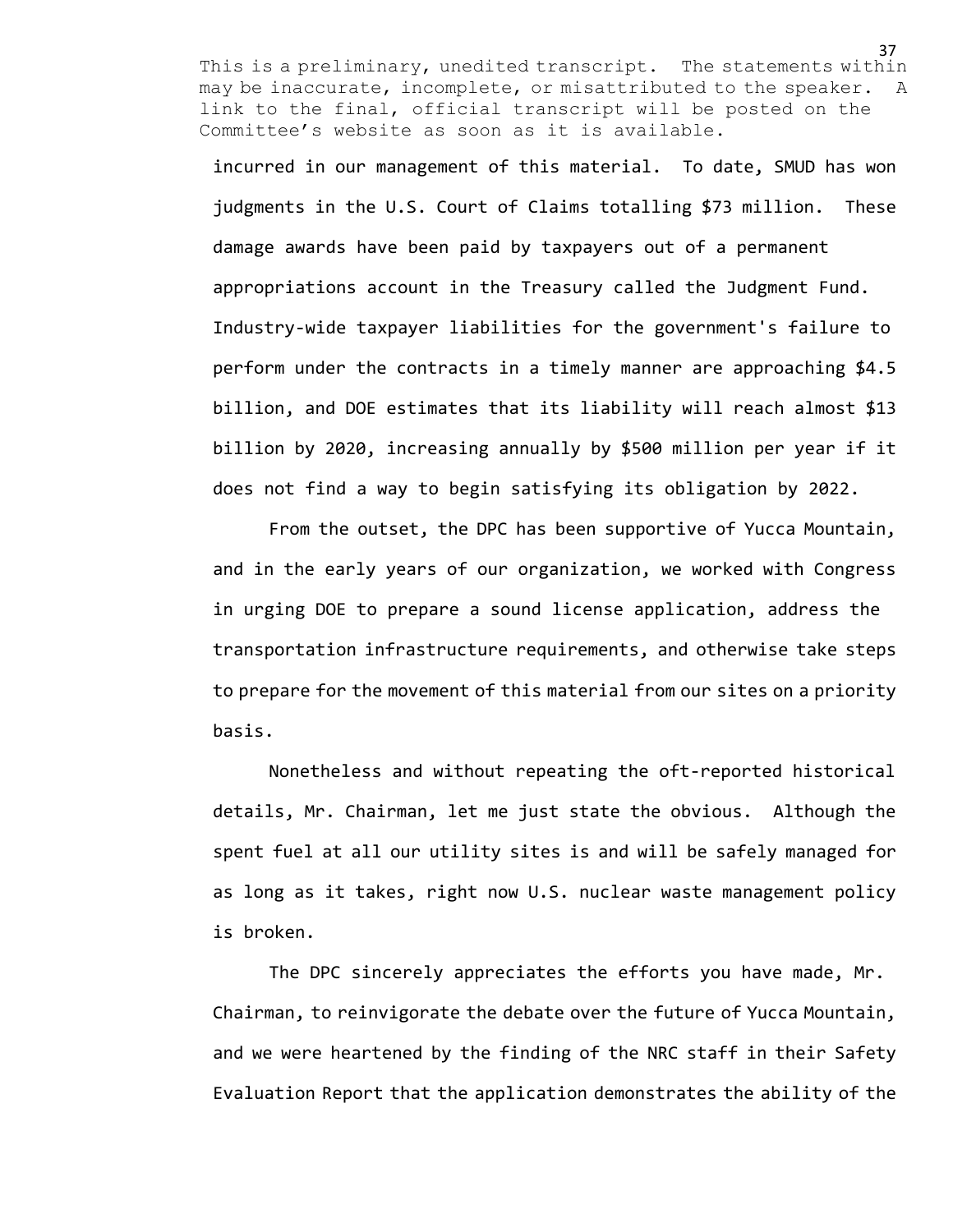This is a preliminary, unedited transcript. The statements within may be inaccurate, incomplete, or misattributed to the speaker. A link to the final, official transcript will be posted on the Committee's website as soon as it is available.

incurred in our management of this material. To date, SMUD has won judgments in the U.S. Court of Claims totalling $73 million. These damage awards have been paid by taxpayers out of a permanent appropriations account in the Treasury called the Judgment Fund. Industry-wide taxpayer liabilities for the government's failure to perform under the contracts in a timely manner are approaching $4.5 billion, and DOE estimates that its liability will reach almost $13 billion by 2020, increasing annually by $500 million per year if it does not find a way to begin satisfying its obligation by 2022.

From the outset, the DPC has been supportive of Yucca Mountain, and in the early years of our organization, we worked with Congress in urging DOE to prepare a sound license application, address the transportation infrastructure requirements, and otherwise take steps to prepare for the movement of this material from our sites on a priority basis.

Nonetheless and without repeating the oft-reported historical details, Mr. Chairman, let me just state the obvious. Although the spent fuel at all our utility sites is and will be safely managed for as long as it takes, right now U.S. nuclear waste management policy is broken.

The DPC sincerely appreciates the efforts you have made, Mr. Chairman, to reinvigorate the debate over the future of Yucca Mountain, and we were heartened by the finding of the NRC staff in their Safety Evaluation Report that the application demonstrates the ability of the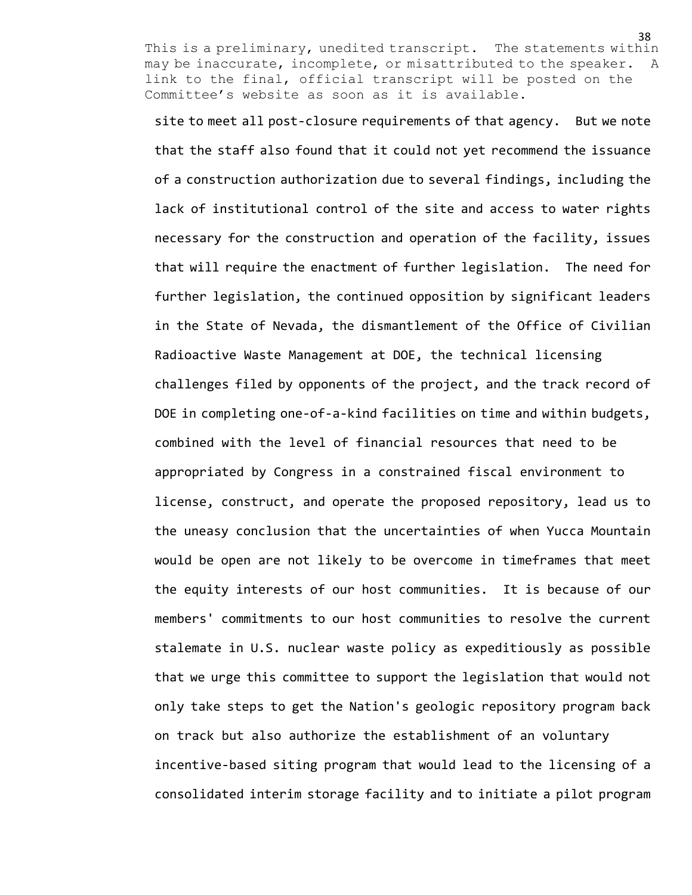site to meet all post-closure requirements of that agency. But we note that the staff also found that it could not yet recommend the issuance of a construction authorization due to several findings, including the lack of institutional control of the site and access to water rights necessary for the construction and operation of the facility, issues that will require the enactment of further legislation. The need for further legislation, the continued opposition by significant leaders in the State of Nevada, the dismantlement of the Office of Civilian Radioactive Waste Management at DOE, the technical licensing challenges filed by opponents of the project, and the track record of DOE in completing one-of-a-kind facilities on time and within budgets, combined with the level of financial resources that need to be appropriated by Congress in a constrained fiscal environment to license, construct, and operate the proposed repository, lead us to the uneasy conclusion that the uncertainties of when Yucca Mountain would be open are not likely to be overcome in timeframes that meet the equity interests of our host communities. It is because of our members' commitments to our host communities to resolve the current stalemate in U.S. nuclear waste policy as expeditiously as possible that we urge this committee to support the legislation that would not only take steps to get the Nation's geologic repository program back on track but also authorize the establishment of an voluntary incentive-based siting program that would lead to the licensing of a consolidated interim storage facility and to initiate a pilot program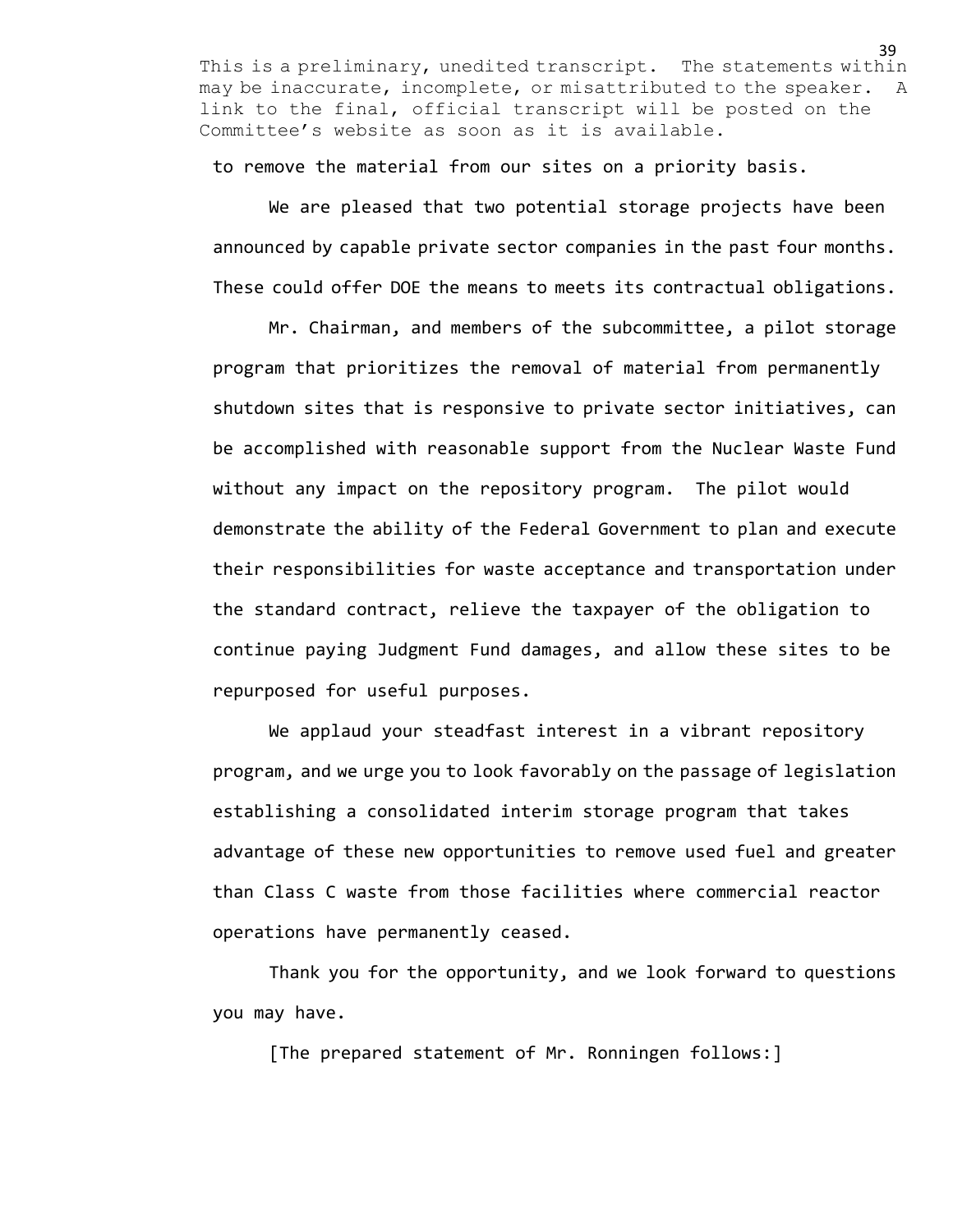to remove the material from our sites on a priority basis.

We are pleased that two potential storage projects have been announced by capable private sector companies in the past four months. These could offer DOE the means to meets its contractual obligations.

Mr. Chairman, and members of the subcommittee, a pilot storage program that prioritizes the removal of material from permanently shutdown sites that is responsive to private sector initiatives, can be accomplished with reasonable support from the Nuclear Waste Fund without any impact on the repository program. The pilot would demonstrate the ability of the Federal Government to plan and execute their responsibilities for waste acceptance and transportation under the standard contract, relieve the taxpayer of the obligation to continue paying Judgment Fund damages, and allow these sites to be repurposed for useful purposes.

We applaud your steadfast interest in a vibrant repository program, and we urge you to look favorably on the passage of legislation establishing a consolidated interim storage program that takes advantage of these new opportunities to remove used fuel and greater than Class C waste from those facilities where commercial reactor operations have permanently ceased.

Thank you for the opportunity, and we look forward to questions you may have.

[The prepared statement of Mr. Ronningen follows:]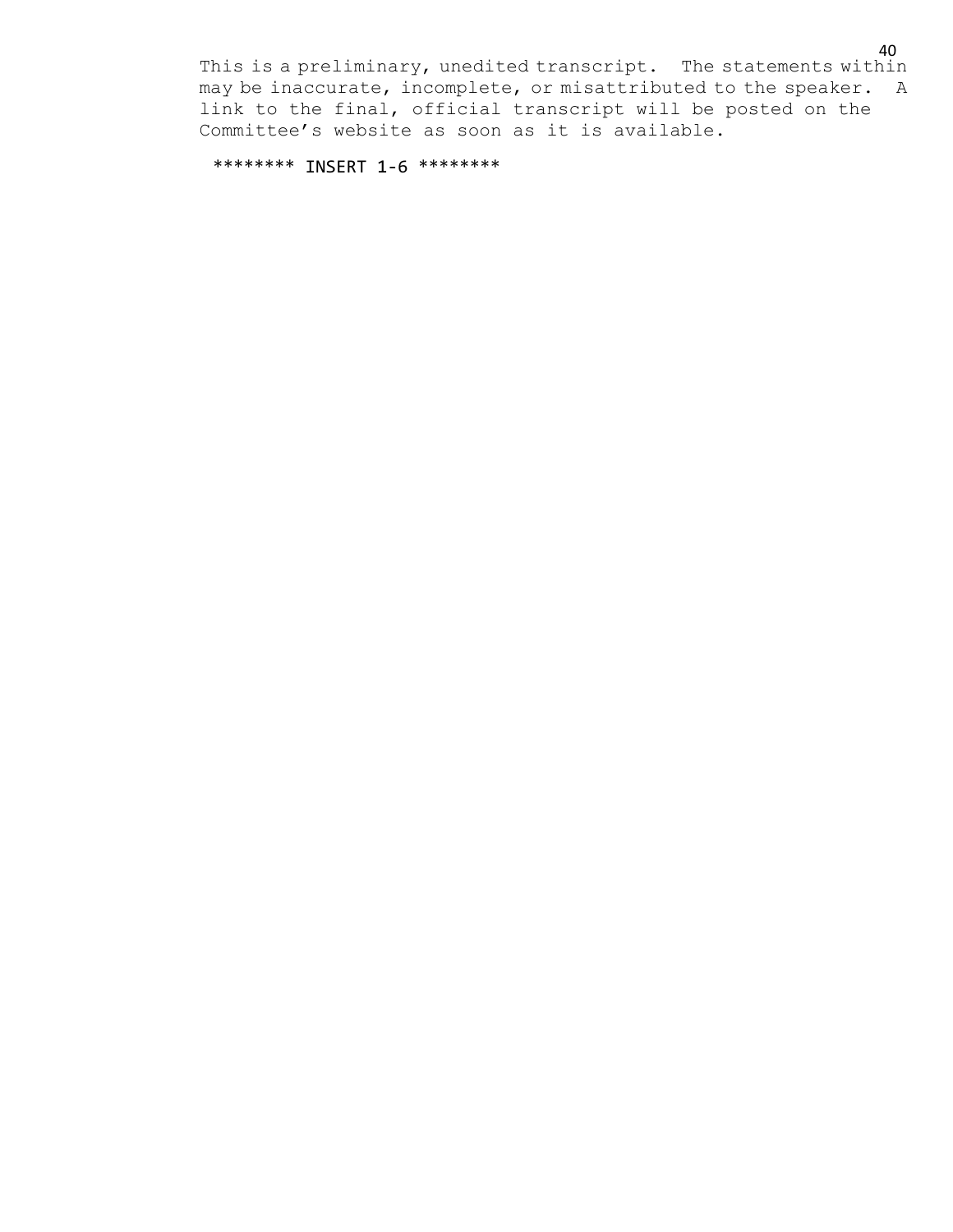******** INSERT 1-6 ********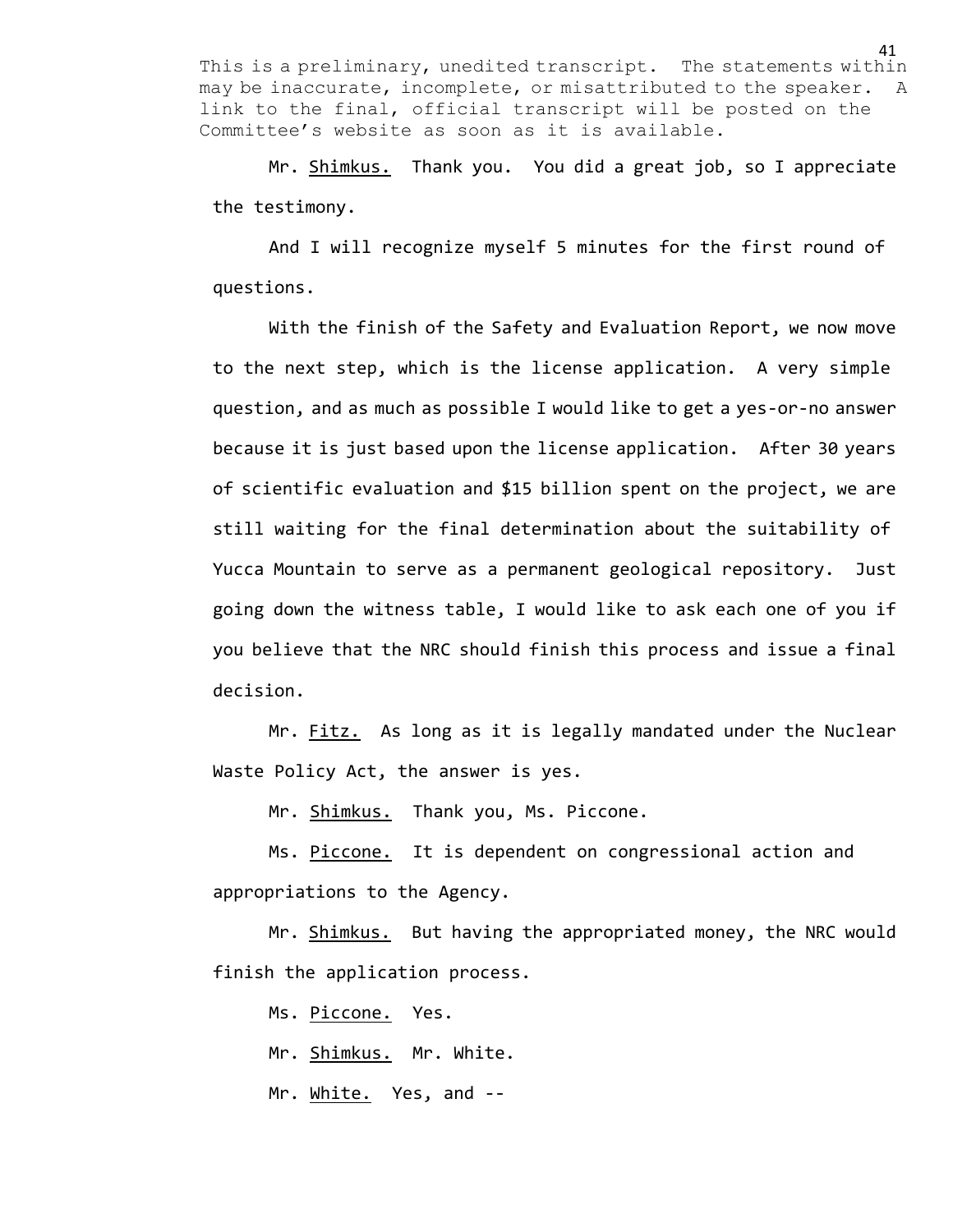This is a preliminary, unedited transcript. The statements within may be inaccurate, incomplete, or misattributed to the speaker. A link to the final, official transcript will be posted on the Committee's website as soon as it is available.

Mr. Shimkus. Thank you. You did a great job, so I appreciate the testimony.

And I will recognize myself 5 minutes for the first round of questions.

With the finish of the Safety and Evaluation Report, we now move to the next step, which is the license application. A very simple question, and as much as possible I would like to get a yes-or-no answer because it is just based upon the license application. After 30 years of scientific evaluation and $15 billion spent on the project, we are still waiting for the final determination about the suitability of Yucca Mountain to serve as a permanent geological repository. Just going down the witness table, I would like to ask each one of you if you believe that the NRC should finish this process and issue a final decision.

Mr. Fitz. As long as it is legally mandated under the Nuclear Waste Policy Act, the answer is yes.

Mr. Shimkus. Thank you, Ms. Piccone.

Ms. Piccone. It is dependent on congressional action and appropriations to the Agency.

Mr. Shimkus. But having the appropriated money, the NRC would finish the application process.

Ms. Piccone. Yes.

Mr. Shimkus. Mr. White.

Mr. White. Yes, and --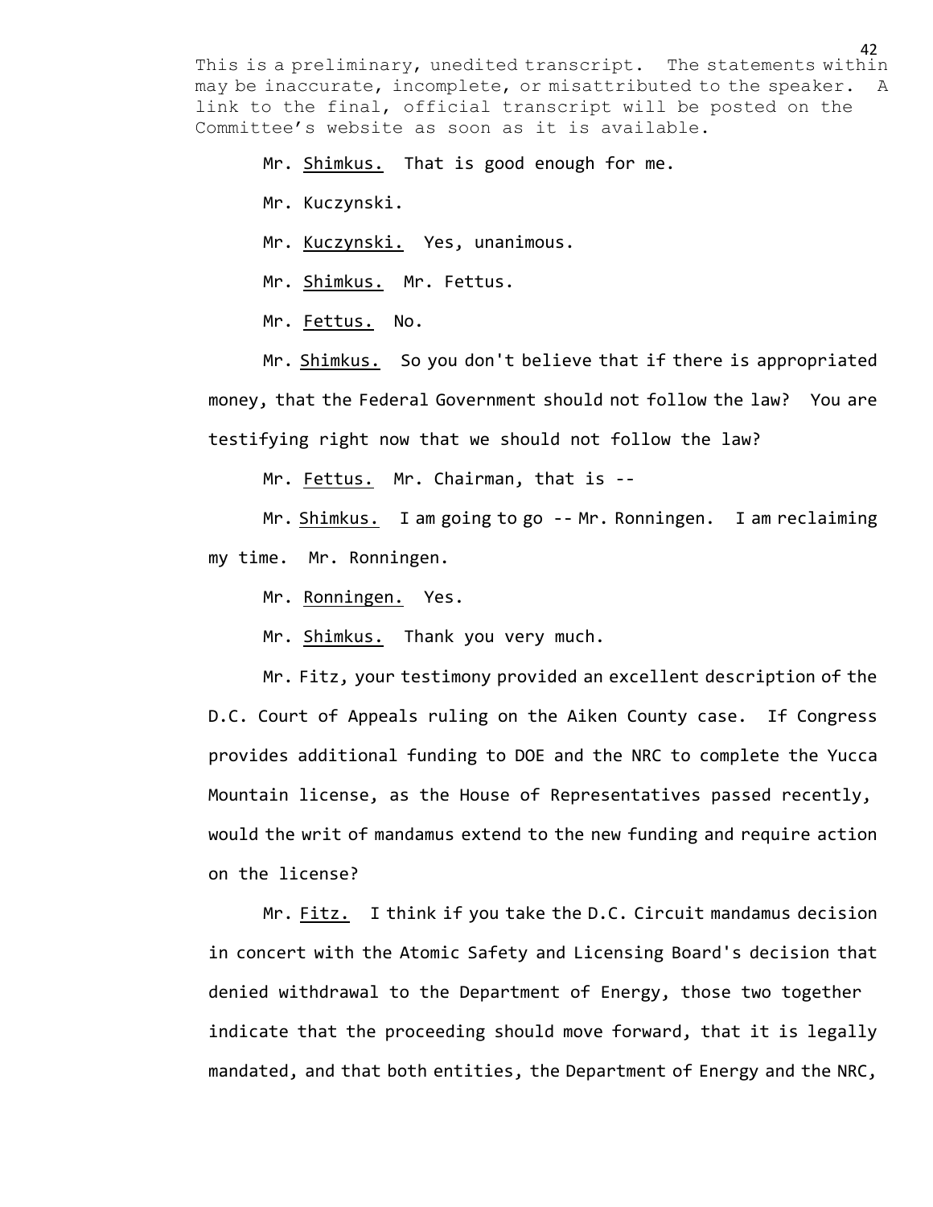This is a preliminary, unedited transcript. The statements within may be inaccurate, incomplete, or misattributed to the speaker. A link to the final, official transcript will be posted on the Committee's website as soon as it is available.

Mr. Shimkus. That is good enough for me.

Mr. Kuczynski.

Mr. Kuczynski. Yes, unanimous.

Mr. Shimkus. Mr. Fettus.

Mr. Fettus. No.

Mr. Shimkus. So you don't believe that if there is appropriated money, that the Federal Government should not follow the law? You are testifying right now that we should not follow the law?

Mr. Fettus. Mr. Chairman, that is --

Mr. Shimkus. I am going to go -- Mr. Ronningen. I am reclaiming my time. Mr. Ronningen.

Mr. Ronningen. Yes.

Mr. Shimkus. Thank you very much.

Mr. Fitz, your testimony provided an excellent description of the D.C. Court of Appeals ruling on the Aiken County case. If Congress provides additional funding to DOE and the NRC to complete the Yucca Mountain license, as the House of Representatives passed recently, would the writ of mandamus extend to the new funding and require action on the license?

Mr. Fitz. I think if you take the D.C. Circuit mandamus decision in concert with the Atomic Safety and Licensing Board's decision that denied withdrawal to the Department of Energy, those two together indicate that the proceeding should move forward, that it is legally mandated, and that both entities, the Department of Energy and the NRC,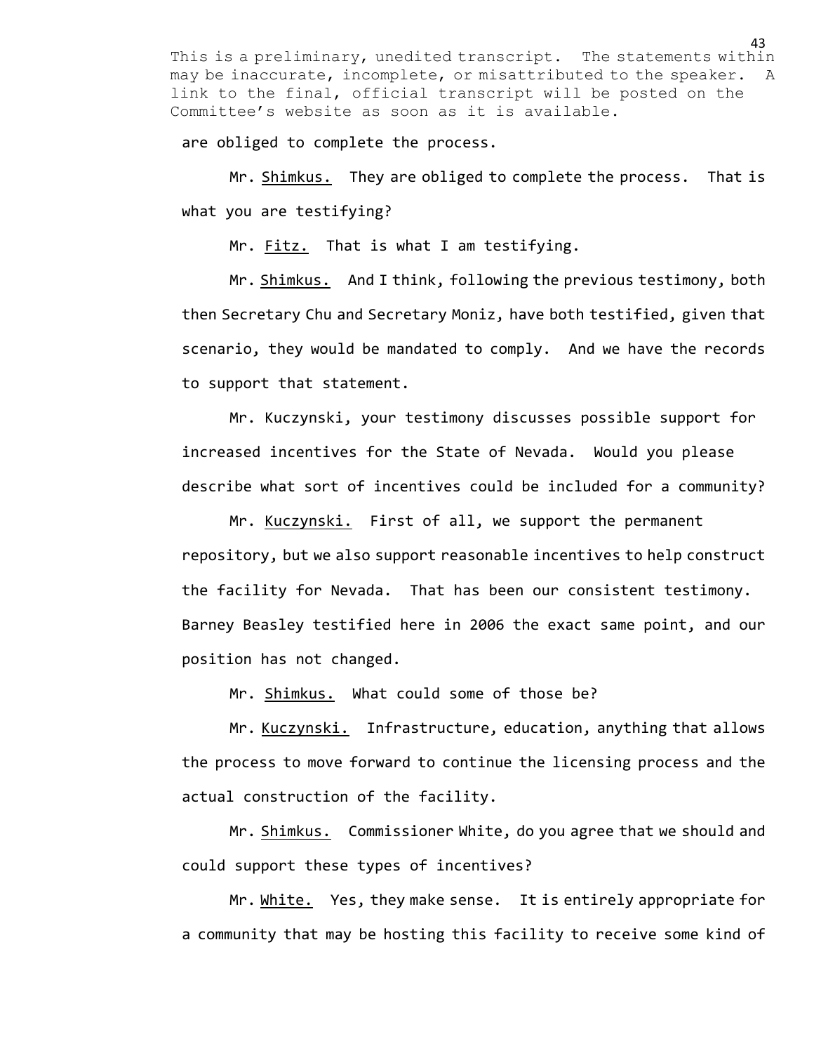This is a preliminary, unedited transcript. The statements within may be inaccurate, incomplete, or misattributed to the speaker. A link to the final, official transcript will be posted on the Committee's website as soon as it is available.

are obliged to complete the process.

Mr. Shimkus. They are obliged to complete the process. That is what you are testifying?

Mr. Fitz. That is what I am testifying.

Mr. Shimkus. And I think, following the previous testimony, both then Secretary Chu and Secretary Moniz, have both testified, given that scenario, they would be mandated to comply. And we have the records to support that statement.

Mr. Kuczynski, your testimony discusses possible support for increased incentives for the State of Nevada. Would you please describe what sort of incentives could be included for a community?

Mr. Kuczynski. First of all, we support the permanent repository, but we also support reasonable incentives to help construct the facility for Nevada. That has been our consistent testimony. Barney Beasley testified here in 2006 the exact same point, and our position has not changed.

Mr. Shimkus. What could some of those be?

Mr. Kuczynski. Infrastructure, education, anything that allows the process to move forward to continue the licensing process and the actual construction of the facility.

Mr. Shimkus. Commissioner White, do you agree that we should and could support these types of incentives?

Mr. White. Yes, they make sense. It is entirely appropriate for a community that may be hosting this facility to receive some kind of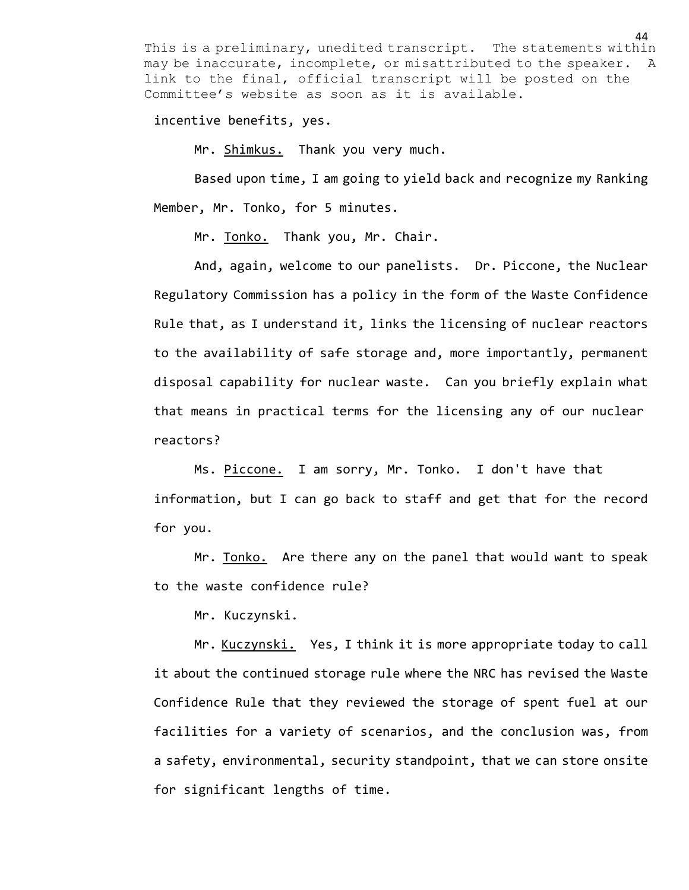This is a preliminary, unedited transcript. The statements within may be inaccurate, incomplete, or misattributed to the speaker. A link to the final, official transcript will be posted on the Committee's website as soon as it is available.

incentive benefits, yes.

Mr. Shimkus. Thank you very much.

Based upon time, I am going to yield back and recognize my Ranking Member, Mr. Tonko, for 5 minutes.

Mr. Tonko. Thank you, Mr. Chair.

And, again, welcome to our panelists. Dr. Piccone, the Nuclear Regulatory Commission has a policy in the form of the Waste Confidence Rule that, as I understand it, links the licensing of nuclear reactors to the availability of safe storage and, more importantly, permanent disposal capability for nuclear waste. Can you briefly explain what that means in practical terms for the licensing any of our nuclear reactors?

Ms. Piccone. I am sorry, Mr. Tonko. I don't have that information, but I can go back to staff and get that for the record for you.

Mr. Tonko. Are there any on the panel that would want to speak to the waste confidence rule?

Mr. Kuczynski.

Mr. Kuczynski. Yes, I think it is more appropriate today to call it about the continued storage rule where the NRC has revised the Waste Confidence Rule that they reviewed the storage of spent fuel at our facilities for a variety of scenarios, and the conclusion was, from a safety, environmental, security standpoint, that we can store onsite for significant lengths of time.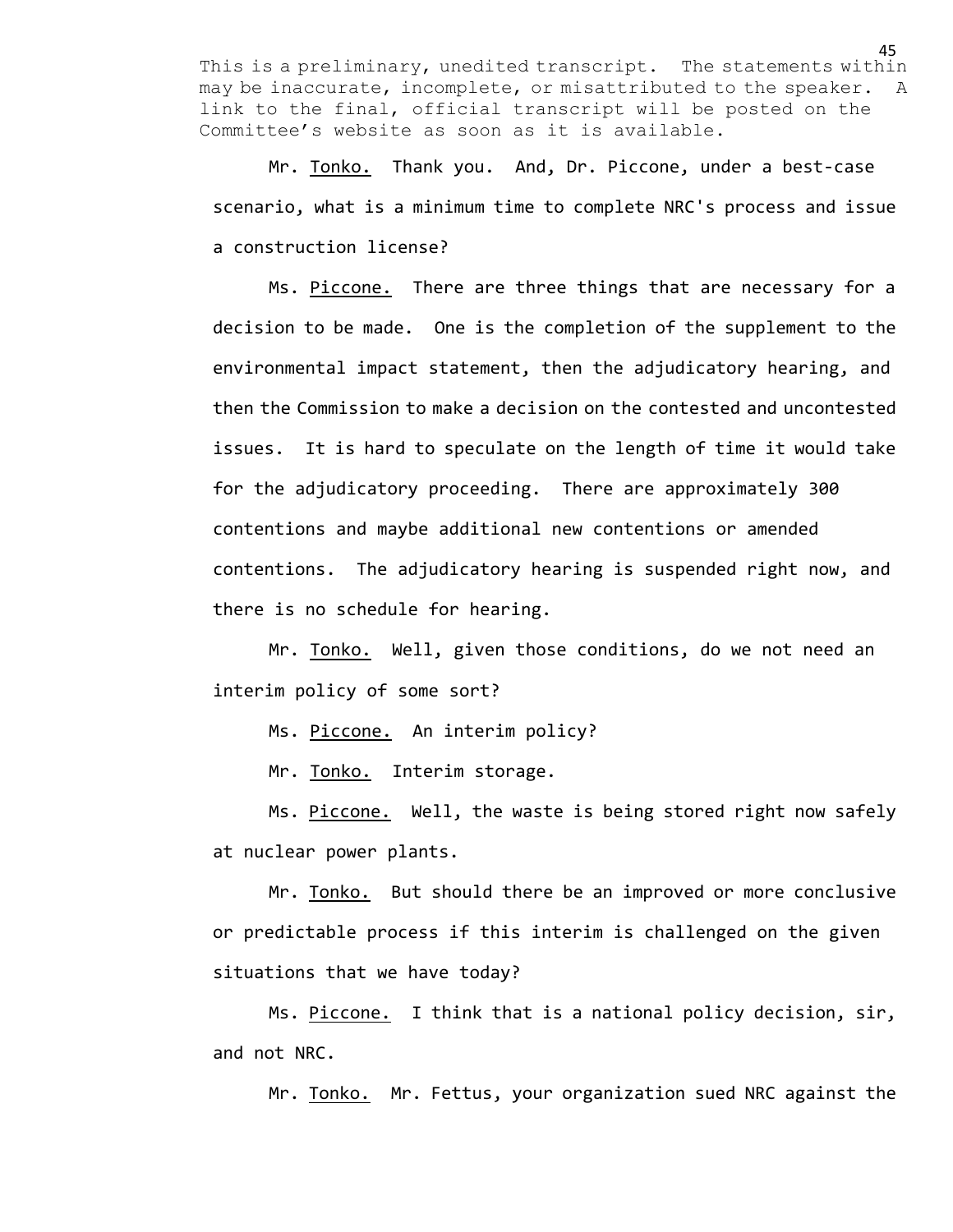This is a preliminary, unedited transcript. The statements within may be inaccurate, incomplete, or misattributed to the speaker. A link to the final, official transcript will be posted on the Committee's website as soon as it is available.

Mr. Tonko. Thank you. And, Dr. Piccone, under a best-case scenario, what is a minimum time to complete NRC's process and issue a construction license?

Ms. Piccone. There are three things that are necessary for a decision to be made. One is the completion of the supplement to the environmental impact statement, then the adjudicatory hearing, and then the Commission to make a decision on the contested and uncontested issues. It is hard to speculate on the length of time it would take for the adjudicatory proceeding. There are approximately 300 contentions and maybe additional new contentions or amended contentions. The adjudicatory hearing is suspended right now, and there is no schedule for hearing.

Mr. Tonko. Well, given those conditions, do we not need an interim policy of some sort?

Ms. Piccone. An interim policy?

Mr. Tonko. Interim storage.

Ms. Piccone. Well, the waste is being stored right now safely at nuclear power plants.

Mr. Tonko. But should there be an improved or more conclusive or predictable process if this interim is challenged on the given situations that we have today?

Ms. Piccone. I think that is a national policy decision, sir, and not NRC.

Mr. Tonko. Mr. Fettus, your organization sued NRC against the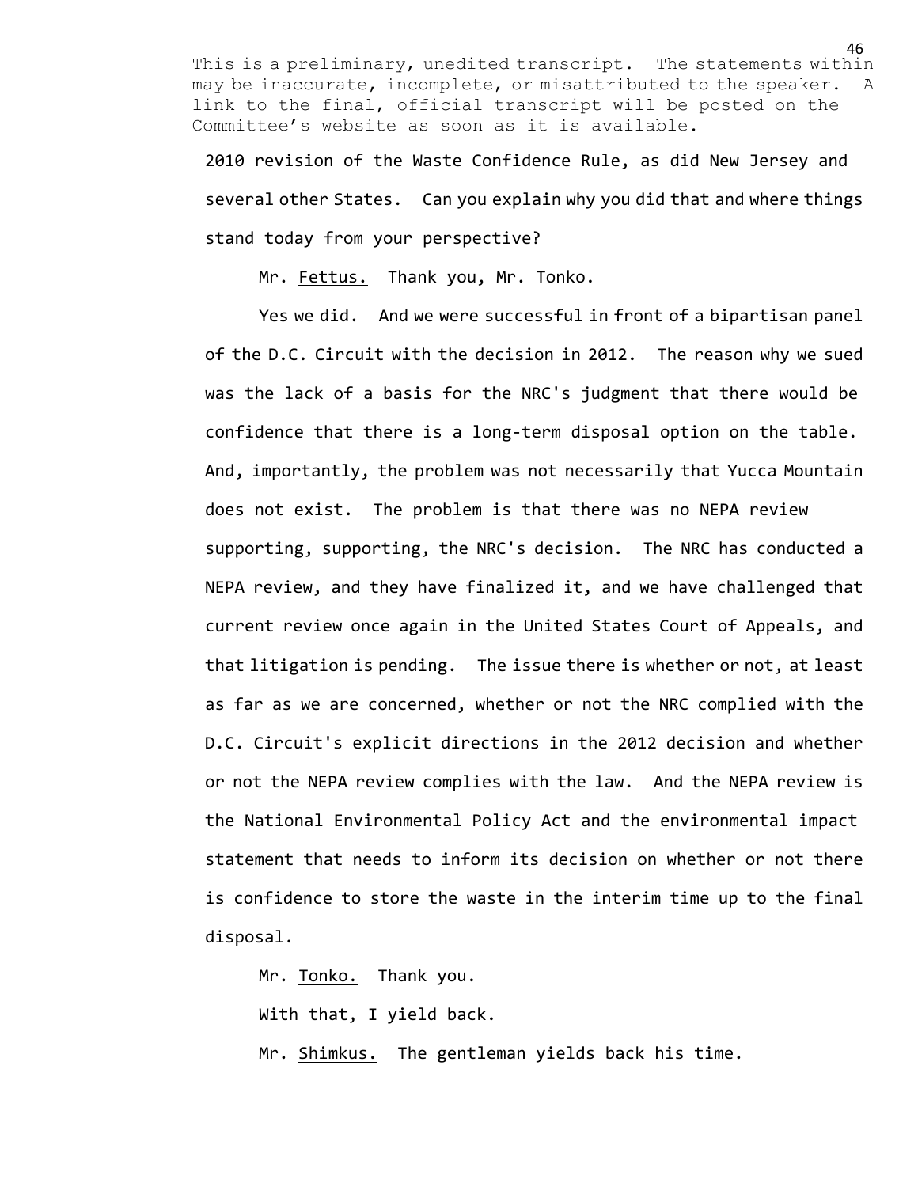This is a preliminary, unedited transcript. The statements within may be inaccurate, incomplete, or misattributed to the speaker. A link to the final, official transcript will be posted on the Committee's website as soon as it is available.

2010 revision of the Waste Confidence Rule, as did New Jersey and several other States. Can you explain why you did that and where things stand today from your perspective?

Mr. Fettus. Thank you, Mr. Tonko.

Yes we did. And we were successful in front of a bipartisan panel of the D.C. Circuit with the decision in 2012. The reason why we sued was the lack of a basis for the NRC's judgment that there would be confidence that there is a long-term disposal option on the table. And, importantly, the problem was not necessarily that Yucca Mountain does not exist. The problem is that there was no NEPA review supporting, supporting, the NRC's decision. The NRC has conducted a NEPA review, and they have finalized it, and we have challenged that current review once again in the United States Court of Appeals, and that litigation is pending. The issue there is whether or not, at least as far as we are concerned, whether or not the NRC complied with the D.C. Circuit's explicit directions in the 2012 decision and whether or not the NEPA review complies with the law. And the NEPA review is the National Environmental Policy Act and the environmental impact statement that needs to inform its decision on whether or not there is confidence to store the waste in the interim time up to the final disposal.

Mr. Tonko. Thank you.

With that, I yield back.

Mr. Shimkus. The gentleman yields back his time.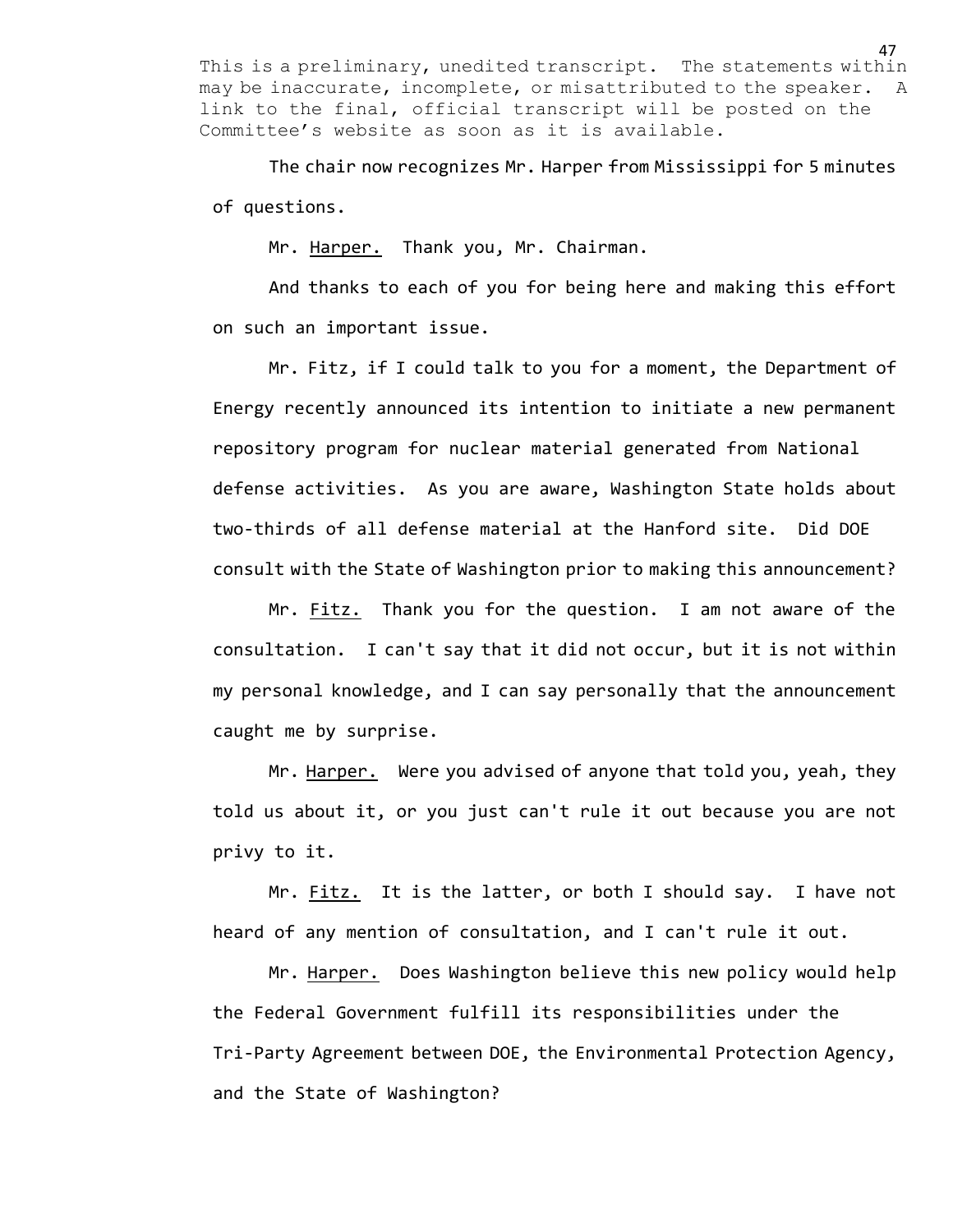This is a preliminary, unedited transcript. The statements within may be inaccurate, incomplete, or misattributed to the speaker. A link to the final, official transcript will be posted on the Committee's website as soon as it is available.

The chair now recognizes Mr. Harper from Mississippi for 5 minutes of questions.

Mr. Harper. Thank you, Mr. Chairman.

And thanks to each of you for being here and making this effort on such an important issue.

Mr. Fitz, if I could talk to you for a moment, the Department of Energy recently announced its intention to initiate a new permanent repository program for nuclear material generated from National defense activities. As you are aware, Washington State holds about two-thirds of all defense material at the Hanford site. Did DOE consult with the State of Washington prior to making this announcement?

Mr. Fitz. Thank you for the question. I am not aware of the consultation. I can't say that it did not occur, but it is not within my personal knowledge, and I can say personally that the announcement caught me by surprise.

Mr. Harper. Were you advised of anyone that told you, yeah, they told us about it, or you just can't rule it out because you are not privy to it.

Mr. Fitz. It is the latter, or both I should say. I have not heard of any mention of consultation, and I can't rule it out.

Mr. Harper. Does Washington believe this new policy would help the Federal Government fulfill its responsibilities under the Tri-Party Agreement between DOE, the Environmental Protection Agency, and the State of Washington?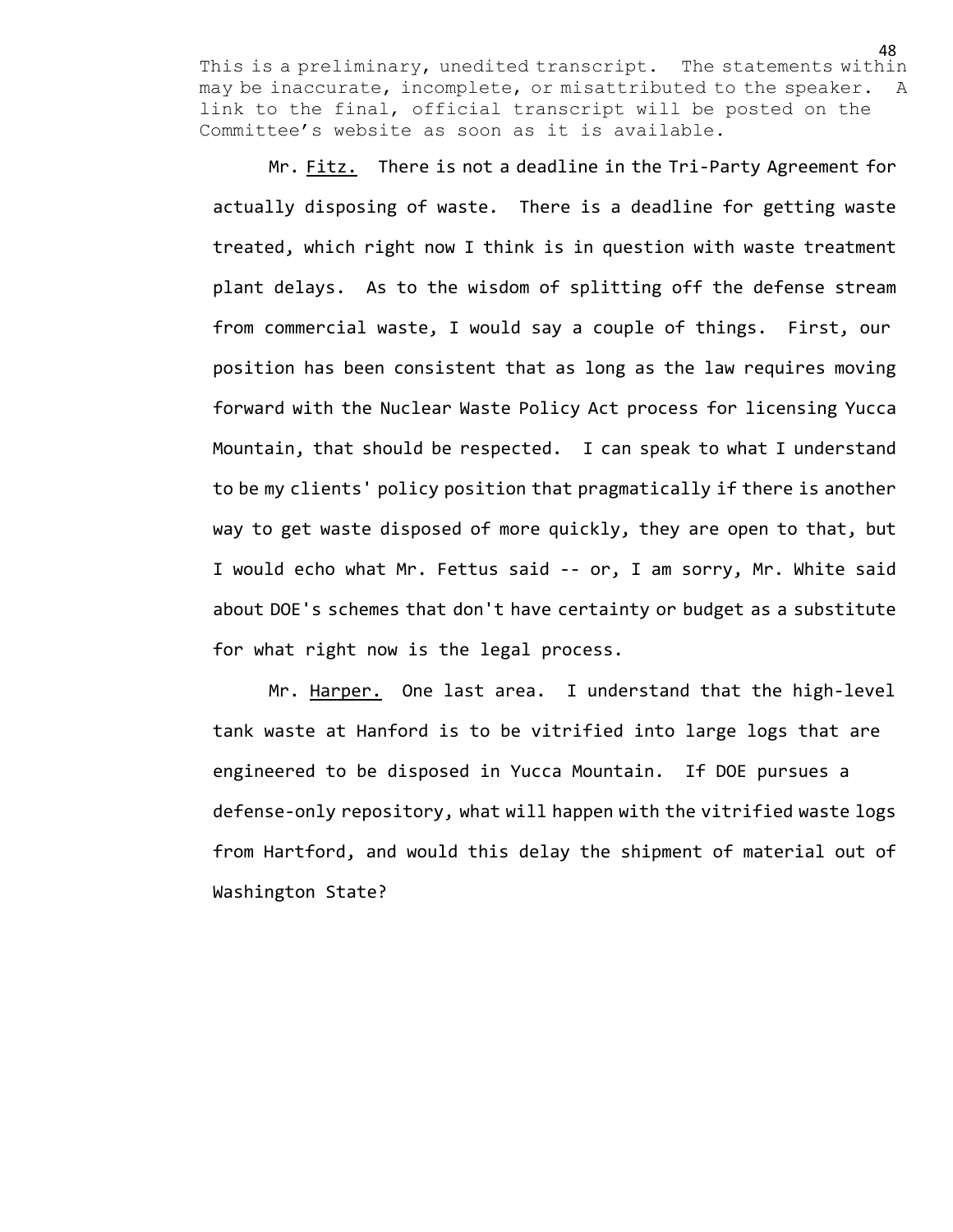This is a preliminary, unedited transcript. The statements within may be inaccurate, incomplete, or misattributed to the speaker. A link to the final, official transcript will be posted on the Committee's website as soon as it is available.

Mr. Fitz. There is not a deadline in the Tri-Party Agreement for actually disposing of waste. There is a deadline for getting waste treated, which right now I think is in question with waste treatment plant delays. As to the wisdom of splitting off the defense stream from commercial waste, I would say a couple of things. First, our position has been consistent that as long as the law requires moving forward with the Nuclear Waste Policy Act process for licensing Yucca Mountain, that should be respected. I can speak to what I understand to be my clients' policy position that pragmatically if there is another way to get waste disposed of more quickly, they are open to that, but I would echo what Mr. Fettus said -- or, I am sorry, Mr. White said about DOE's schemes that don't have certainty or budget as a substitute for what right now is the legal process.

Mr. Harper. One last area. I understand that the high-level tank waste at Hanford is to be vitrified into large logs that are engineered to be disposed in Yucca Mountain. If DOE pursues a defense-only repository, what will happen with the vitrified waste logs from Hartford, and would this delay the shipment of material out of Washington State?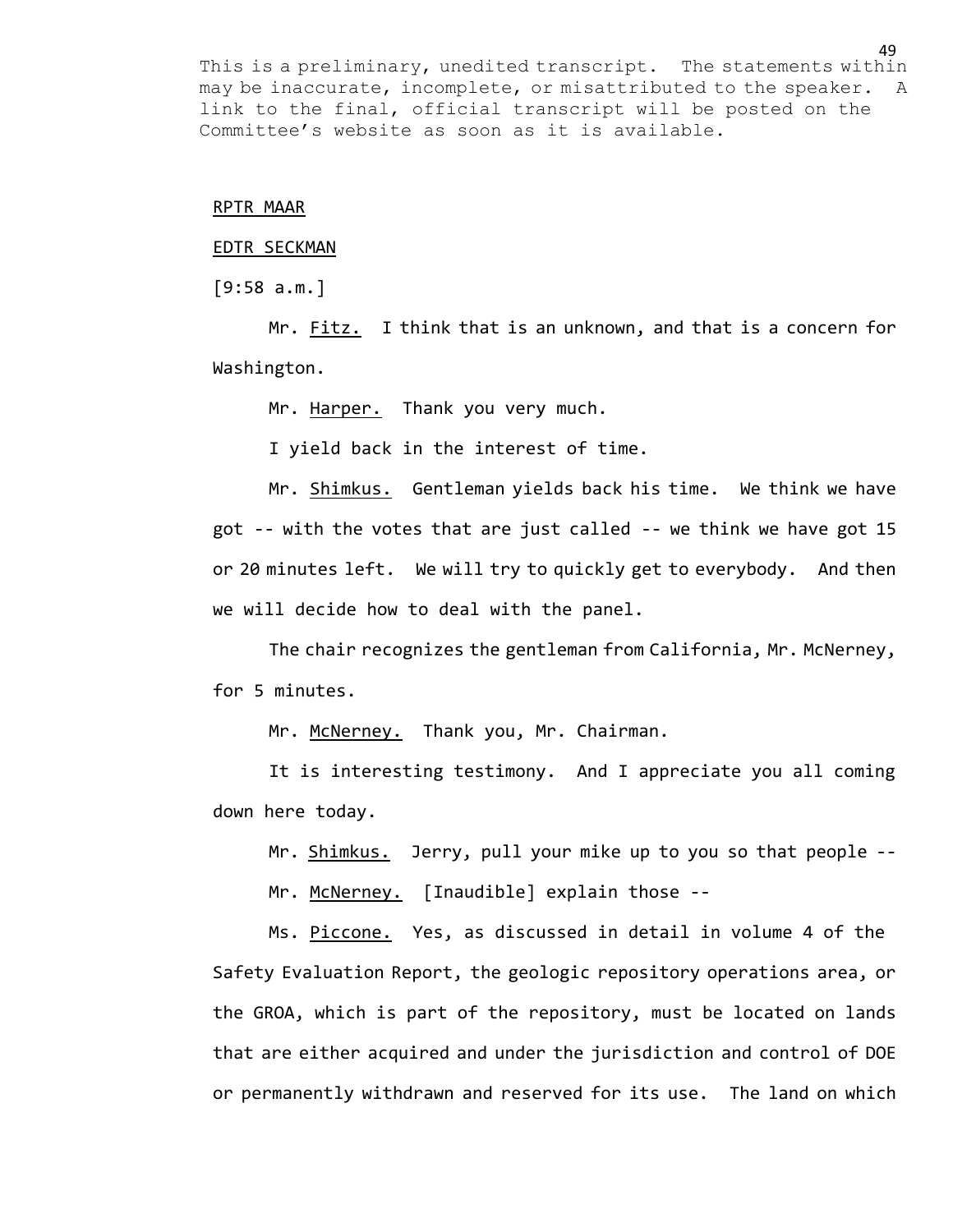This is a preliminary, unedited transcript. The statements within may be inaccurate, incomplete, or misattributed to the speaker. A link to the final, official transcript will be posted on the Committee's website as soon as it is available.

RPTR MAAR

EDTR SECKMAN

[9:58 a.m.]

Mr. Fitz. I think that is an unknown, and that is a concern for Washington.

Mr. Harper. Thank you very much.

I yield back in the interest of time.

Mr. Shimkus. Gentleman yields back his time. We think we have got -- with the votes that are just called -- we think we have got 15 or 20 minutes left. We will try to quickly get to everybody. And then we will decide how to deal with the panel.

The chair recognizes the gentleman from California, Mr. McNerney, for 5 minutes.

Mr. McNerney. Thank you, Mr. Chairman.

It is interesting testimony. And I appreciate you all coming down here today.

Mr. Shimkus. Jerry, pull your mike up to you so that people --

Mr. McNerney. [Inaudible] explain those --

Ms. Piccone. Yes, as discussed in detail in volume 4 of the Safety Evaluation Report, the geologic repository operations area, or the GROA, which is part of the repository, must be located on lands that are either acquired and under the jurisdiction and control of DOE or permanently withdrawn and reserved for its use. The land on which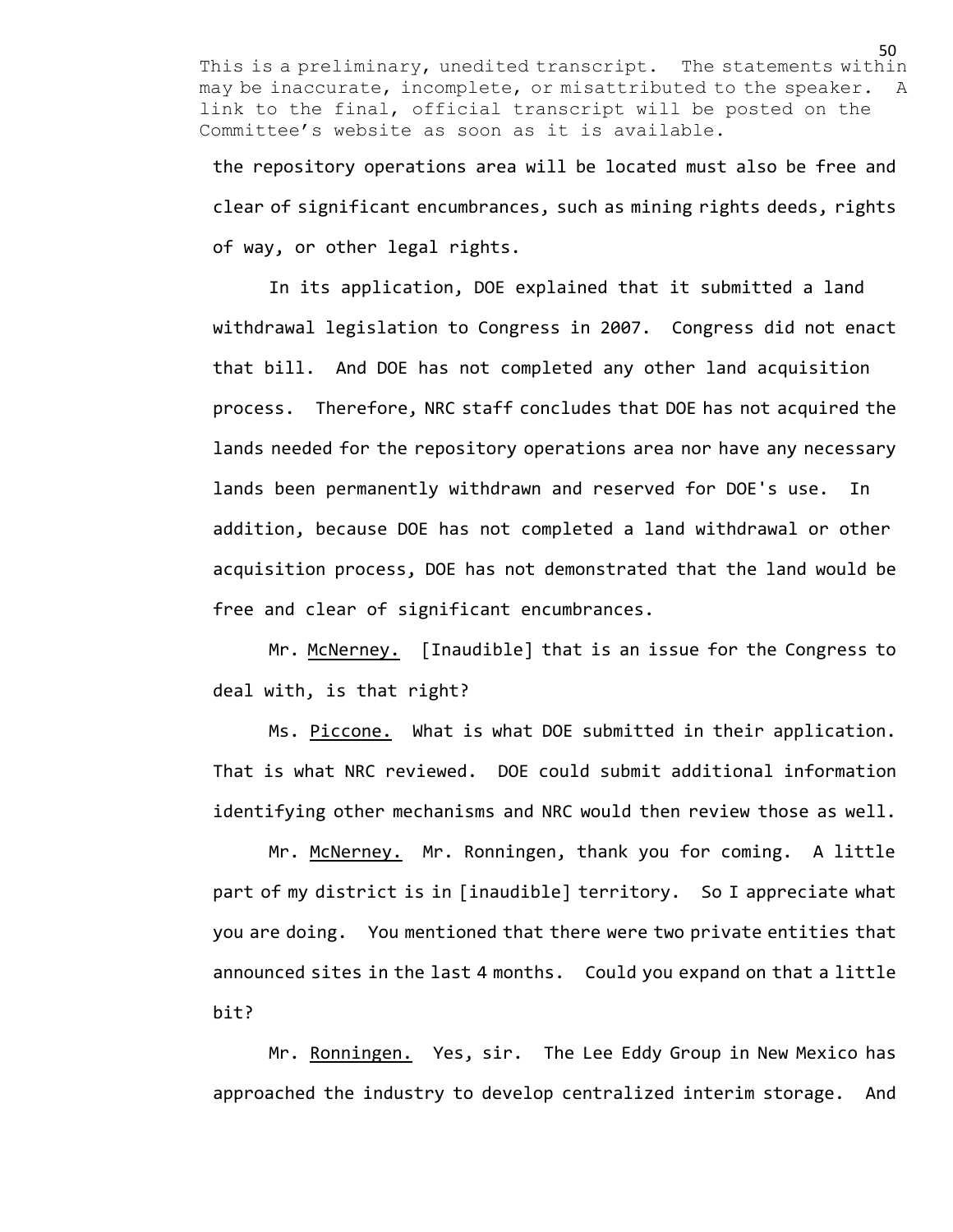This is a preliminary, unedited transcript. The statements within may be inaccurate, incomplete, or misattributed to the speaker. A link to the final, official transcript will be posted on the Committee's website as soon as it is available.

the repository operations area will be located must also be free and clear of significant encumbrances, such as mining rights deeds, rights of way, or other legal rights.

In its application, DOE explained that it submitted a land withdrawal legislation to Congress in 2007. Congress did not enact that bill. And DOE has not completed any other land acquisition process. Therefore, NRC staff concludes that DOE has not acquired the lands needed for the repository operations area nor have any necessary lands been permanently withdrawn and reserved for DOE's use. In addition, because DOE has not completed a land withdrawal or other acquisition process, DOE has not demonstrated that the land would be free and clear of significant encumbrances.

Mr. McNerney. [Inaudible] that is an issue for the Congress to deal with, is that right?

Ms. Piccone. What is what DOE submitted in their application. That is what NRC reviewed. DOE could submit additional information identifying other mechanisms and NRC would then review those as well.

Mr. McNerney. Mr. Ronningen, thank you for coming. A little part of my district is in [inaudible] territory. So I appreciate what you are doing. You mentioned that there were two private entities that announced sites in the last 4 months. Could you expand on that a little bit?

Mr. Ronningen. Yes, sir. The Lee Eddy Group in New Mexico has approached the industry to develop centralized interim storage. And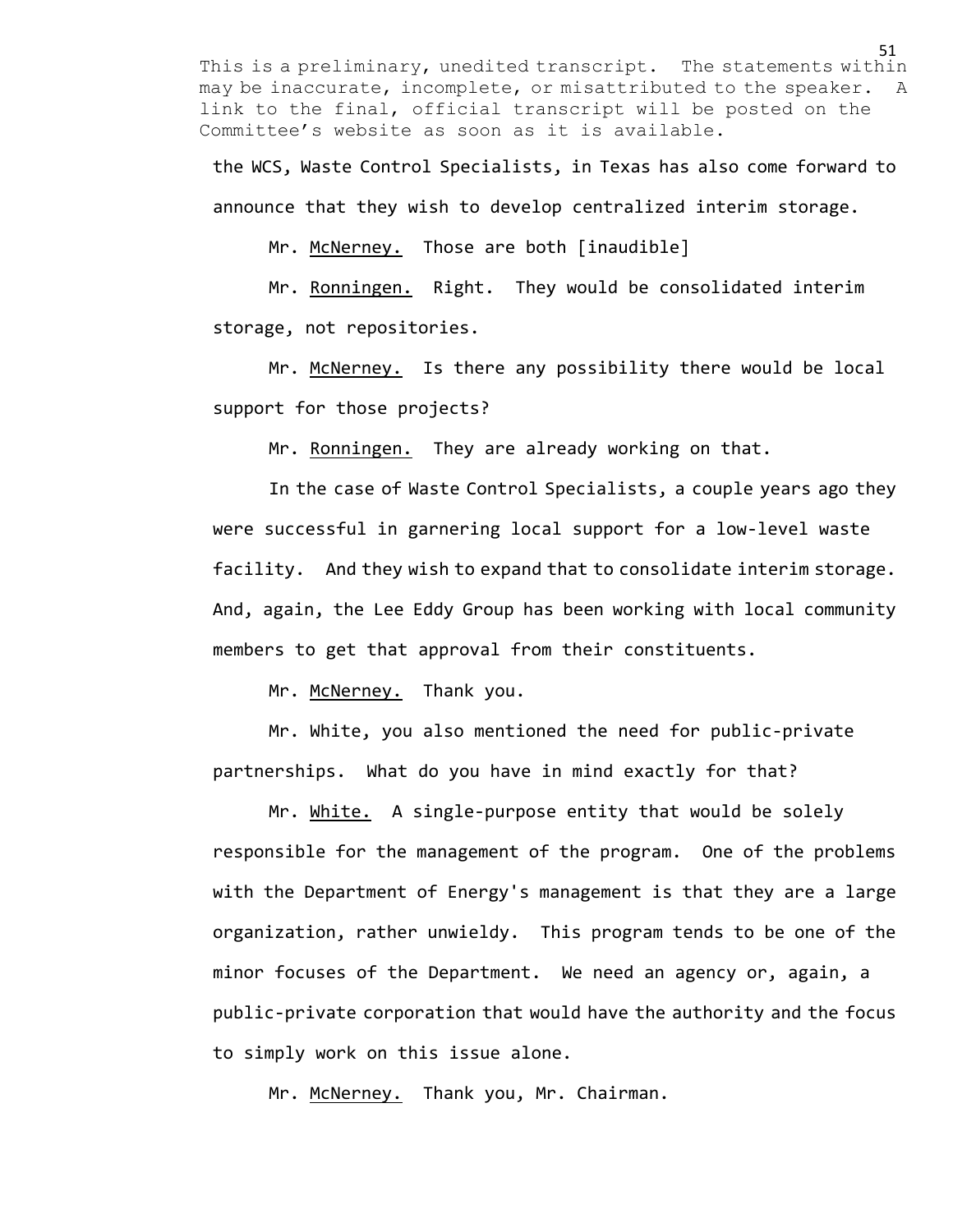the WCS, Waste Control Specialists, in Texas has also come forward to announce that they wish to develop centralized interim storage.

Mr. McNerney. Those are both [inaudible]

Mr. Ronningen. Right. They would be consolidated interim storage, not repositories.

Mr. McNerney. Is there any possibility there would be local support for those projects?

Mr. Ronningen. They are already working on that.

In the case of Waste Control Specialists, a couple years ago they were successful in garnering local support for a low-level waste facility. And they wish to expand that to consolidate interim storage. And, again, the Lee Eddy Group has been working with local community members to get that approval from their constituents.

Mr. McNerney. Thank you.

Mr. White, you also mentioned the need for public-private partnerships. What do you have in mind exactly for that?

Mr. White. A single-purpose entity that would be solely responsible for the management of the program. One of the problems with the Department of Energy's management is that they are a large organization, rather unwieldy. This program tends to be one of the minor focuses of the Department. We need an agency or, again, a public-private corporation that would have the authority and the focus to simply work on this issue alone.

Mr. McNerney. Thank you, Mr. Chairman.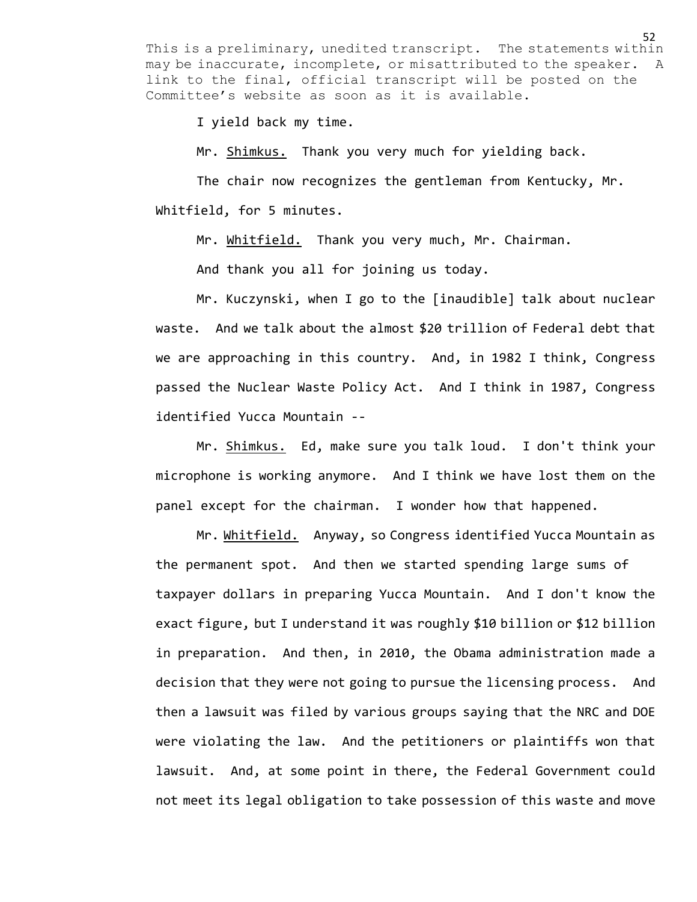This is a preliminary, unedited transcript. The statements within may be inaccurate, incomplete, or misattributed to the speaker. A link to the final, official transcript will be posted on the Committee's website as soon as it is available.

I yield back my time.

Mr. Shimkus. Thank you very much for yielding back.

The chair now recognizes the gentleman from Kentucky, Mr. Whitfield, for 5 minutes.

Mr. Whitfield. Thank you very much, Mr. Chairman.

And thank you all for joining us today.

Mr. Kuczynski, when I go to the [inaudible] talk about nuclear waste. And we talk about the almost $20 trillion of Federal debt that we are approaching in this country. And, in 1982 I think, Congress passed the Nuclear Waste Policy Act. And I think in 1987, Congress identified Yucca Mountain --

Mr. Shimkus. Ed, make sure you talk loud. I don't think your microphone is working anymore. And I think we have lost them on the panel except for the chairman. I wonder how that happened.

Mr. Whitfield. Anyway, so Congress identified Yucca Mountain as the permanent spot. And then we started spending large sums of taxpayer dollars in preparing Yucca Mountain. And I don't know the exact figure, but I understand it was roughly $10 billion or $12 billion in preparation. And then, in 2010, the Obama administration made a decision that they were not going to pursue the licensing process. And then a lawsuit was filed by various groups saying that the NRC and DOE were violating the law. And the petitioners or plaintiffs won that lawsuit. And, at some point in there, the Federal Government could not meet its legal obligation to take possession of this waste and move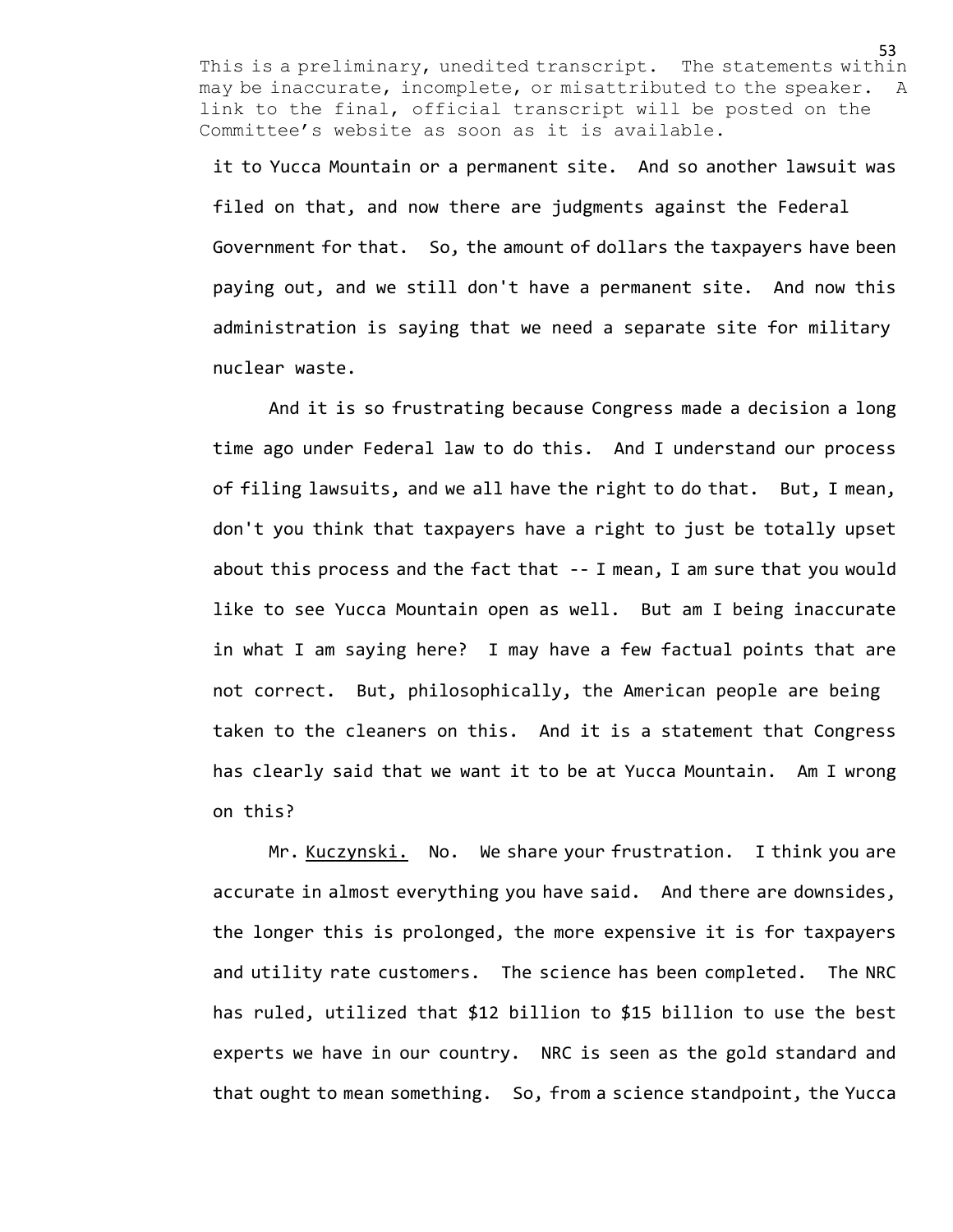This is a preliminary, unedited transcript. The statements within may be inaccurate, incomplete, or misattributed to the speaker. A link to the final, official transcript will be posted on the Committee's website as soon as it is available.

it to Yucca Mountain or a permanent site. And so another lawsuit was filed on that, and now there are judgments against the Federal Government for that. So, the amount of dollars the taxpayers have been paying out, and we still don't have a permanent site. And now this administration is saying that we need a separate site for military nuclear waste.

And it is so frustrating because Congress made a decision a long time ago under Federal law to do this. And I understand our process of filing lawsuits, and we all have the right to do that. But, I mean, don't you think that taxpayers have a right to just be totally upset about this process and the fact that -- I mean, I am sure that you would like to see Yucca Mountain open as well. But am I being inaccurate in what I am saying here? I may have a few factual points that are not correct. But, philosophically, the American people are being taken to the cleaners on this. And it is a statement that Congress has clearly said that we want it to be at Yucca Mountain. Am I wrong on this?

Mr. Kuczynski. No. We share your frustration. I think you are accurate in almost everything you have said. And there are downsides, the longer this is prolonged, the more expensive it is for taxpayers and utility rate customers. The science has been completed. The NRC has ruled, utilized that $12 billion to $15 billion to use the best experts we have in our country. NRC is seen as the gold standard and that ought to mean something. So, from a science standpoint, the Yucca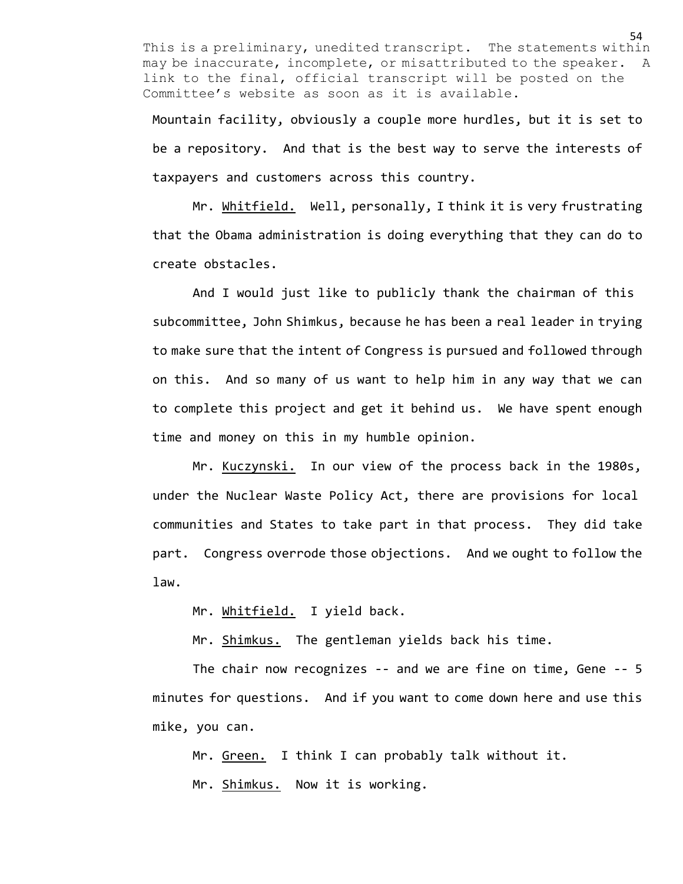This is a preliminary, unedited transcript. The statements within may be inaccurate, incomplete, or misattributed to the speaker. A link to the final, official transcript will be posted on the Committee's website as soon as it is available.

Mountain facility, obviously a couple more hurdles, but it is set to be a repository. And that is the best way to serve the interests of taxpayers and customers across this country.

Mr. Whitfield. Well, personally, I think it is very frustrating that the Obama administration is doing everything that they can do to create obstacles.

And I would just like to publicly thank the chairman of this subcommittee, John Shimkus, because he has been a real leader in trying to make sure that the intent of Congress is pursued and followed through on this. And so many of us want to help him in any way that we can to complete this project and get it behind us. We have spent enough time and money on this in my humble opinion.

Mr. Kuczynski. In our view of the process back in the 1980s, under the Nuclear Waste Policy Act, there are provisions for local communities and States to take part in that process. They did take part. Congress overrode those objections. And we ought to follow the law.

Mr. Whitfield. I yield back.

Mr. Shimkus. The gentleman yields back his time.

The chair now recognizes -- and we are fine on time, Gene -- 5 minutes for questions. And if you want to come down here and use this mike, you can.

Mr. Green. I think I can probably talk without it.

Mr. Shimkus. Now it is working.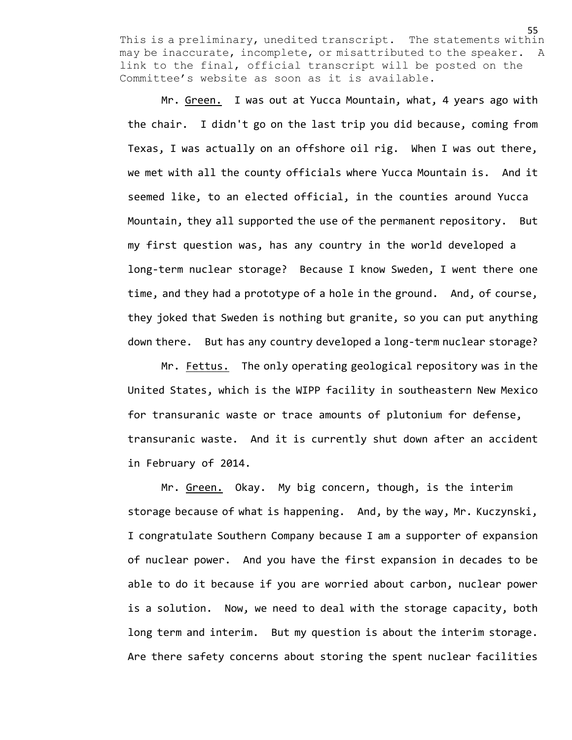This is a preliminary, unedited transcript. The statements within may be inaccurate, incomplete, or misattributed to the speaker. A link to the final, official transcript will be posted on the Committee's website as soon as it is available.

Mr. Green. I was out at Yucca Mountain, what, 4 years ago with the chair. I didn't go on the last trip you did because, coming from Texas, I was actually on an offshore oil rig. When I was out there, we met with all the county officials where Yucca Mountain is. And it seemed like, to an elected official, in the counties around Yucca Mountain, they all supported the use of the permanent repository. But my first question was, has any country in the world developed a long-term nuclear storage? Because I know Sweden, I went there one time, and they had a prototype of a hole in the ground. And, of course, they joked that Sweden is nothing but granite, so you can put anything down there. But has any country developed a long-term nuclear storage?

Mr. Fettus. The only operating geological repository was in the United States, which is the WIPP facility in southeastern New Mexico for transuranic waste or trace amounts of plutonium for defense, transuranic waste. And it is currently shut down after an accident in February of 2014.

Mr. Green. Okay. My big concern, though, is the interim storage because of what is happening. And, by the way, Mr. Kuczynski, I congratulate Southern Company because I am a supporter of expansion of nuclear power. And you have the first expansion in decades to be able to do it because if you are worried about carbon, nuclear power is a solution. Now, we need to deal with the storage capacity, both long term and interim. But my question is about the interim storage. Are there safety concerns about storing the spent nuclear facilities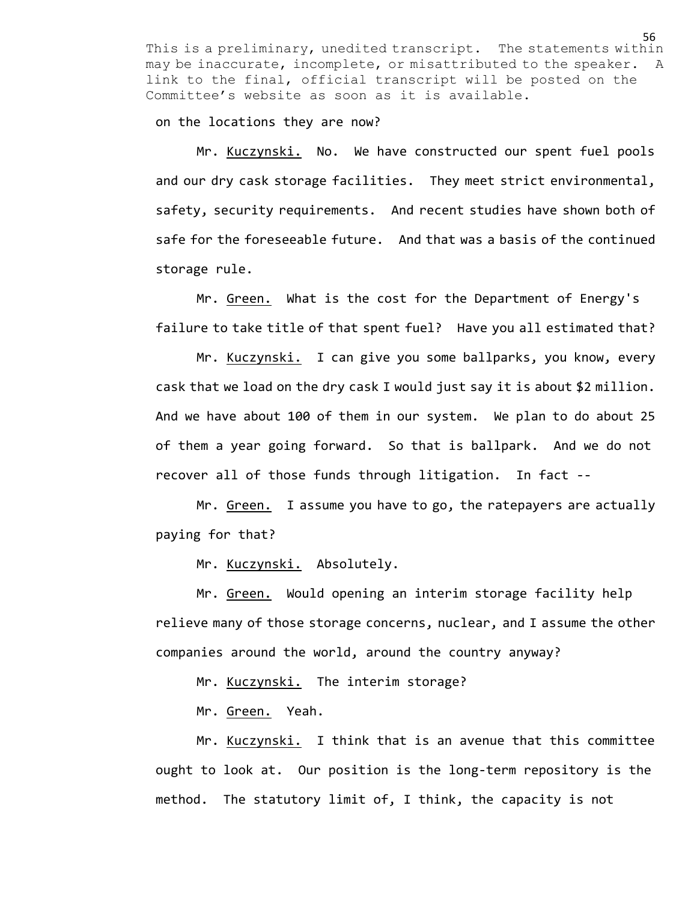This is a preliminary, unedited transcript. The statements within may be inaccurate, incomplete, or misattributed to the speaker. A link to the final, official transcript will be posted on the Committee's website as soon as it is available.

on the locations they are now?

Mr. Kuczynski. No. We have constructed our spent fuel pools and our dry cask storage facilities. They meet strict environmental, safety, security requirements. And recent studies have shown both of safe for the foreseeable future. And that was a basis of the continued storage rule.

Mr. Green. What is the cost for the Department of Energy's failure to take title of that spent fuel? Have you all estimated that?

Mr. Kuczynski. I can give you some ballparks, you know, every cask that we load on the dry cask I would just say it is about $2 million. And we have about 100 of them in our system. We plan to do about 25 of them a year going forward. So that is ballpark. And we do not recover all of those funds through litigation. In fact --

Mr. Green. I assume you have to go, the ratepayers are actually paying for that?

Mr. Kuczynski. Absolutely.

Mr. Green. Would opening an interim storage facility help relieve many of those storage concerns, nuclear, and I assume the other companies around the world, around the country anyway?

Mr. Kuczynski. The interim storage?

Mr. Green. Yeah.

Mr. Kuczynski. I think that is an avenue that this committee ought to look at. Our position is the long-term repository is the method. The statutory limit of, I think, the capacity is not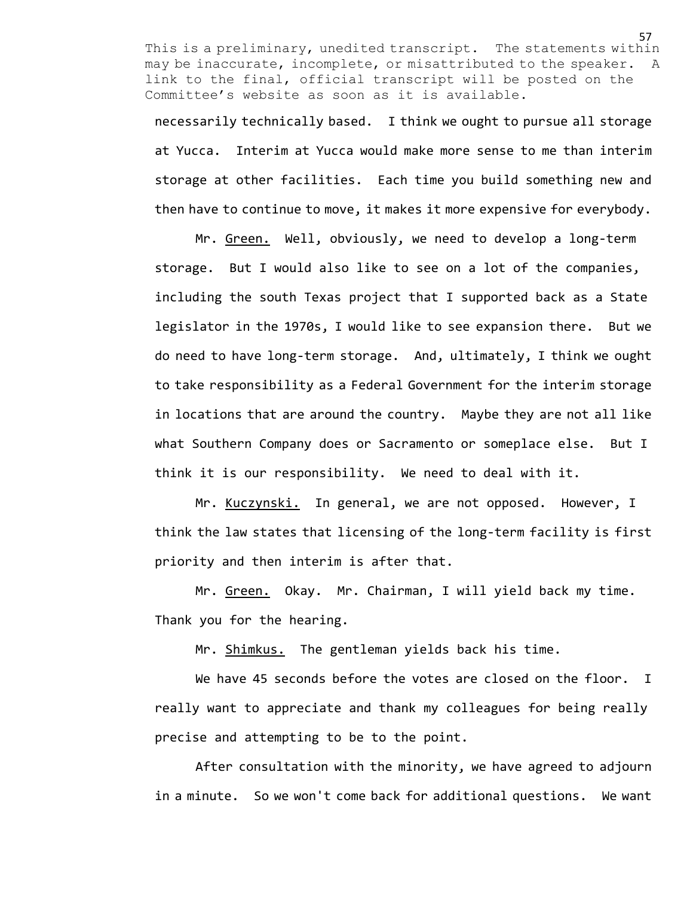This is a preliminary, unedited transcript. The statements within may be inaccurate, incomplete, or misattributed to the speaker. A link to the final, official transcript will be posted on the Committee's website as soon as it is available.

necessarily technically based. I think we ought to pursue all storage at Yucca. Interim at Yucca would make more sense to me than interim storage at other facilities. Each time you build something new and then have to continue to move, it makes it more expensive for everybody.

Mr. Green. Well, obviously, we need to develop a long-term storage. But I would also like to see on a lot of the companies, including the south Texas project that I supported back as a State legislator in the 1970s, I would like to see expansion there. But we do need to have long-term storage. And, ultimately, I think we ought to take responsibility as a Federal Government for the interim storage in locations that are around the country. Maybe they are not all like what Southern Company does or Sacramento or someplace else. But I think it is our responsibility. We need to deal with it.

Mr. Kuczynski. In general, we are not opposed. However, I think the law states that licensing of the long-term facility is first priority and then interim is after that.

Mr. Green. Okay. Mr. Chairman, I will yield back my time. Thank you for the hearing.

Mr. Shimkus. The gentleman yields back his time.

We have 45 seconds before the votes are closed on the floor. I really want to appreciate and thank my colleagues for being really precise and attempting to be to the point.

After consultation with the minority, we have agreed to adjourn in a minute. So we won't come back for additional questions. We want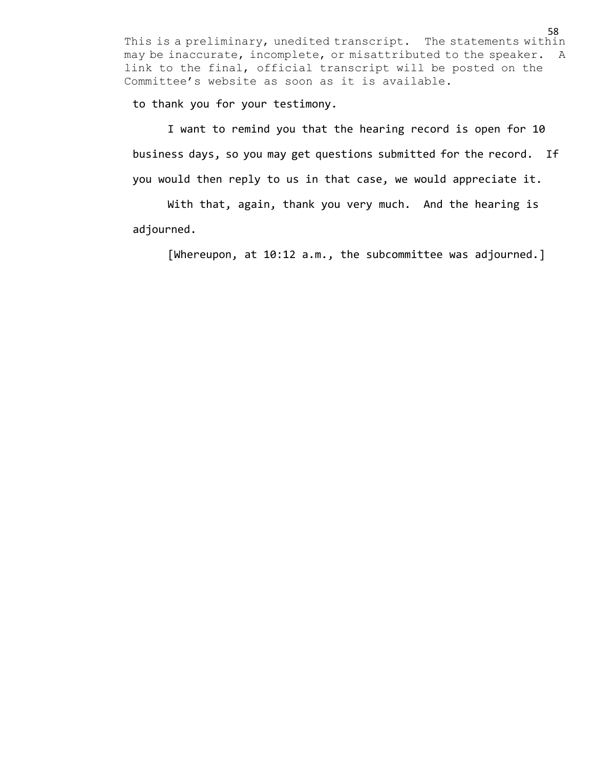to thank you for your testimony.

I want to remind you that the hearing record is open for 10 business days, so you may get questions submitted for the record. If you would then reply to us in that case, we would appreciate it.

With that, again, thank you very much. And the hearing is adjourned.

[Whereupon, at 10:12 a.m., the subcommittee was adjourned.]